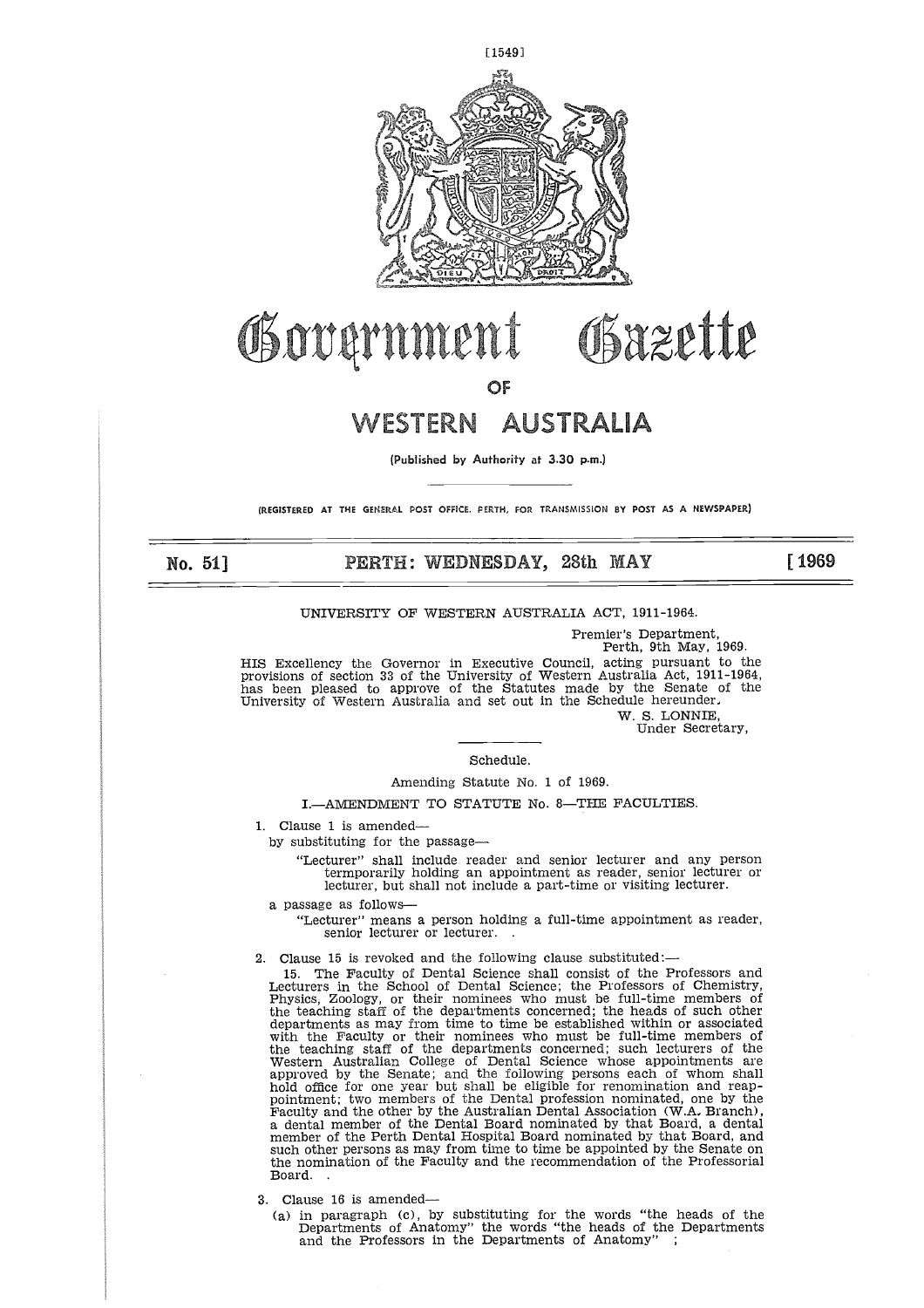# Government Gazette

## OF

# WESTERN AUSTRALIA

(Published by Authority at 3.30 p.m.)

(REGISTERED AT THE GENERAL POST OFFICE, PERTH, FOR TRANSMISSION BY POST AS A NEWSPAPER)

**No. 51] PERTH: WEDNESDAY, 28th MAY [1969**

---

UNIVERSITY OF WESTERN AUSTRALIA ACT, 1911-1964.

Premier's Department,
Perth, 9th May, 1969.

HIS Excellency the Governor in Executive Council, acting pursuant to the provisions of section 33 of the University of Western Australia Act, 1911-1964, has been pleased to approve of the Statutes made by the Senate of the University of Western Australia and set out in the Schedule hereunder.

W. S. LONNIE,
Under Secretary,

---

Schedule.

Amending Statute No. 1 of 1969.

I.—AMENDMENT TO STATUTE No. 8—THE FACULTIES.

1. Clause 1 is amended—

by substituting for the passage—

"Lecturer" shall include reader and senior lecturer and any person termporarily holding an appointment as reader, senior lecturer or lecturer, but shall not include a part-time or visiting lecturer.

a passage as follows—

"Lecturer" means a person holding a full-time appointment as reader, senior lecturer or lecturer. .

2. Clause 15 is revoked and the following clause substituted:—

15. The Faculty of Dental Science shall consist of the Professors and Lecturers in the School of Dental Science; the Professors of Chemistry, Physics, Zoology, or their nominees who must be full-time members of the teaching staff of the departments concerned; the heads of such other departments as may from time to time be established within or associated with the Faculty or their nominees who must be full-time members of the teaching staff of the departments concerned; such lecturers of the Western Australian College of Dental Science whose appointments are approved by the Senate; and the following persons each of whom shall hold office for one year but shall be eligible for renomination and reappointment; two members of the Dental profession nominated, one by the Faculty and the other by the Australian Dental Association (W.A. Branch), a dental member of the Dental Board nominated by that Board, a dental member of the Perth Dental Hospital Board nominated by that Board, and such other persons as may from time to time be appointed by the Senate on the nomination of the Faculty and the recommendation of the Professorial Board. .

3. Clause 16 is amended—

(a) in paragraph (c), by substituting for the words "the heads of the Departments of Anatomy" the words "the heads of the Departments and the Professors in the Departments of Anatomy" ;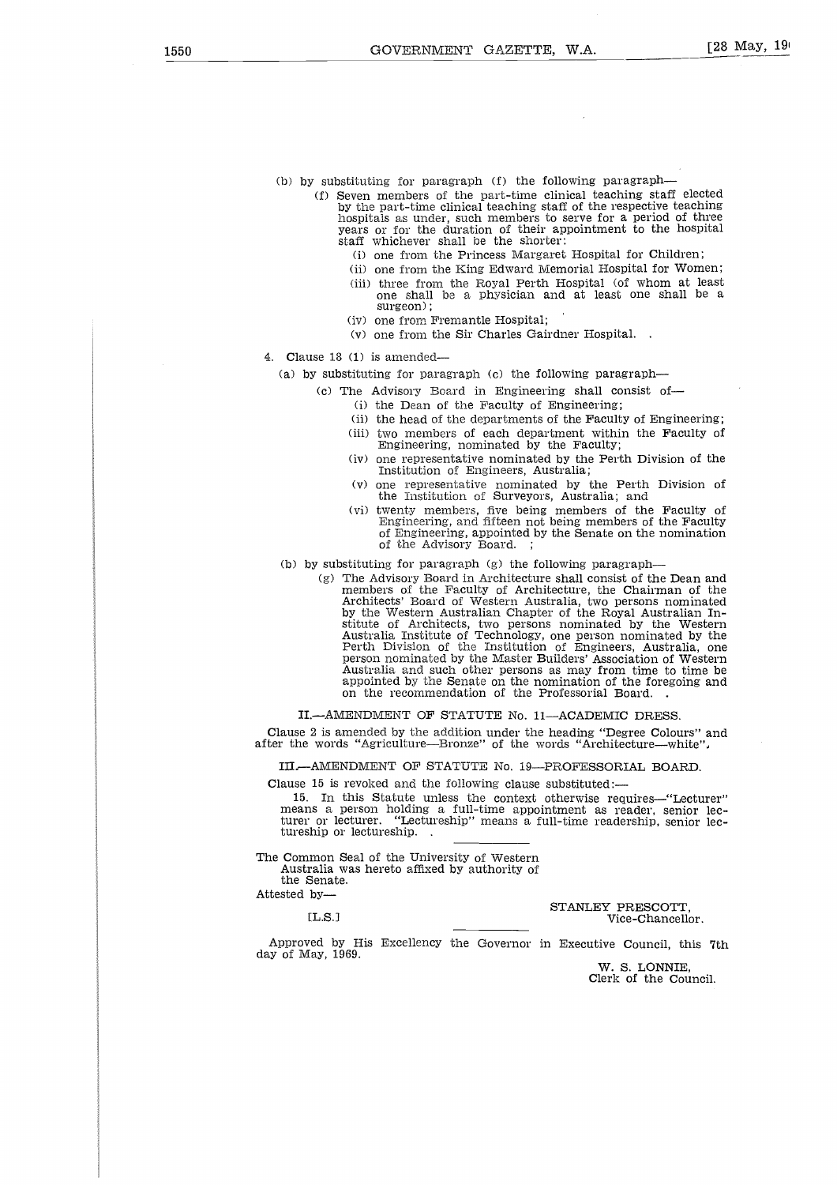(b) by substituting for paragraph (f) the following paragraph—

(f) Seven members of the part-time clinical teaching staff elected by the part-time clinical teaching staff of the respective teaching hospitals as under, such members to serve for a period of three years or for the duration of their appointment to the hospital staff whichever shall be the shorter:

(i) one from the Princess Margaret Hospital for Children;

(ii) one from the King Edward Memorial Hospital for Women;

(iii) three from the Royal Perth Hospital (of whom at least one shall be a physician and at least one shall be a surgeon);

(iv) one from Fremantle Hospital;

(v) one from the Sir Charles Gairdner Hospital. .

4. Clause 18 (1) is amended—

(a) by substituting for paragraph (c) the following paragraph—

(c) The Advisory Board in Engineering shall consist of—

(i) the Dean of the Faculty of Engineering;

(ii) the head of the departments of the Faculty of Engineering;

(iii) two members of each department within the Faculty of Engineering, nominated by the Faculty;

(iv) one representative nominated by the Perth Division of the Institution of Engineers, Australia;

(v) one representative nominated by the Perth Division of the Institution of Surveyors, Australia; and

(vi) twenty members, five being members of the Faculty of Engineering, and fifteen not being members of the Faculty of Engineering, appointed by the Senate on the nomination of the Advisory Board. ;

(b) by substituting for paragraph (g) the following paragraph—

(g) The Advisory Board in Architecture shall consist of the Dean and members of the Faculty of Architecture, the Chairman of the Architects' Board of Western Australia, two persons nominated by the Western Australian Chapter of the Royal Australian Institute of Architects, two persons nominated by the Western Australia Institute of Technology, one person nominated by the Perth Division of the Institution of Engineers, Australia, one person nominated by the Master Builders' Association of Western Australia and such other persons as may from time to time be appointed by the Senate on the nomination of the foregoing and on the recommendation of the Professorial Board. .

## II.—AMENDMENT OF STATUTE No. 11—ACADEMIC DRESS.

Clause 2 is amended by the addition under the heading "Degree Colours" and after the words "Agriculture—Bronze" of the words "Architecture—white".

## III.—AMENDMENT OF STATUTE No. 19—PROFESSORIAL BOARD.

Clause 15 is revoked and the following clause substituted:—

15. In this Statute unless the context otherwise requires—"Lecturer" means a person holding a full-time appointment as reader, senior lecturer or lecturer. "Lectureship" means a full-time readership, senior lectureship or lectureship. .

---

The Common Seal of the University of Western Australia was hereto affixed by authority of the Senate.

Attested by—

[L.S.]

STANLEY PRESCOTT,
Vice-Chancellor.

---

Approved by His Excellency the Governor in Executive Council, this 7th day of May, 1969.

W. S. LONNIE,
Clerk of the Council.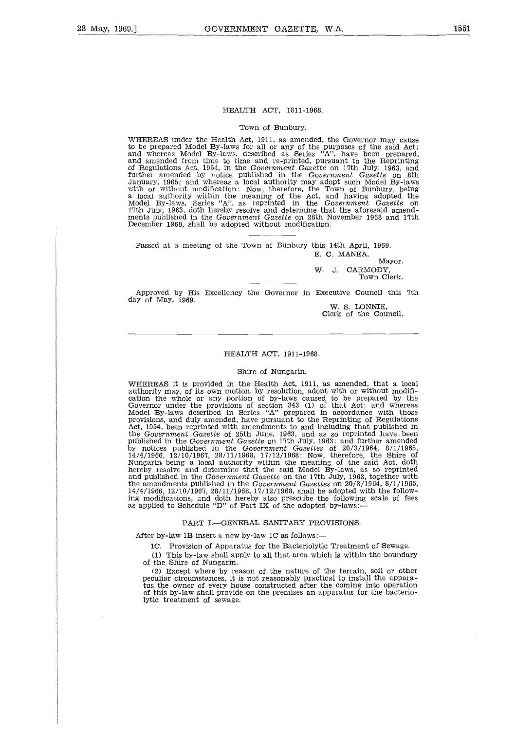## HEALTH ACT, 1811-1968.

### Town of Bunbury.

WHEREAS under the Health Act, 1911, as amended, the Governor may cause to be prepared Model By-laws for all or any of the purposes of the said Act; and whereas Model By-laws, described as Series "A", have been prepared, and amended from time to time and re-printed, pursuant to the Reprinting of Regulations Act, 1954, in the *Government Gazette* on 17th July, 1963, and further amended by notice published in the *Government Gazette* on 8th January, 1965; and whereas a local authority may adopt such Model By-laws with or without modification: Now, therefore, the Town of Bunbury, being a local authority within the meaning of the Act, and having adopted the Model By-laws, Series "A", as reprinted in the *Government Gazette* on 17th July, 1963, doth hereby resolve and determine that the aforesaid amendments published in the *Government Gazette* on 28th November 1968 and 17th December 1968, shall be adopted without modification.

Passed at a meeting of the Town of Bunbury this 14th April, 1969.

E. C. MANEA,
Mayor.

W. J. CARMODY,
Town Clerk.

Approved by His Excellency the Governor in Executive Council this 7th day of May, 1969.

W. S. LONNIE,
Clerk of the Council.

---

## HEALTH ACT, 1911-1968.

### Shire of Nungarin.

WHEREAS it is provided in the Health Act, 1911, as amended, that a local authority may, of its own motion, by resolution, adopt with or without modification the whole or any portion of by-laws caused to be prepared by the Governor under the provisions of section 343 (1) of that Act; and whereas Model By-laws described in Series "A" prepared in accordance with those provisions, and duly amended, have pursuant to the Reprinting of Regulations Act, 1954, been reprinted with amendments to and including that published in the *Government Gazette* of 25th June, 1963, and as so reprinted have been published in the *Government Gazette* on 17th July, 1963; and further amended by notices published in the *Government Gazettes* of 20/3/1964, 8/1/1965, 14/4/1966, 12/10/1967, 28/11/1968, 17/12/1968: Now, therefore, the Shire of Nungarin being a local authority within the meaning of the said Act, doth hereby resolve and determine that the said Model By-laws, as so reprinted and published in the *Government Gazette* on the 17th July, 1963, together with the amendments published in the *Government Gazettes* on 20/3/1964, 8/1/1965, 14/4/1966, 12/10/1967, 28/11/1968, 17/12/1968, shall be adopted with the following modifications, and doth hereby also prescribe the following scale of fees as applied to Schedule "D" of Part IX of the adopted by-laws:—

#### PART I.—GENERAL SANITARY PROVISIONS.

After by-law 1B insert a new by-law 1C as follows:—

1C. Provision of Apparatus for the Bacteriolytic Treatment of Sewage.

(1) This by-law shall apply to all that area which is within the boundary of the Shire of Nungarin.

(2) Except where by reason of the nature of the terrain, soil or other peculiar circumstances, it is not reasonably practical to install the apparatus the owner of every house constructed after the coming into operation of this by-law shall provide on the premises an apparatus for the bacteriolytic treatment of sewage.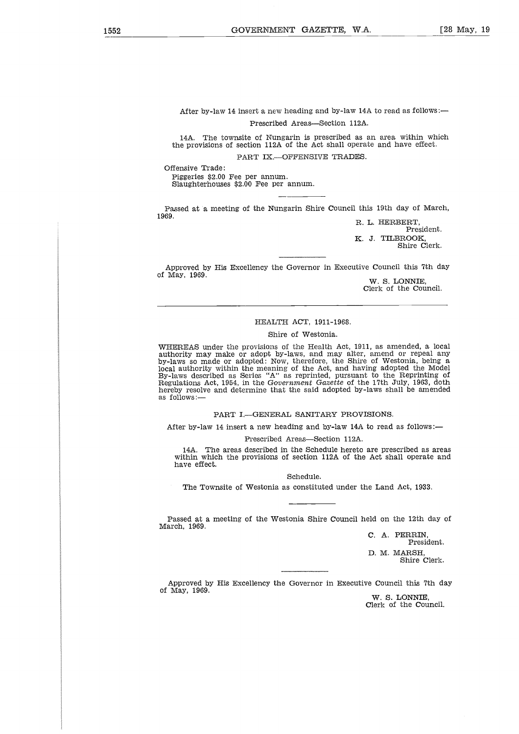After by-law 14 insert a new heading and by-law 14A to read as follows:—

Prescribed Areas—Section 112A.

14A. The townsite of Nungarin is prescribed as an area within which the provisions of section 112A of the Act shall operate and have effect.

PART IX.—OFFENSIVE TRADES.

Offensive Trade:

Piggeries $2.00 Fee per annum.
Slaughterhouses $2.00 Fee per annum.

---

Passed at a meeting of the Nungarin Shire Council this 19th day of March, 1969.

R. L. HERBERT,
President.

K. J. TILBROOK,
Shire Clerk.

---

Approved by His Excellency the Governor in Executive Council this 7th day of May, 1969.

W. S. LONNIE,
Clerk of the Council.

---

## HEALTH ACT, 1911-1968.

### Shire of Westonia.

WHEREAS under the provisions of the Health Act, 1911, as amended, a local authority may make or adopt by-laws, and may alter, amend or repeal any by-laws so made or adopted: Now, therefore, the Shire of Westonia, being a local authority within the meaning of the Act, and having adopted the Model By-laws described as Series "A" as reprinted, pursuant to the Reprinting of Regulations Act, 1954, in the *Government Gazette* of the 17th July, 1963, doth hereby resolve and determine that the said adopted by-laws shall be amended as follows:—

PART I.—GENERAL SANITARY PROVISIONS.

After by-law 14 insert a new heading and by-law 14A to read as follows:—

Prescribed Areas—Section 112A.

14A. The areas described in the Schedule hereto are prescribed as areas within which the provisions of section 112A of the Act shall operate and have effect.

Schedule.

The Townsite of Westonia as constituted under the Land Act, 1933.

---

Passed at a meeting of the Westonia Shire Council held on the 12th day of March, 1969.

C. A. PERRIN,
President.

D. M. MARSH,
Shire Clerk.

---

Approved by His Excellency the Governor in Executive Council this 7th day of May, 1969.

W. S. LONNIE,
Clerk of the Council.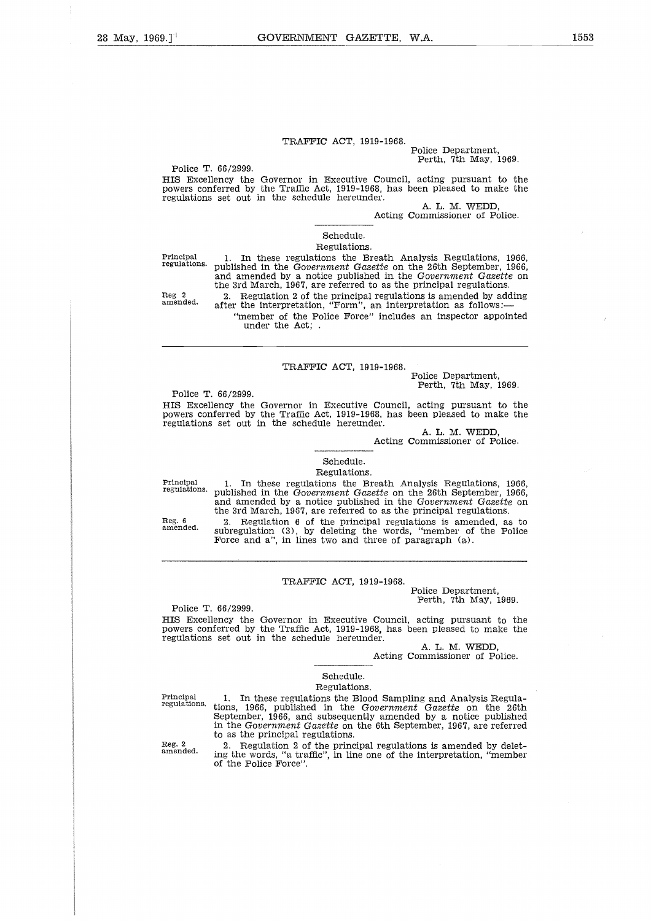## TRAFFIC ACT, 1919-1968.

Police Department,
Perth, 7th May, 1969.

Police T. 66/2999.

HIS Excellency the Governor in Executive Council, acting pursuant to the powers conferred by the Traffic Act, 1919-1968, has been pleased to make the regulations set out in the schedule hereunder.

A. L. M. WEDD,
Acting Commissioner of Police.

Schedule.

Regulations.

Principal regulations.

1. In these regulations the Breath Analysis Regulations, 1966, published in the *Government Gazette* on the 26th September, 1966, and amended by a notice published in the *Government Gazette* on the 3rd March, 1967, are referred to as the principal regulations.

Reg 2 amended.

2. Regulation 2 of the principal regulations is amended by adding after the interpretation, "Form", an interpretation as follows:—

"member of the Police Force" includes an inspector appointed under the Act; .

---

## TRAFFIC ACT, 1919-1968.

Police Department,
Perth, 7th May, 1969.

Police T. 66/2999.

HIS Excellency the Governor in Executive Council, acting pursuant to the powers conferred by the Traffic Act, 1919-1968, has been pleased to make the regulations set out in the schedule hereunder.

A. L. M. WEDD,
Acting Commissioner of Police.

Schedule.

Regulations.

Principal regulations.

1. In these regulations the Breath Analysis Regulations, 1966, published in the *Government Gazette* on the 26th September, 1966, and amended by a notice published in the *Government Gazette* on the 3rd March, 1967, are referred to as the principal regulations.

Reg. 6 amended.

2. Regulation 6 of the principal regulations is amended, as to subregulation (3), by deleting the words, "member of the Police Force and a", in lines two and three of paragraph (a).

---

## TRAFFIC ACT, 1919-1968.

Police Department,
Perth, 7th May, 1969.

Police T. 66/2999.

HIS Excellency the Governor in Executive Council, acting pursuant to the powers conferred by the Traffic Act, 1919-1968, has been pleased to make the regulations set out in the schedule hereunder.

A. L. M. WEDD,
Acting Commissioner of Police.

Schedule.

Regulations.

Principal regulations.

1. In these regulations the Blood Sampling and Analysis Regulations, 1966, published in the *Government Gazette* on the 26th September, 1966, and subsequently amended by a notice published in the *Government Gazette* on the 6th September, 1967, are referred to as the principal regulations.

Reg. 2 amended.

2. Regulation 2 of the principal regulations is amended by deleting the words, "a traffic", in line one of the interpretation, "member of the Police Force".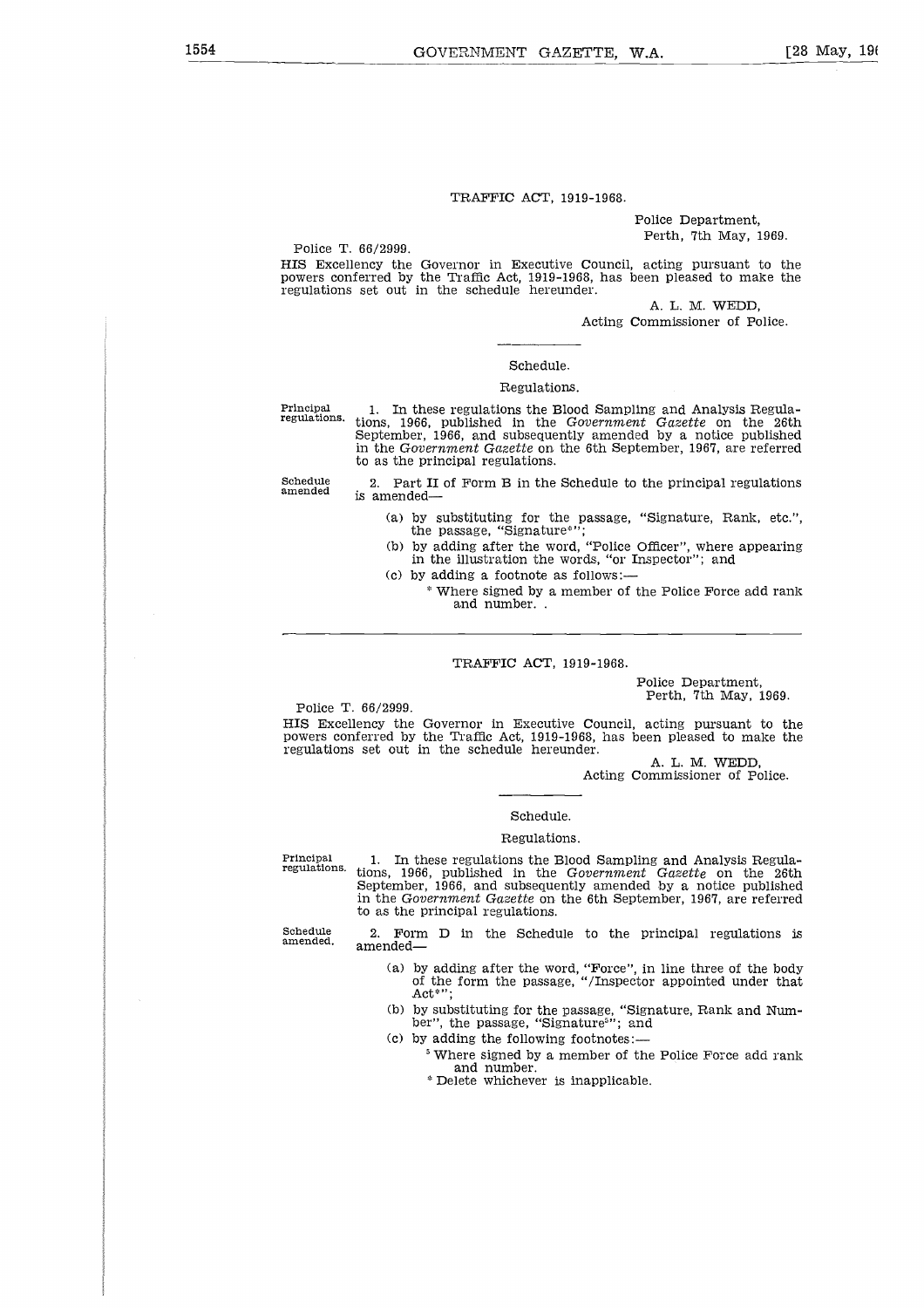## TRAFFIC ACT, 1919-1968.

Police Department,
Perth, 7th May, 1969.

Police T. 66/2999.

HIS Excellency the Governor in Executive Council, acting pursuant to the powers conferred by the Traffic Act, 1919-1968, has been pleased to make the regulations set out in the schedule hereunder.

A. L. M. WEDD,
Acting Commissioner of Police.

Schedule.

Regulations.

Principal regulations.

1. In these regulations the Blood Sampling and Analysis Regulations, 1966, published in the *Government Gazette* on the 26th September, 1966, and subsequently amended by a notice published in the *Government Gazette* on the 6th September, 1967, are referred to as the principal regulations.

Schedule amended

2. Part II of Form B in the Schedule to the principal regulations is amended—

(a) by substituting for the passage, "Signature, Rank, etc.", the passage, "Signature*";

(b) by adding after the word, "Police Officer", where appearing in the illustration the words, "or Inspector"; and

(c) by adding a footnote as follows:—

\* Where signed by a member of the Police Force add rank and number. .

---

## TRAFFIC ACT, 1919-1968.

Police Department,
Perth, 7th May, 1969.

Police T. 66/2999.

HIS Excellency the Governor in Executive Council, acting pursuant to the powers conferred by the Traffic Act, 1919-1968, has been pleased to make the regulations set out in the schedule hereunder.

A. L. M. WEDD,
Acting Commissioner of Police.

Schedule.

Regulations.

Principal regulations.

1. In these regulations the Blood Sampling and Analysis Regulations, 1966, published in the *Government Gazette* on the 26th September, 1966, and subsequently amended by a notice published in the *Government Gazette* on the 6th September, 1967, are referred to as the principal regulations.

Schedule amended.

2. Form D in the Schedule to the principal regulations is amended—

(a) by adding after the word, "Force", in line three of the body of the form the passage, "/Inspector appointed under that Act*";

(b) by substituting for the passage, "Signature, Rank and Number", the passage, "Signature[§]"; and

(c) by adding the following footnotes:—

[§] Where signed by a member of the Police Force add rank and number.

\* Delete whichever is inapplicable.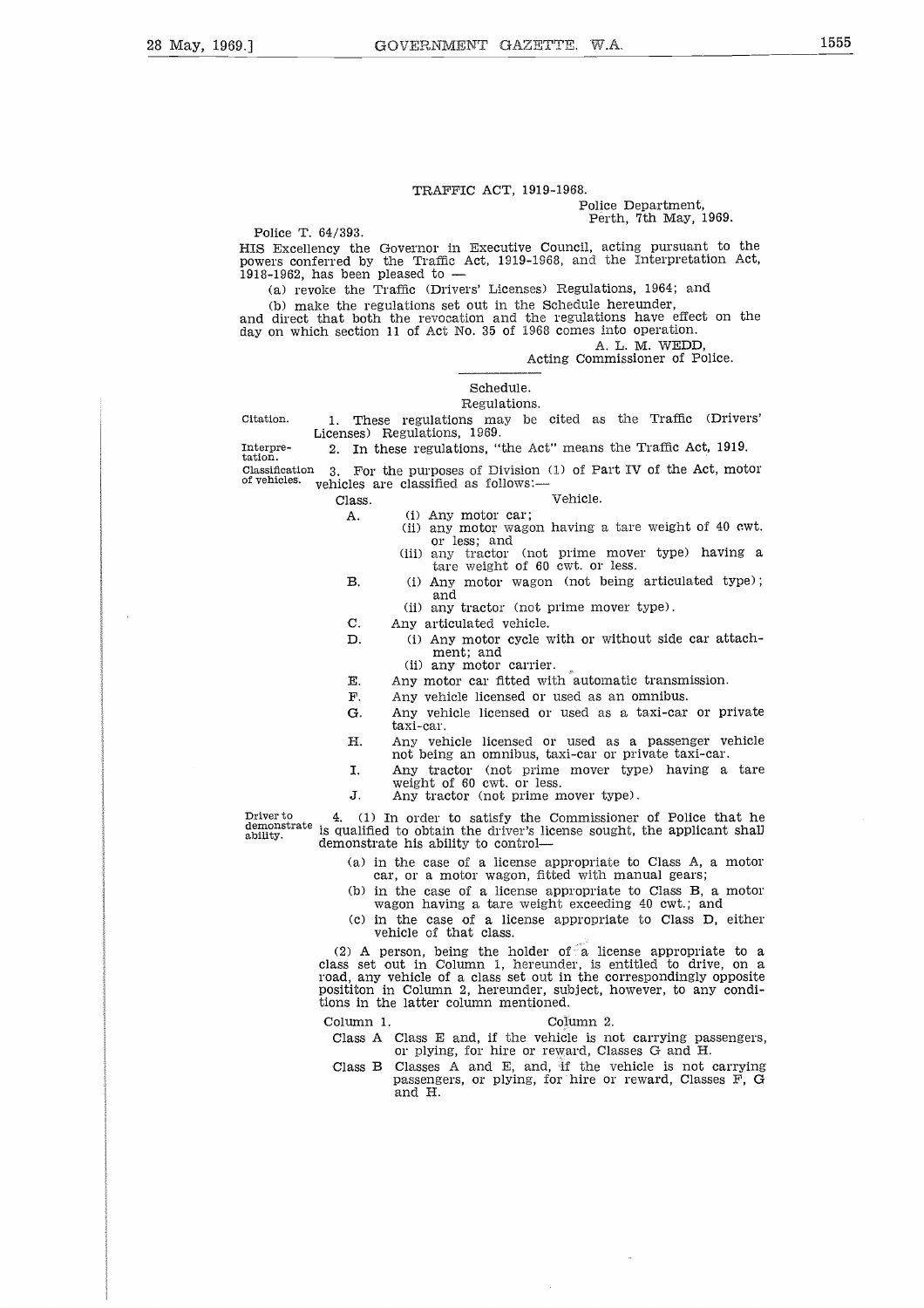TRAFFIC ACT, 1919-1968.

Police Department,
Perth, 7th May, 1969.

Police T. 64/393.

HIS Excellency the Governor in Executive Council, acting pursuant to the powers conferred by the Traffic Act, 1919-1968, and the Interpretation Act, 1918-1962, has been pleased to —

(a) revoke the Traffic (Drivers' Licenses) Regulations, 1964; and

(b) make the regulations set out in the Schedule hereunder,

and direct that both the revocation and the regulations have effect on the day on which section 11 of Act No. 35 of 1968 comes into operation.

A. L. M. WEDD,
Acting Commissioner of Police.

---

Schedule.

Regulations.

Citation.

1. These regulations may be cited as the Traffic (Drivers' Licenses) Regulations, 1969.

Interpretation.

2. In these regulations, "the Act" means the Traffic Act, 1919.

Classification of vehicles.

3. For the purposes of Division (1) of Part IV of the Act, motor vehicles are classified as follows:—

| Class. | Vehicle. |
|---|---|
| A. | (i) Any motor car; (ii) any motor wagon having a tare weight of 40 cwt. or less; and (iii) any tractor (not prime mover type) having a tare weight of 60 cwt. or less. |
| B. | (i) Any motor wagon (not being articulated type); and (ii) any tractor (not prime mover type). |
| C. | Any articulated vehicle. |
| D. | (i) Any motor cycle with or without side car attachment; and (ii) any motor carrier. |
| E. | Any motor car fitted with automatic transmission. |
| F. | Any vehicle licensed or used as an omnibus. |
| G. | Any vehicle licensed or used as a taxi-car or private taxi-car. |
| H. | Any vehicle licensed or used as a passenger vehicle not being an omnibus, taxi-car or private taxi-car. |
| I. | Any tractor (not prime mover type) having a tare weight of 60 cwt. or less. |
| J. | Any tractor (not prime mover type). |

Driver to demonstrate ability.

4. (1) In order to satisfy the Commissioner of Police that he is qualified to obtain the driver's license sought, the applicant shall demonstrate his ability to control—

(a) in the case of a license appropriate to Class A, a motor car, or a motor wagon, fitted with manual gears;

(b) in the case of a license appropriate to Class B, a motor wagon having a tare weight exceeding 40 cwt.; and

(c) in the case of a license appropriate to Class D, either vehicle of that class.

(2) A person, being the holder of a license appropriate to a class set out in Column 1, hereunder, is entitled to drive, on a road, any vehicle of a class set out in the correspondingly opposite posititon in Column 2, hereunder, subject, however, to any conditions in the latter column mentioned.

| Column 1. | Column 2. |
|---|---|
| Class A | Class E and, if the vehicle is not carrying passengers, or plying, for hire or reward, Classes G and H. |
| Class B | Classes A and E, and, if the vehicle is not carrying passengers, or plying, for hire or reward, Classes F, G and H. |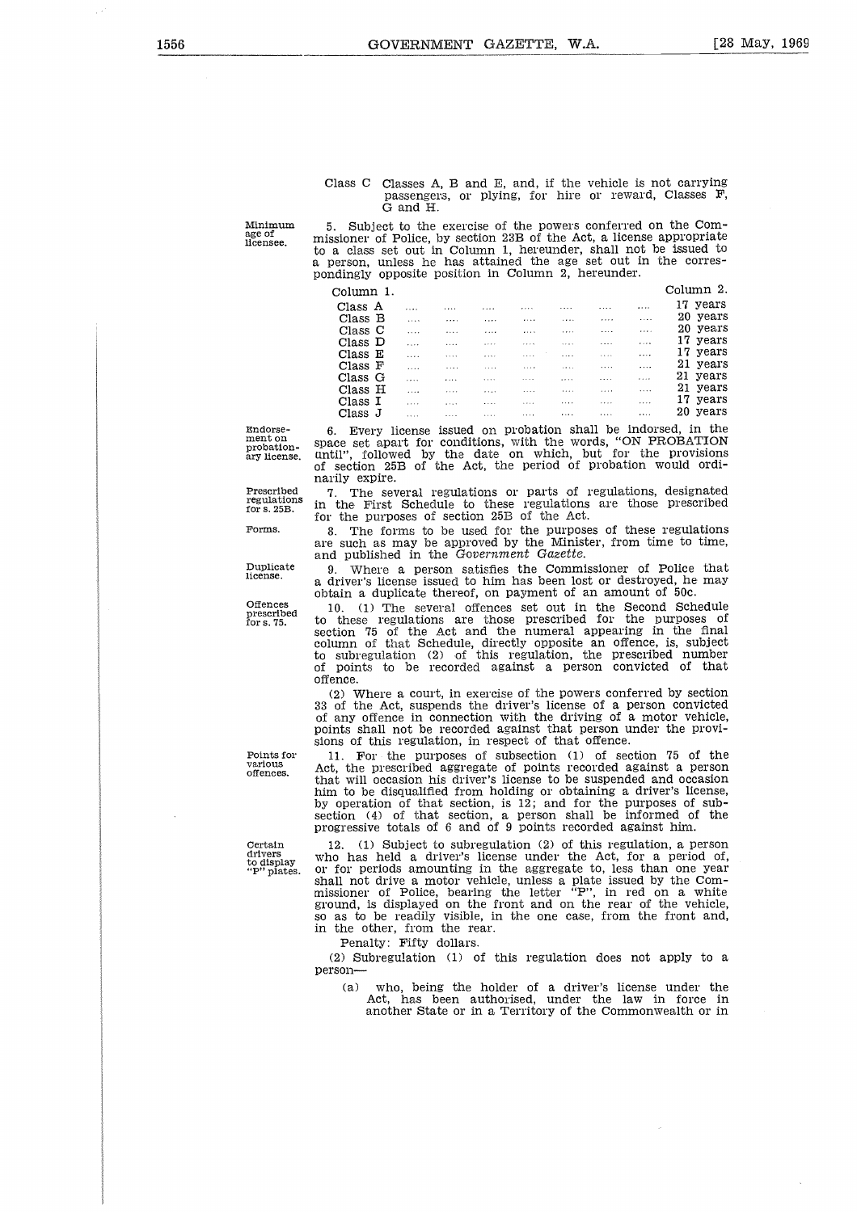Class C Classes A, B and E, and, if the vehicle is not carrying passengers, or plying, for hire or reward, Classes F, G and H.

Minimum age of licensee.

5. Subject to the exercise of the powers conferred on the Commissioner of Police, by section 23B of the Act, a license appropriate to a class set out in Column 1, hereunder, shall not be issued to a person, unless he has attained the age set out in the correspondingly opposite position in Column 2, hereunder.

| Column 1. | Column 2. |
|---|---|
| Class A | 17 years |
| Class B | 20 years |
| Class C | 20 years |
| Class D | 17 years |
| Class E | 17 years |
| Class F | 21 years |
| Class G | 21 years |
| Class H | 21 years |
| Class I | 17 years |
| Class J | 20 years |

Endorsement on probationary license.

6. Every license issued on probation shall be indorsed, in the space set apart for conditions, with the words, "ON PROBATION until", followed by the date on which, but for the provisions of section 25B of the Act, the period of probation would ordinarily expire.

Prescribed regulations for s. 25B.

7. The several regulations or parts of regulations, designated in the First Schedule to these regulations are those prescribed for the purposes of section 25B of the Act.

Forms.

8. The forms to be used for the purposes of these regulations are such as may be approved by the Minister, from time to time, and published in the *Government Gazette*.

Duplicate license.

9. Where a person satisfies the Commissioner of Police that a driver's license issued to him has been lost or destroyed, he may obtain a duplicate thereof, on payment of an amount of 50c.

Offences prescribed for s. 75.

10. (1) The several offences set out in the Second Schedule to these regulations are those prescribed for the purposes of section 75 of the Act and the numeral appearing in the final column of that Schedule, directly opposite an offence, is, subject to subregulation (2) of this regulation, the prescribed number of points to be recorded against a person convicted of that offence.

(2) Where a court, in exercise of the powers conferred by section 33 of the Act, suspends the driver's license of a person convicted of any offence in connection with the driving of a motor vehicle, points shall not be recorded against that person under the provisions of this regulation, in respect of that offence.

Points for various offences.

11. For the purposes of subsection (1) of section 75 of the Act, the prescribed aggregate of points recorded against a person that will occasion his driver's license to be suspended and occasion him to be disqualified from holding or obtaining a driver's license, by operation of that section, is 12; and for the purposes of subsection (4) of that section, a person shall be informed of the progressive totals of 6 and of 9 points recorded against him.

Certain drivers to display "P" plates.

12. (1) Subject to subregulation (2) of this regulation, a person who has held a driver's license under the Act, for a period of, or for periods amounting in the aggregate to, less than one year shall not drive a motor vehicle, unless a plate issued by the Commissioner of Police, bearing the letter "P", in red on a white ground, is displayed on the front and on the rear of the vehicle, so as to be readily visible, in the one case, from the front and, in the other, from the rear.

Penalty: Fifty dollars.

(2) Subregulation (1) of this regulation does not apply to a person—

(a) who, being the holder of a driver's license under the Act, has been authorised, under the law in force in another State or in a Territory of the Commonwealth or in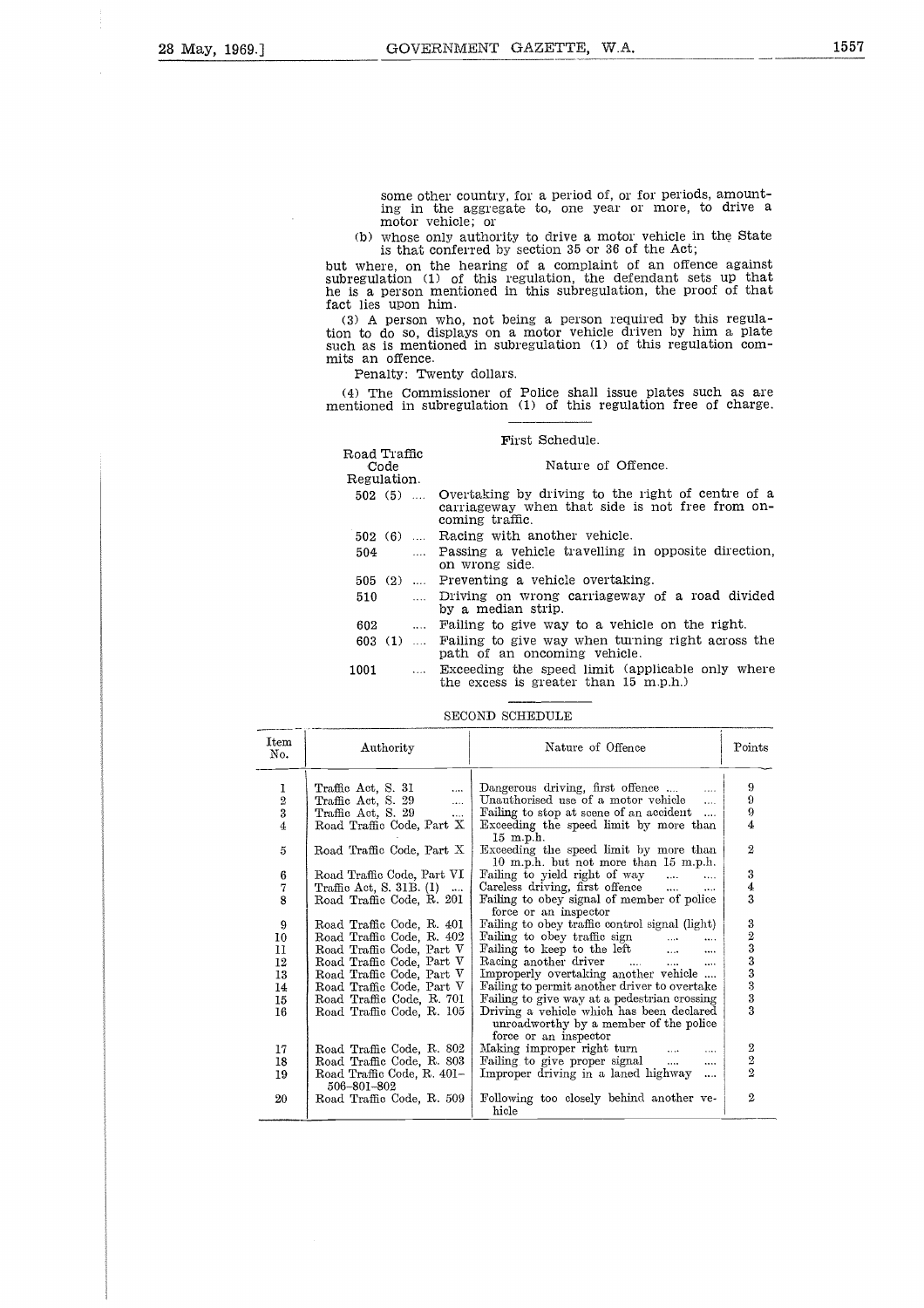some other country, for a period of, or for periods, amounting in the aggregate to, one year or more, to drive a motor vehicle; or

(b) whose only authority to drive a motor vehicle in the State is that conferred by section 35 or 36 of the Act;

but where, on the hearing of a complaint of an offence against subregulation (1) of this regulation, the defendant sets up that he is a person mentioned in this subregulation, the proof of that fact lies upon him.

(3) A person who, not being a person required by this regulation to do so, displays on a motor vehicle driven by him a plate such as is mentioned in subregulation (1) of this regulation commits an offence.

Penalty: Twenty dollars.

(4) The Commissioner of Police shall issue plates such as are mentioned in subregulation (1) of this regulation free of charge.

First Schedule.

| Road Traffic Code Regulation. | Nature of Offence. |
|---|---|
| 502 (5) .... | Overtaking by driving to the right of centre of a carriageway when that side is not free from on-coming traffic. |
| 502 (6) .... | Racing with another vehicle. |
| 504 .... | Passing a vehicle travelling in opposite direction, on wrong side. |
| 505 (2) .... | Preventing a vehicle overtaking. |
| 510 .... | Driving on wrong carriageway of a road divided by a median strip. |
| 602 .... | Failing to give way to a vehicle on the right. |
| 603 (1) .... | Failing to give way when turning right across the path of an oncoming vehicle. |
| 1001 .... | Exceeding the speed limit (applicable only where the excess is greater than 15 m.p.h.) |

SECOND SCHEDULE

| Item No. | Authority | Nature of Offence | Points |
|---|---|---|---|
| 1 | Traffic Act, S. 31 .... | Dangerous driving, first offence .... .... | 9 |
| 2 | Traffic Act, S. 29 .... | Unauthorised use of a motor vehicle .... | 9 |
| 3 | Traffic Act, S. 29 .... | Failing to stop at scene of an accident .... | 9 |
| 4 | Road Traffic Code, Part X | Exceeding the speed limit by more than 15 m.p.h. | 4 |
| 5 | Road Traffic Code, Part X | Exceeding the speed limit by more than 10 m.p.h. but not more than 15 m.p.h. | 2 |
| 6 | Road Traffic Code, Part VI | Failing to yield right of way .... .... | 3 |
| 7 | Traffic Act, S. 31B. (1) .... | Careless driving, first offence .... .... | 4 |
| 8 | Road Traffic Code, R. 201 | Failing to obey signal of member of police force or an inspector | 3 |
| 9 | Road Traffic Code, R. 401 | Failing to obey traffic control signal (light) | 3 |
| 10 | Road Traffic Code, R. 402 | Failing to obey traffic sign .... .... | 2 |
| 11 | Road Traffic Code, Part V | Failing to keep to the left .... .... | 3 |
| 12 | Road Traffic Code, Part V | Racing another driver .... .... .... | 3 |
| 13 | Road Traffic Code, Part V | Improperly overtaking another vehicle .... | 3 |
| 14 | Road Traffic Code, Part V | Failing to permit another driver to overtake | 3 |
| 15 | Road Traffic Code, R. 701 | Failing to give way at a pedestrian crossing | 3 |
| 16 | Road Traffic Code, R. 105 | Driving a vehicle which has been declared unroadworthy by a member of the police force or an inspector | 3 |
| 17 | Road Traffic Code, R. 802 | Making improper right turn .... .... | 2 |
| 18 | Road Traffic Code, R. 803 | Failing to give proper signal .... .... | 2 |
| 19 | Road Traffic Code, R. 401–506–801–802 | Improper driving in a laned highway .... | 2 |
| 20 | Road Traffic Code, R. 509 | Following too closely behind another vehicle | 2 |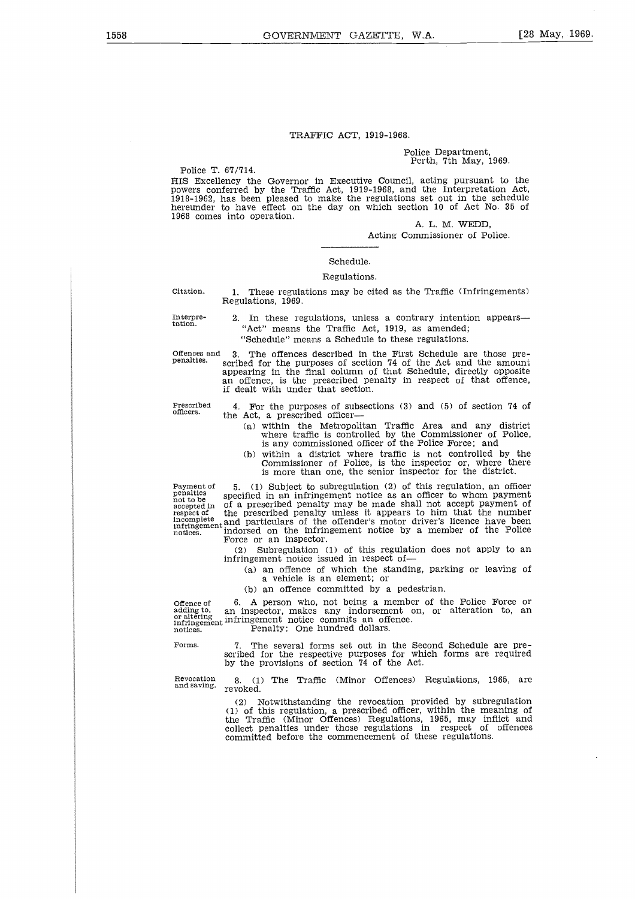## TRAFFIC ACT, 1919-1968.

Police Department,
Perth, 7th May, 1969.

Police T. 67/714.

HIS Excellency the Governor in Executive Council, acting pursuant to the powers conferred by the Traffic Act, 1919-1968, and the Interpretation Act, 1918-1962, has been pleased to make the regulations set out in the schedule hereunder to have effect on the day on which section 10 of Act No. 35 of 1968 comes into operation.

A. L. M. WEDD,
Acting Commissioner of Police.

---

### Schedule.

### Regulations.

Citation.

1. These regulations may be cited as the Traffic (Infringements) Regulations, 1969.

Interpretation.

2. In these regulations, unless a contrary intention appears—

"Act" means the Traffic Act, 1919, as amended;

"Schedule" means a Schedule to these regulations.

Offences and penalties.

3. The offences described in the First Schedule are those prescribed for the purposes of section 74 of the Act and the amount appearing in the final column of that Schedule, directly opposite an offence, is the prescribed penalty in respect of that offence, if dealt with under that section.

Prescribed officers.

4. For the purposes of subsections (3) and (5) of section 74 of the Act, a prescribed officer—

(a) within the Metropolitan Traffic Area and any district where traffic is controlled by the Commissioner of Police, is any commissioned officer of the Police Force; and

(b) within a district where traffic is not controlled by the Commissioner of Police, is the inspector or, where there is more than one, the senior inspector for the district.

Payment of penalties not to be accepted in respect of incomplete infringement notices.

5. (1) Subject to subregulation (2) of this regulation, an officer specified in an infringement notice as an officer to whom payment of a prescribed penalty may be made shall not accept payment of the prescribed penalty unless it appears to him that the number and particulars of the offender's motor driver's licence have been indorsed on the infringement notice by a member of the Police Force or an inspector.

(2) Subregulation (1) of this regulation does not apply to an infringement notice issued in respect of—

(a) an offence of which the standing, parking or leaving of a vehicle is an element; or

(b) an offence committed by a pedestrian.

Offence of adding to, or altering infringement notices.

6. A person who, not being a member of the Police Force or an inspector, makes any indorsement on, or alteration to, an infringement notice commits an offence.

Penalty: One hundred dollars.

Forms.

7. The several forms set out in the Second Schedule are prescribed for the respective purposes for which forms are required by the provisions of section 74 of the Act.

Revocation and saving.

8. (1) The Traffic (Minor Offences) Regulations, 1965, are revoked.

(2) Notwithstanding the revocation provided by subregulation (1) of this regulation, a prescribed officer, within the meaning of the Traffic (Minor Offences) Regulations, 1965, may inflict and collect penalties under those regulations in respect of offences committed before the commencement of these regulations.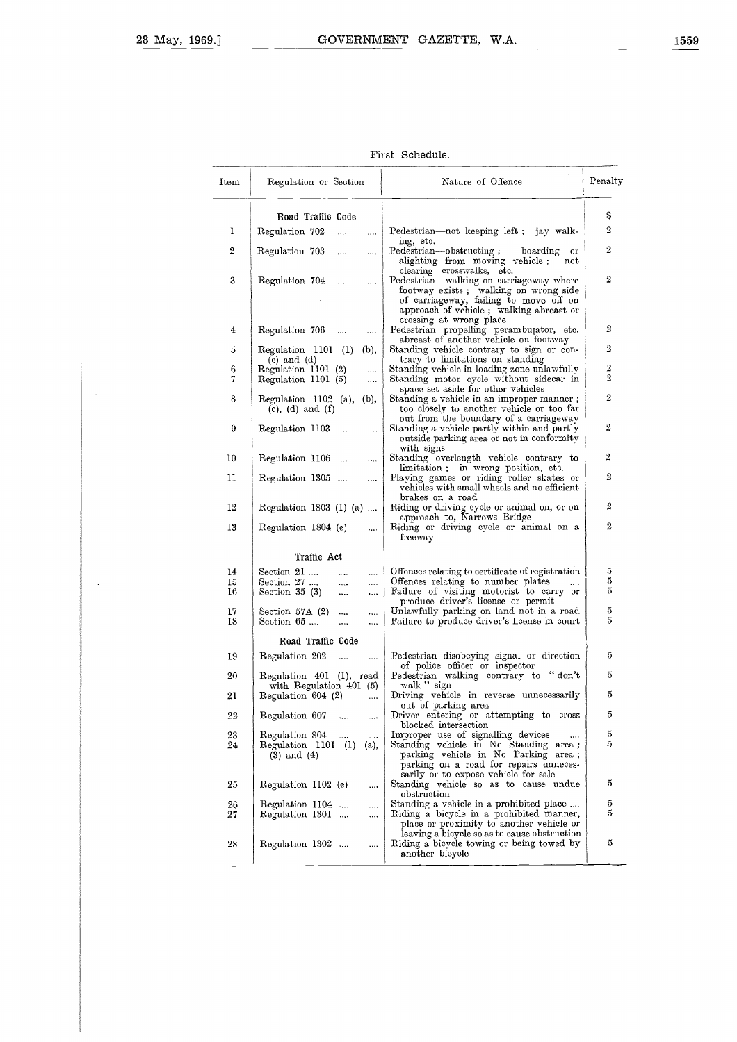First Schedule.

| Item | Regulation or Section | Nature of Offence | Penalty |
|---|---|---|---|
| | **Road Traffic Code** | | $ |
| 1 | Regulation 702 .... .... | Pedestrian—not keeping left ; jay walking, etc. | 2 |
| 2 | Regulation 703 .... .... | Pedestrian—obstructing ; boarding or alighting from moving vehicle ; not clearing crosswalks, etc. | 2 |
| 3 | Regulation 704 .... .... | Pedestrian—walking on carriageway where footway exists ; walking on wrong side of carriageway, failing to move off on approach of vehicle ; walking abreast or crossing at wrong place | 2 |
| 4 | Regulation 706 .... .... | Pedestrian propelling perambulator, etc. abreast of another vehicle on footway | 2 |
| 5 | Regulation 1101 (1) (b), (c) and (d) | Standing vehicle contrary to sign or contrary to limitations on standing | 2 |
| 6 | Regulation 1101 (2) .... | Standing vehicle in loading zone unlawfully | 2 |
| 7 | Regulation 1101 (5) .... | Standing motor cycle without sidecar in space set aside for other vehicles | 2 |
| 8 | Regulation 1102 (a), (b), (c), (d) and (f) | Standing a vehicle in an improper manner ; too closely to another vehicle or too far out from the boundary of a carriageway | 2 |
| 9 | Regulation 1103 .... .... | Standing a vehicle partly within and partly outside parking area or not in conformity with signs | 2 |
| 10 | Regulation 1106 .... .... | Standing overlength vehicle contrary to limitation ; in wrong position, etc. | 2 |
| 11 | Regulation 1305 .... .... | Playing games or riding roller skates or vehicles with small wheels and no efficient brakes on a road | 2 |
| 12 | Regulation 1803 (1) (a) .... | Riding or driving cycle or animal on, or on approach to, Narrows Bridge | 2 |
| 13 | Regulation 1804 (e) .... | Riding or driving cycle or animal on a freeway | 2 |
| | **Traffic Act** | | |
| 14 | Section 21 .... .... .... | Offences relating to certificate of registration | 5 |
| 15 | Section 27 .... .... .... | Offences relating to number plates .... | 5 |
| 16 | Section 35 (3) .... .... | Failure of visiting motorist to carry or produce driver's license or permit | 5 |
| 17 | Section 57A (2) .... .... | Unlawfully parking on land not in a road | 5 |
| 18 | Section 65 .... .... .... | Failure to produce driver's license in court | 5 |
| | **Road Traffic Code** | | |
| 19 | Regulation 202 .... .... | Pedestrian disobeying signal or direction of police officer or inspector | 5 |
| 20 | Regulation 401 (1), read with Regulation 401 (5) | Pedestrian walking contrary to "don't walk" sign | 5 |
| 21 | Regulation 604 (2) .... | Driving vehicle in reverse unnecessarily out of parking area | 5 |
| 22 | Regulation 607 .... .... | Driver entering or attempting to cross blocked intersection | 5 |
| 23 | Regulation 804 .... .... | Improper use of signalling devices .... | 5 |
| 24 | Regulation 1101 (1) (a), (3) and (4) | Standing vehicle in No Standing area ; parking vehicle in No Parking area ; parking on a road for repairs unnecessarily or to expose vehicle for sale | 5 |
| 25 | Regulation 1102 (e) .... | Standing vehicle so as to cause undue obstruction | 5 |
| 26 | Regulation 1104 .... .... | Standing a vehicle in a prohibited place .... | 5 |
| 27 | Regulation 1301 .... .... | Riding a bicycle in a prohibited manner, place or proximity to another vehicle or leaving a bicycle so as to cause obstruction | 5 |
| 28 | Regulation 1302 .... .... | Riding a bicycle towing or being towed by another bicycle | 5 |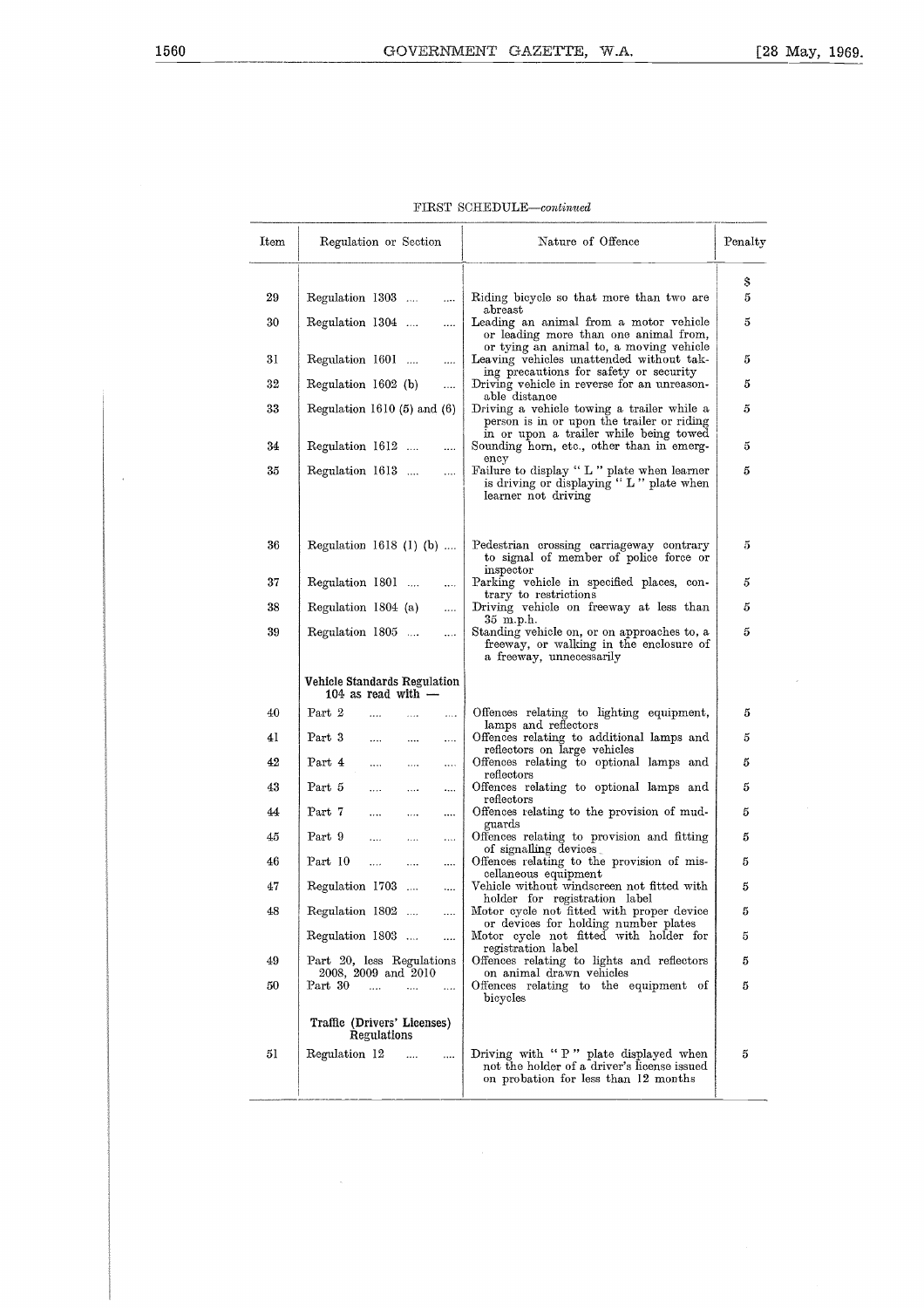FIRST SCHEDULE—*continued*

| Item | Regulation or Section | Nature of Offence | Penalty |
|---|---|---|---|
| | | | $ |
| 29 | Regulation 1303 .... .... | Riding bicycle so that more than two are abreast | 5 |
| 30 | Regulation 1304 .... .... | Leading an animal from a motor vehicle or leading more than one animal from, or tying an animal to, a moving vehicle | 5 |
| 31 | Regulation 1601 .... .... | Leaving vehicles unattended without taking precautions for safety or security | 5 |
| 32 | Regulation 1602 (b) .... | Driving vehicle in reverse for an unreasonable distance | 5 |
| 33 | Regulation 1610 (5) and (6) | Driving a vehicle towing a trailer while a person is in or upon the trailer or riding in or upon a trailer while being towed | 5 |
| 34 | Regulation 1612 .... .... | Sounding horn, etc., other than in emergency | 5 |
| 35 | Regulation 1613 .... .... | Failure to display " L " plate when learner is driving or displaying " L " plate when learner not driving | 5 |
| 36 | Regulation 1618 (1) (b) .... | Pedestrian crossing carriageway contrary to signal of member of police force or inspector | 5 |
| 37 | Regulation 1801 .... .... | Parking vehicle in specified places, contrary to restrictions | 5 |
| 38 | Regulation 1804 (a) .... | Driving vehicle on freeway at less than 35 m.p.h. | 5 |
| 39 | Regulation 1805 .... .... | Standing vehicle on, or on approaches to, a freeway, or walking in the enclosure of a freeway, unnecessarily | 5 |
| | **Vehicle Standards Regulation 104 as read with —** | | |
| 40 | Part 2 .... .... .... | Offences relating to lighting equipment, lamps and reflectors | 5 |
| 41 | Part 3 .... .... .... | Offences relating to additional lamps and reflectors on large vehicles | 5 |
| 42 | Part 4 .... .... .... | Offences relating to optional lamps and reflectors | 5 |
| 43 | Part 5 .... .... .... | Offences relating to optional lamps and reflectors | 5 |
| 44 | Part 7 .... .... .... | Offences relating to the provision of mudguards | 5 |
| 45 | Part 9 .... .... .... | Offences relating to provision and fitting of signalling devices | 5 |
| 46 | Part 10 .... .... .... | Offences relating to the provision of miscellaneous equipment | 5 |
| 47 | Regulation 1703 .... .... | Vehicle without windscreen not fitted with holder for registration label | 5 |
| 48 | Regulation 1802 .... .... | Motor cycle not fitted with proper device or devices for holding number plates | 5 |
| | Regulation 1803 .... .... | Motor cycle not fitted with holder for registration label | 5 |
| 49 | Part 20, less Regulations 2008, 2009 and 2010 | Offences relating to lights and reflectors on animal drawn vehicles | 5 |
| 50 | Part 30 .... .... .... | Offences relating to the equipment of bicycles | 5 |
| | **Traffic (Drivers' Licenses) Regulations** | | |
| 51 | Regulation 12 .... .... | Driving with " P " plate displayed when not the holder of a driver's license issued on probation for less than 12 months | 5 |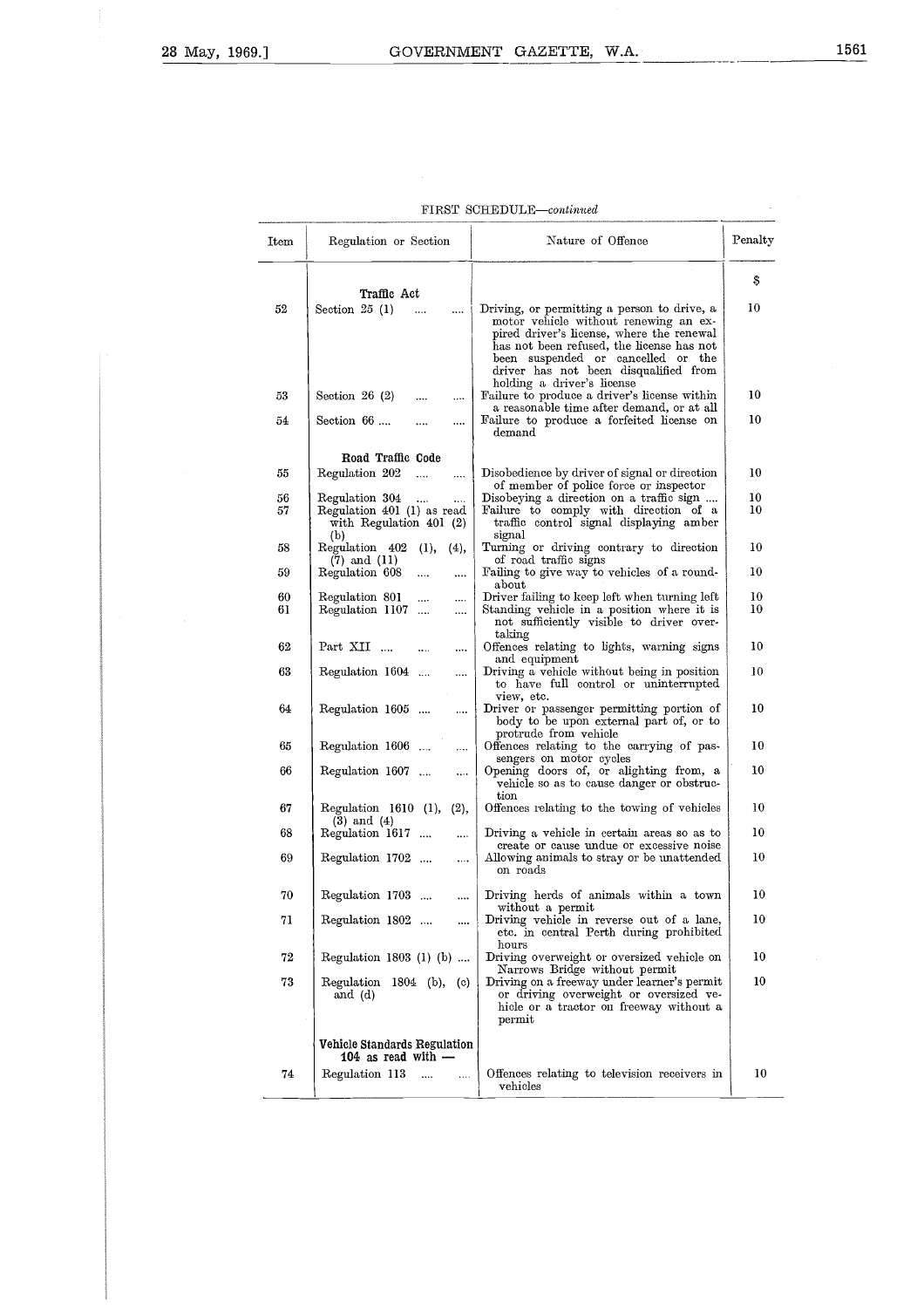FIRST SCHEDULE—*continued*

| Item | Regulation or Section | Nature of Offence | Penalty |
|---|---|---|---|
| | | | $ |
| | **Traffic Act** | | |
| 52 | Section 25 (1) .... .... | Driving, or permitting a person to drive, a motor vehicle without renewing an expired driver's license, where the renewal has not been refused, the license has not been suspended or cancelled or the driver has not been disqualified from holding a driver's license | 10 |
| 53 | Section 26 (2) .... .... | Failure to produce a driver's license within a reasonable time after demand, or at all | 10 |
| 54 | Section 66 .... .... .... | Failure to produce a forfeited license on demand | 10 |
| | **Road Traffic Code** | | |
| 55 | Regulation 202 .... .... | Disobedience by driver of signal or direction of member of police force or inspector | 10 |
| 56 | Regulation 304 .... .... | Disobeying a direction on a traffic sign .... | 10 |
| 57 | Regulation 401 (1) as read with Regulation 401 (2) (b) | Failure to comply with direction of a traffic control signal displaying amber signal | 10 |
| 58 | Regulation 402 (1), (4), (7) and (11) | Turning or driving contrary to direction of road traffic signs | 10 |
| 59 | Regulation 608 .... .... | Failing to give way to vehicles of a roundabout | 10 |
| 60 | Regulation 801 .... .... | Driver failing to keep left when turning left | 10 |
| 61 | Regulation 1107 .... .... | Standing vehicle in a position where it is not sufficiently visible to driver overtaking | 10 |
| 62 | Part XII .... .... .... | Offences relating to lights, warning signs and equipment | 10 |
| 63 | Regulation 1604 .... .... | Driving a vehicle without being in position to have full control or uninterrupted view, etc. | 10 |
| 64 | Regulation 1605 .... .... | Driver or passenger permitting portion of body to be upon external part of, or to protrude from vehicle | 10 |
| 65 | Regulation 1606 .... .... | Offences relating to the carrying of passengers on motor cycles | 10 |
| 66 | Regulation 1607 .... .... | Opening doors of, or alighting from, a vehicle so as to cause danger or obstruction | 10 |
| 67 | Regulation 1610 (1), (2), (3) and (4) | Offences relating to the towing of vehicles | 10 |
| 68 | Regulation 1617 .... .... | Driving a vehicle in certain areas so as to create or cause undue or excessive noise | 10 |
| 69 | Regulation 1702 .... .... | Allowing animals to stray or be unattended on roads | 10 |
| 70 | Regulation 1703 .... .... | Driving herds of animals within a town without a permit | 10 |
| 71 | Regulation 1802 .... .... | Driving vehicle in reverse out of a lane, etc. in central Perth during prohibited hours | 10 |
| 72 | Regulation 1803 (1) (b) .... | Driving overweight or oversized vehicle on Narrows Bridge without permit | 10 |
| 73 | Regulation 1804 (b), (c) and (d) | Driving on a freeway under learner's permit or driving overweight or oversized vehicle or a tractor on freeway without a permit | 10 |
| | **Vehicle Standards Regulation 104 as read with —** | | |
| 74 | Regulation 113 .... .... | Offences relating to television receivers in vehicles | 10 |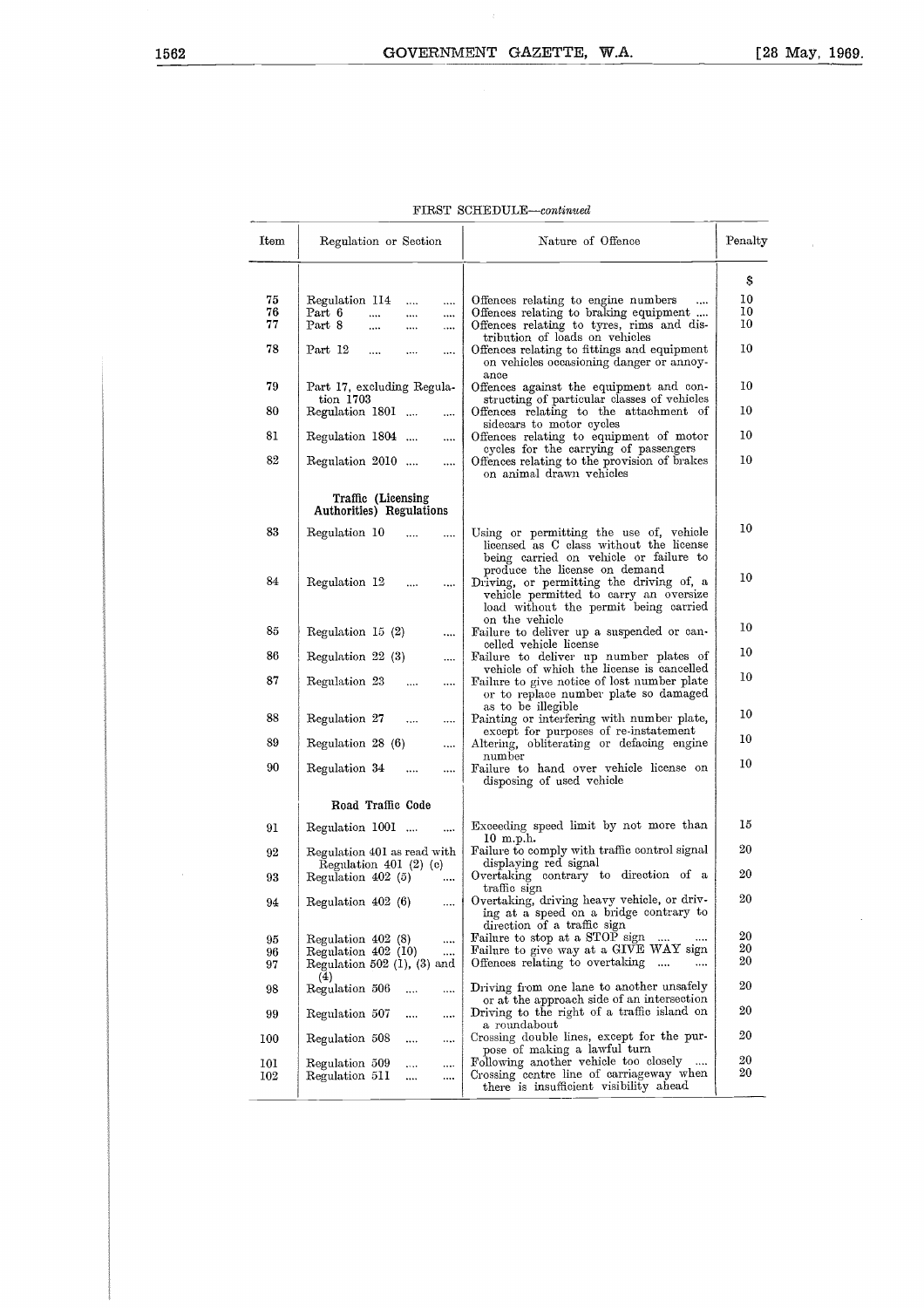FIRST SCHEDULE—*continued*

| Item | Regulation or Section | Nature of Offence | Penalty |
|---|---|---|---|
| | | | $ |
| 75 | Regulation 114 .... .... | Offences relating to engine numbers .... | 10 |
| 76 | Part 6 .... .... .... | Offences relating to braking equipment .... | 10 |
| 77 | Part 8 .... .... .... | Offences relating to tyres, rims and distribution of loads on vehicles | 10 |
| 78 | Part 12 .... .... .... | Offences relating to fittings and equipment on vehicles occasioning danger or annoyance | 10 |
| 79 | Part 17, excluding Regulation 1703 | Offences against the equipment and constructing of particular classes of vehicles | 10 |
| 80 | Regulation 1801 .... .... | Offences relating to the attachment of sidecars to motor cycles | 10 |
| 81 | Regulation 1804 .... .... | Offences relating to equipment of motor cycles for the carrying of passengers | 10 |
| 82 | Regulation 2010 .... .... | Offences relating to the provision of brakes on animal drawn vehicles | 10 |
| | **Traffic (Licensing Authorities) Regulations** | | |
| 83 | Regulation 10 .... .... | Using or permitting the use of, vehicle licensed as C class without the license being carried on vehicle or failure to produce the license on demand | 10 |
| 84 | Regulation 12 .... .... | Driving, or permitting the driving of, a vehicle permitted to carry an oversize load without the permit being carried on the vehicle | 10 |
| 85 | Regulation 15 (2) .... | Failure to deliver up a suspended or cancelled vehicle license | 10 |
| 86 | Regulation 22 (3) .... | Failure to deliver up number plates of vehicle of which the license is cancelled | 10 |
| 87 | Regulation 23 .... .... | Failure to give notice of lost number plate or to replace number plate so damaged as to be illegible | 10 |
| 88 | Regulation 27 .... .... | Painting or interfering with number plate, except for purposes of re-instatement | 10 |
| 89 | Regulation 28 (6) .... | Altering, obliterating or defacing engine number | 10 |
| 90 | Regulation 34 .... .... | Failure to hand over vehicle license on disposing of used vehicle | 10 |
| | **Road Traffic Code** | | |
| 91 | Regulation 1001 .... .... | Exceeding speed limit by not more than 10 m.p.h. | 15 |
| 92 | Regulation 401 as read with Regulation 401 (2) (c) | Failure to comply with traffic control signal displaying red signal | 20 |
| 93 | Regulation 402 (5) .... | Overtaking contrary to direction of a traffic sign | 20 |
| 94 | Regulation 402 (6) .... | Overtaking, driving heavy vehicle, or driving at a speed on a bridge contrary to direction of a traffic sign | 20 |
| 95 | Regulation 402 (8) .... | Failure to stop at a STOP sign .... .... | 20 |
| 96 | Regulation 402 (10) .... | Failure to give way at a GIVE WAY sign | 20 |
| 97 | Regulation 502 (1), (3) and (4) | Offences relating to overtaking .... .... | 20 |
| 98 | Regulation 506 .... .... | Driving from one lane to another unsafely or at the approach side of an intersection | 20 |
| 99 | Regulation 507 .... .... | Driving to the right of a traffic island on a roundabout | 20 |
| 100 | Regulation 508 .... .... | Crossing double lines, except for the purpose of making a lawful turn | 20 |
| 101 | Regulation 509 .... .... | Following another vehicle too closely .... | 20 |
| 102 | Regulation 511 .... .... | Crossing centre line of carriageway when there is insufficient visibility ahead | 20 |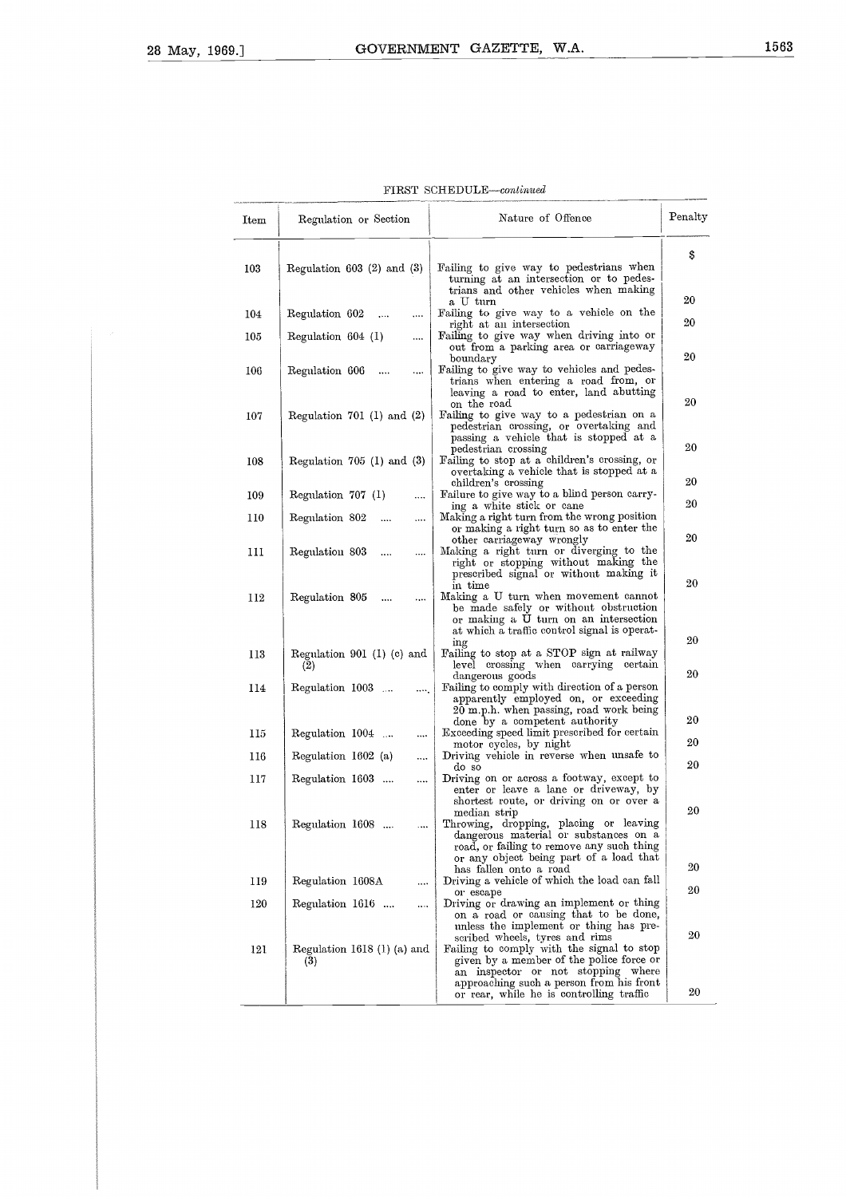FIRST SCHEDULE—*continued*

| Item | Regulation or Section | Nature of Offence | Penalty |
|---|---|---|---|
| | | | $ |
| 103 | Regulation 603 (2) and (3) | Failing to give way to pedestrians when turning at an intersection or to pedestrians and other vehicles when making a U turn | 20 |
| 104 | Regulation 602 .... .... | Failing to give way to a vehicle on the right at an intersection | 20 |
| 105 | Regulation 604 (1) .... | Failing to give way when driving into or out from a parking area or carriageway boundary | 20 |
| 106 | Regulation 606 .... .... | Failing to give way to vehicles and pedestrians when entering a road from, or leaving a road to enter, land abutting on the road | 20 |
| 107 | Regulation 701 (1) and (2) | Failing to give way to a pedestrian on a pedestrian crossing, or overtaking and passing a vehicle that is stopped at a pedestrian crossing | 20 |
| 108 | Regulation 705 (1) and (3) | Failing to stop at a children's crossing, or overtaking a vehicle that is stopped at a children's crossing | 20 |
| 109 | Regulation 707 (1) .... | Failure to give way to a blind person carrying a white stick or cane | 20 |
| 110 | Regulation 802 .... .... | Making a right turn from the wrong position or making a right turn so as to enter the other carriageway wrongly | 20 |
| 111 | Regulation 803 .... .... | Making a right turn or diverging to the right or stopping without making the prescribed signal or without making it in time | 20 |
| 112 | Regulation 805 .... .... | Making a U turn when movement cannot be made safely or without obstruction or making a U turn on an intersection at which a traffic control signal is operating | 20 |
| 113 | Regulation 901 (1) (c) and (2) | Failing to stop at a STOP sign at railway level crossing when carrying certain dangerous goods | 20 |
| 114 | Regulation 1003 .... .... | Failing to comply with direction of a person apparently employed on, or exceeding 20 m.p.h. when passing, road work being done by a competent authority | 20 |
| 115 | Regulation 1004 .... .... | Exceeding speed limit prescribed for certain motor cycles, by night | 20 |
| 116 | Regulation 1602 (a) .... | Driving vehicle in reverse when unsafe to do so | 20 |
| 117 | Regulation 1603 .... .... | Driving on or across a footway, except to enter or leave a lane or driveway, by shortest route, or driving on or over a median strip | 20 |
| 118 | Regulation 1608 .... .... | Throwing, dropping, placing or leaving dangerous material or substances on a road, or failing to remove any such thing or any object being part of a load that has fallen onto a road | 20 |
| 119 | Regulation 1608A .... | Driving a vehicle of which the load can fall or escape | 20 |
| 120 | Regulation 1616 .... .... | Driving or drawing an implement or thing on a road or causing that to be done, unless the implement or thing has prescribed wheels, tyres and rims | 20 |
| 121 | Regulation 1618 (1) (a) and (3) | Failing to comply with the signal to stop given by a member of the police force or an inspector or not stopping where approaching such a person from his front or rear, while he is controlling traffic | 20 |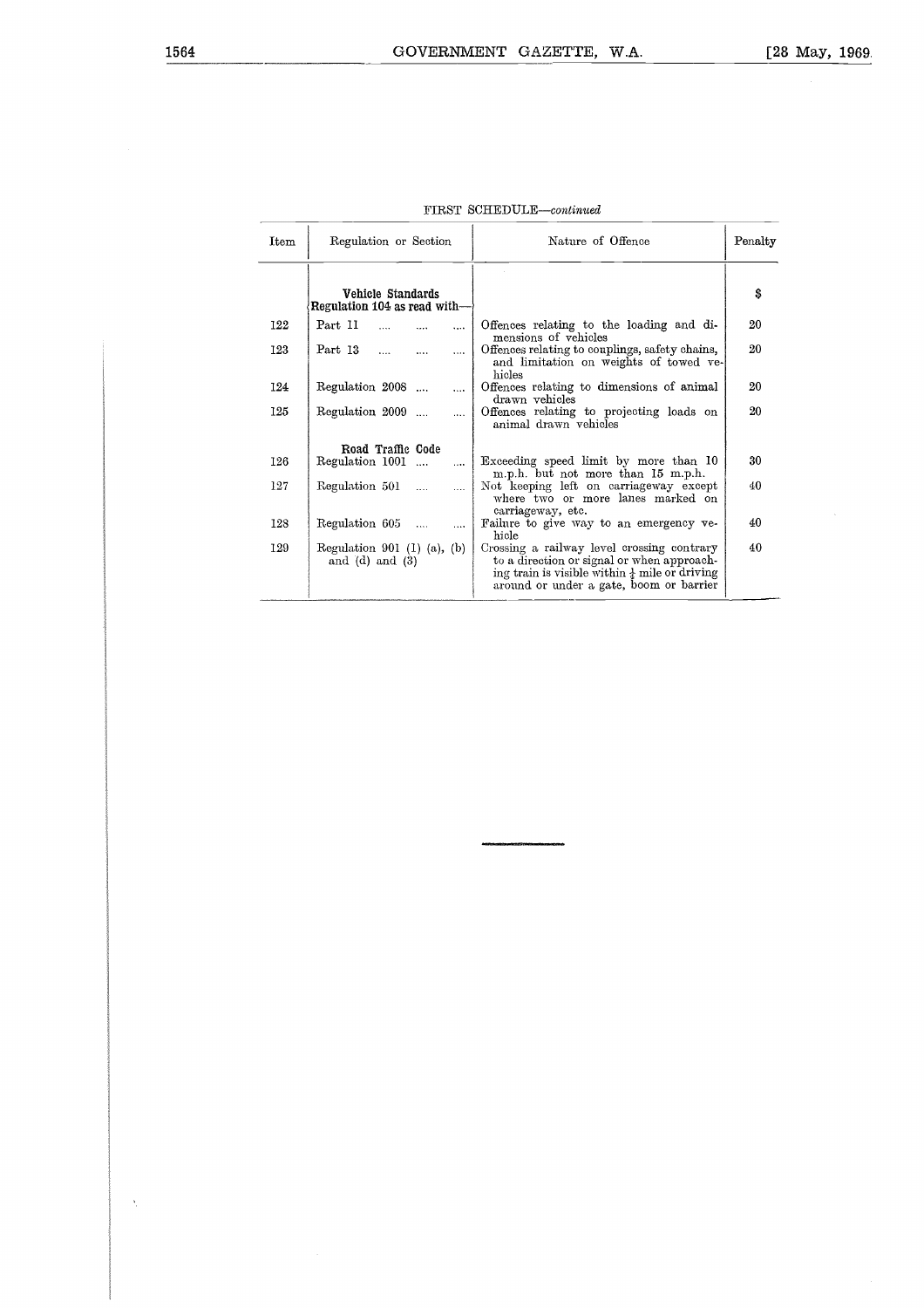FIRST SCHEDULE—*continued*

| Item | Regulation or Section | Nature of Offence | Penalty |
|---|---|---|---|
| | **Vehicle Standards** **Regulation 104 as read with—** | | $ |
| 122 | Part 11 .... .... .... | Offences relating to the loading and dimensions of vehicles | 20 |
| 123 | Part 13 .... .... .... | Offences relating to couplings, safety chains, and limitation on weights of towed vehicles | 20 |
| 124 | Regulation 2008 .... .... | Offences relating to dimensions of animal drawn vehicles | 20 |
| 125 | Regulation 2009 .... .... | Offences relating to projecting loads on animal drawn vehicles | 20 |
| | **Road Traffic Code** | | |
| 126 | Regulation 1001 .... .... | Exceeding speed limit by more than 10 m.p.h. but not more than 15 m.p.h. | 30 |
| 127 | Regulation 501 .... .... | Not keeping left on carriageway except where two or more lanes marked on carriageway, etc. | 40 |
| 128 | Regulation 605 .... .... | Failure to give way to an emergency vehicle | 40 |
| 129 | Regulation 901 (1) (a), (b) and (d) and (3) | Crossing a railway level crossing contrary to a direction or signal or when approaching train is visible within ½ mile or driving around or under a gate, boom or barrier | 40 |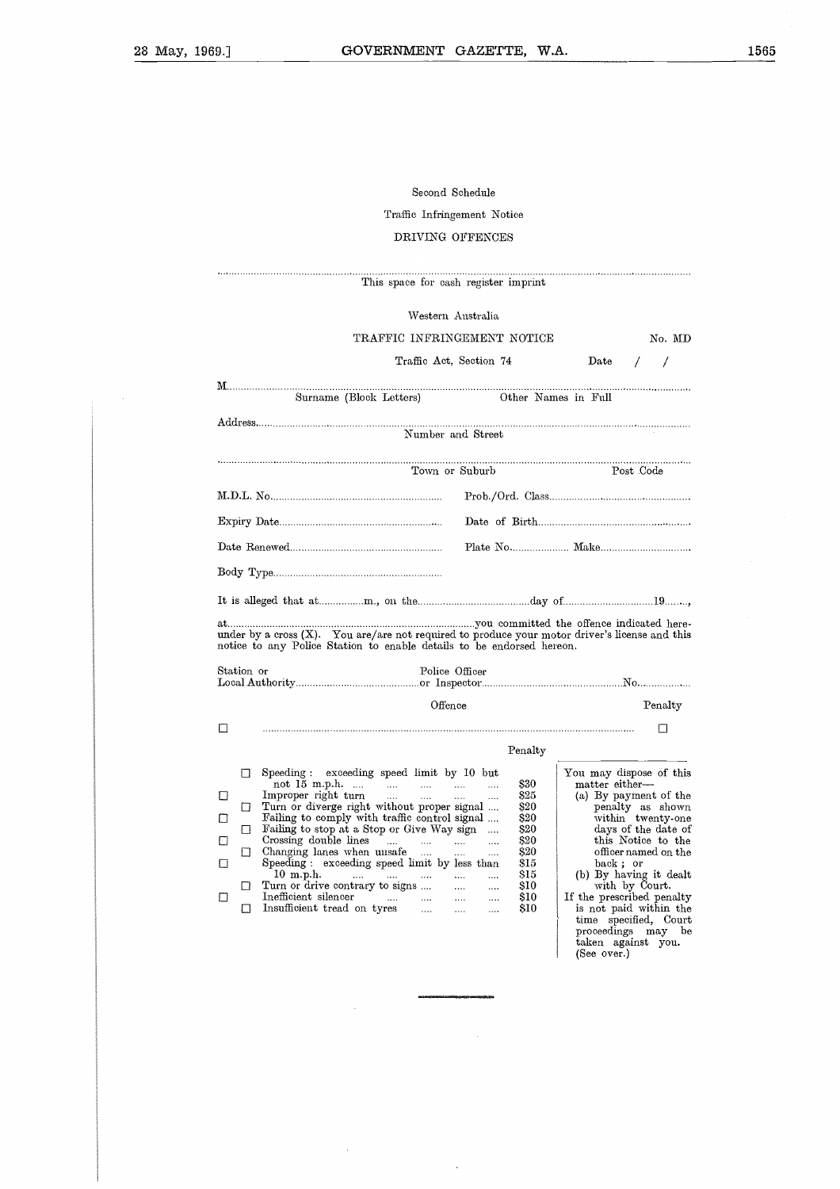Second Schedule

Traffic Infringement Notice

DRIVING OFFENCES

.................................................................................................................................................

This space for cash register imprint

Western Australia

TRAFFIC INFRINGEMENT NOTICE No. MD

Traffic Act, Section 74 Date / /

M.................................................................................................................................................
Surname (Block Letters) Other Names in Full

Address.........................................................................................................................................
Number and Street

.................................................................................................................................................
Town or Suburb Post Code

M.D.L. No............................................................ Prob./Ord. Class..................................................

Expiry Date........................................................ Date of Birth......................................................

Date Renewed..................................................... Plate No.................... Make................................

Body Type...........................................................

It is alleged that at................m., on the.......................................day of...............................19........,

at.........................................................................................you committed the offence indicated hereunder by a cross (X). You are/are not required to produce your motor driver's license and this notice to any Police Station to enable details to be endorsed hereon.

Station or Local Authority........................................... Police Officer or Inspector.................................................No................

| | Offence | Penalty |
|---|---|---|
| ☐ | ........................................................................................................................... | ☐ |

| | | | Penalty |
|---|---|---|---|
| | ☐ | Speeding: exceeding speed limit by 10 but not 15 m.p.h. .... .... .... .... .... | $30 |
| ☐ | | Improper right turn .... .... .... .... | $25 |
| | ☐ | Turn or diverge right without proper signal .... | $20 |
| ☐ | | Failing to comply with traffic control signal .... | $20 |
| | ☐ | Failing to stop at a Stop or Give Way sign .... | $20 |
| ☐ | | Crossing double lines .... .... .... .... | $20 |
| | ☐ | Changing lanes when unsafe .... .... .... | $20 |
| ☐ | | Speeding: exceeding speed limit by less than 10 m.p.h. .... .... .... .... .... | $15 |
| | ☐ | Turn or drive contrary to signs .... .... .... | $10 |
| ☐ | | Inefficient silencer .... .... .... .... | $10 |
| | ☐ | Insufficient tread on tyres .... .... .... | $10 |

You may dispose of this matter either—

(a) By payment of the penalty as shown within twenty-one days of the date of this Notice to the officer named on the back; or

(b) By having it dealt with by Court.

If the prescribed penalty is not paid within the time specified, Court proceedings may be taken against you. (See over.)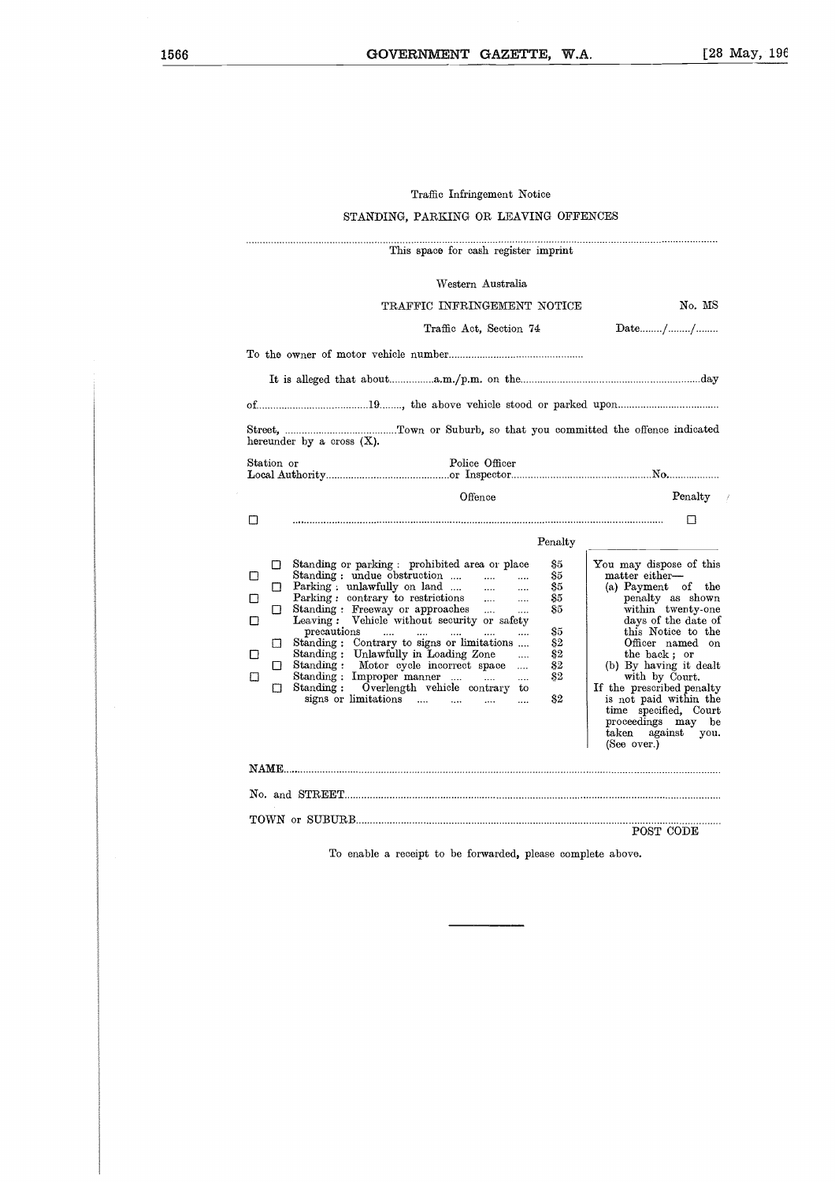Traffic Infringement Notice

STANDING, PARKING OR LEAVING OFFENCES

.................................................................................................................................................

This space for cash register imprint

Western Australia

TRAFFIC INFRINGEMENT NOTICE No. MS

Traffic Act, Section 74 Date......../......../........

To the owner of motor vehicle number................................................

It is alleged that about................a.m./p.m. on the...............................................................day

of.......................................19........, the above vehicle stood or parked upon...................................

Street, ........................................Town or Suburb, so that you committed the offence indicated hereunder by a cross (X).

Station or Local Authority...........................................Police Officer or Inspector.................................................No..................

| | Offence | Penalty |
|---|---|---|
| ☐ | ........................................................................................................................ | ☐ |

| | Offence | Penalty |
|---|---|---|
| ☐ | Standing or parking: prohibited area or place | $5 |
| ☐ | Standing: undue obstruction .... .... .... | $5 |
| ☐ | Parking: unlawfully on land .... .... .... | $5 |
| ☐ | Parking: contrary to restrictions .... .... | $5 |
| ☐ | Standing: Freeway or approaches .... .... | $5 |
| ☐ | Leaving: Vehicle without security or safety precautions .... .... .... .... .... | $5 |
| ☐ | Standing: Contrary to signs or limitations .... | $2 |
| ☐ | Standing: Unlawfully in Loading Zone .... | $2 |
| ☐ | Standing: Motor cycle incorrect space .... | $2 |
| ☐ | Standing: Improper manner .... .... .... | $2 |
| ☐ | Standing: Overlength vehicle contrary to signs or limitations .... .... .... .... | $2 |

You may dispose of this matter either—
(a) Payment of the penalty as shown within twenty-one days of the date of this Notice to the Officer named on the back; or
(b) By having it dealt with by Court.
If the prescribed penalty is not paid within the time specified, Court proceedings may be taken against you. (See over.)

NAME.................................................................................................................................................

No. and STREET.................................................................................................................................

TOWN or SUBURB...............................................................................................................................

POST CODE

To enable a receipt to be forwarded, please complete above.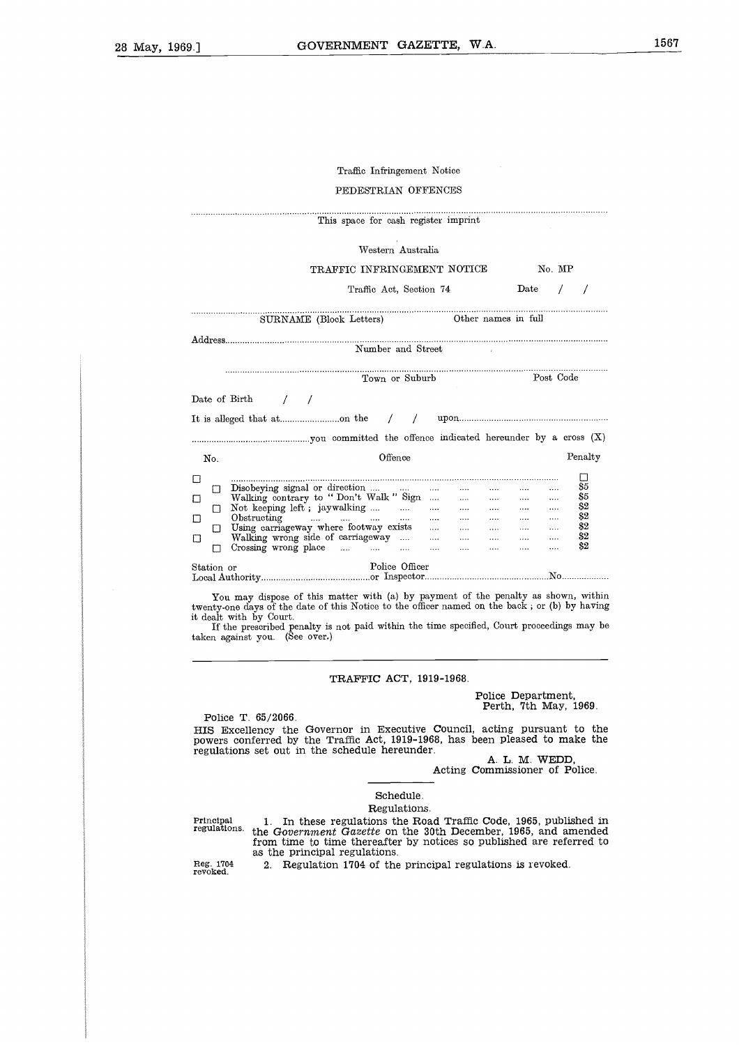Traffic Infringement Notice

PEDESTRIAN OFFENCES

.................................................................................................................................................

This space for cash register imprint

Western Australia

TRAFFIC INFRINGEMENT NOTICE No. MP

Traffic Act, Section 74 Date / /

.................................................................................................................................................

SURNAME (Block Letters) Other names in full

Address.................................................................................................................................

Number and Street

.................................................................................................................................................

Town or Suburb Post Code

Date of Birth / /

It is alleged that at........................on the / / upon............................................................

................................................you committed the offence indicated hereunder by a cross (X)

| No. | Offence | Penalty |
|---|---|---|
| ☐ | ........................................................................................................ | ☐ |
| ☐ | Disobeying signal or direction .... .... .... .... .... .... .... | $5 |
| ☐ | Walking contrary to "Don't Walk" Sign .... .... .... .... .... | $5 |
| ☐ | Not keeping left; jaywalking .... .... .... .... .... .... .... | $2 |
| ☐ | Obstructing .... .... .... .... .... .... .... .... .... .... | $2 |
| ☐ | Using carriageway where footway exists .... .... .... .... .... | $2 |
| ☐ | Walking wrong side of carriageway .... .... .... .... .... .... | $2 |
| ☐ | Crossing wrong place .... .... .... .... .... .... .... .... | $2 |

Station or Local Authority............................................ Police Officer or Inspector.................................................No..................

You may dispose of this matter with (a) by payment of the penalty as shown, within twenty-one days of the date of this Notice to the officer named on the back; or (b) by having it dealt with by Court.

If the prescribed penalty is not paid within the time specified, Court proceedings may be taken against you. (See over.)

---

## TRAFFIC ACT, 1919-1968.

Police Department,
Perth, 7th May, 1969.

Police T. 65/2066.

HIS Excellency the Governor in Executive Council, acting pursuant to the powers conferred by the Traffic Act, 1919-1968, has been pleased to make the regulations set out in the schedule hereunder.

A. L. M. WEDD,
Acting Commissioner of Police.

Schedule.

Regulations.

Principal regulations. 1. In these regulations the Road Traffic Code, 1965, published in the *Government Gazette* on the 30th December, 1965, and amended from time to time thereafter by notices so published are referred to as the principal regulations.

Reg. 1704 revoked. 2. Regulation 1704 of the principal regulations is revoked.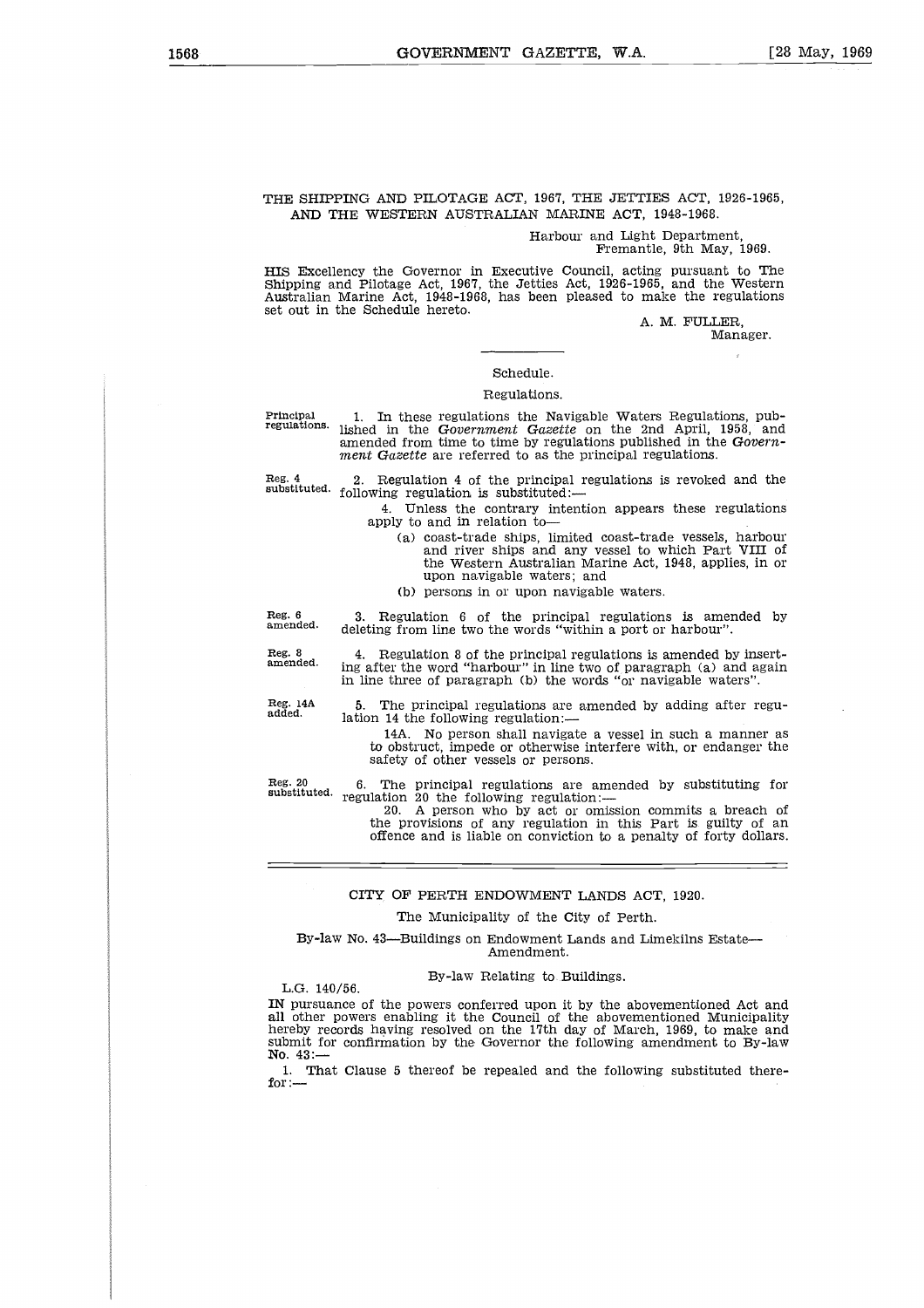THE SHIPPING AND PILOTAGE ACT, 1967, THE JETTIES ACT, 1926-1965, AND THE WESTERN AUSTRALIAN MARINE ACT, 1948-1968.

Harbour and Light Department,
Fremantle, 9th May, 1969.

HIS Excellency the Governor in Executive Council, acting pursuant to The Shipping and Pilotage Act, 1967, the Jetties Act, 1926-1965, and the Western Australian Marine Act, 1948-1968, has been pleased to make the regulations set out in the Schedule hereto.

A. M. FULLER,
Manager.

Schedule.

Regulations.

Principal regulations. 1. In these regulations the Navigable Waters Regulations, published in the *Government Gazette* on the 2nd April, 1958, and amended from time to time by regulations published in the *Government Gazette* are referred to as the principal regulations.

Reg. 4 substituted. 2. Regulation 4 of the principal regulations is revoked and the following regulation is substituted:—

4. Unless the contrary intention appears these regulations apply to and in relation to—

(a) coast-trade ships, limited coast-trade vessels, harbour and river ships and any vessel to which Part VIII of the Western Australian Marine Act, 1948, applies, in or upon navigable waters; and

(b) persons in or upon navigable waters.

Reg. 6 amended. 3. Regulation 6 of the principal regulations is amended by deleting from line two the words "within a port or harbour".

Reg. 8 amended. 4. Regulation 8 of the principal regulations is amended by inserting after the word "harbour" in line two of paragraph (a) and again in line three of paragraph (b) the words "or navigable waters".

Reg. 14A added. 5. The principal regulations are amended by adding after regulation 14 the following regulation:—

14A. No person shall navigate a vessel in such a manner as to obstruct, impede or otherwise interfere with, or endanger the safety of other vessels or persons.

Reg. 20 substituted. 6. The principal regulations are amended by substituting for regulation 20 the following regulation:—

20. A person who by act or omission commits a breach of the provisions of any regulation in this Part is guilty of an offence and is liable on conviction to a penalty of forty dollars.

---

CITY OF PERTH ENDOWMENT LANDS ACT, 1920.

The Municipality of the City of Perth.

By-law No. 43—Buildings on Endowment Lands and Limekilns Estate—Amendment.

By-law Relating to Buildings.

L.G. 140/56.

IN pursuance of the powers conferred upon it by the abovementioned Act and all other powers enabling it the Council of the abovementioned Municipality hereby records having resolved on the 17th day of March, 1969, to make and submit for confirmation by the Governor the following amendment to By-law No. 43:—

1. That Clause 5 thereof be repealed and the following substituted therefor:—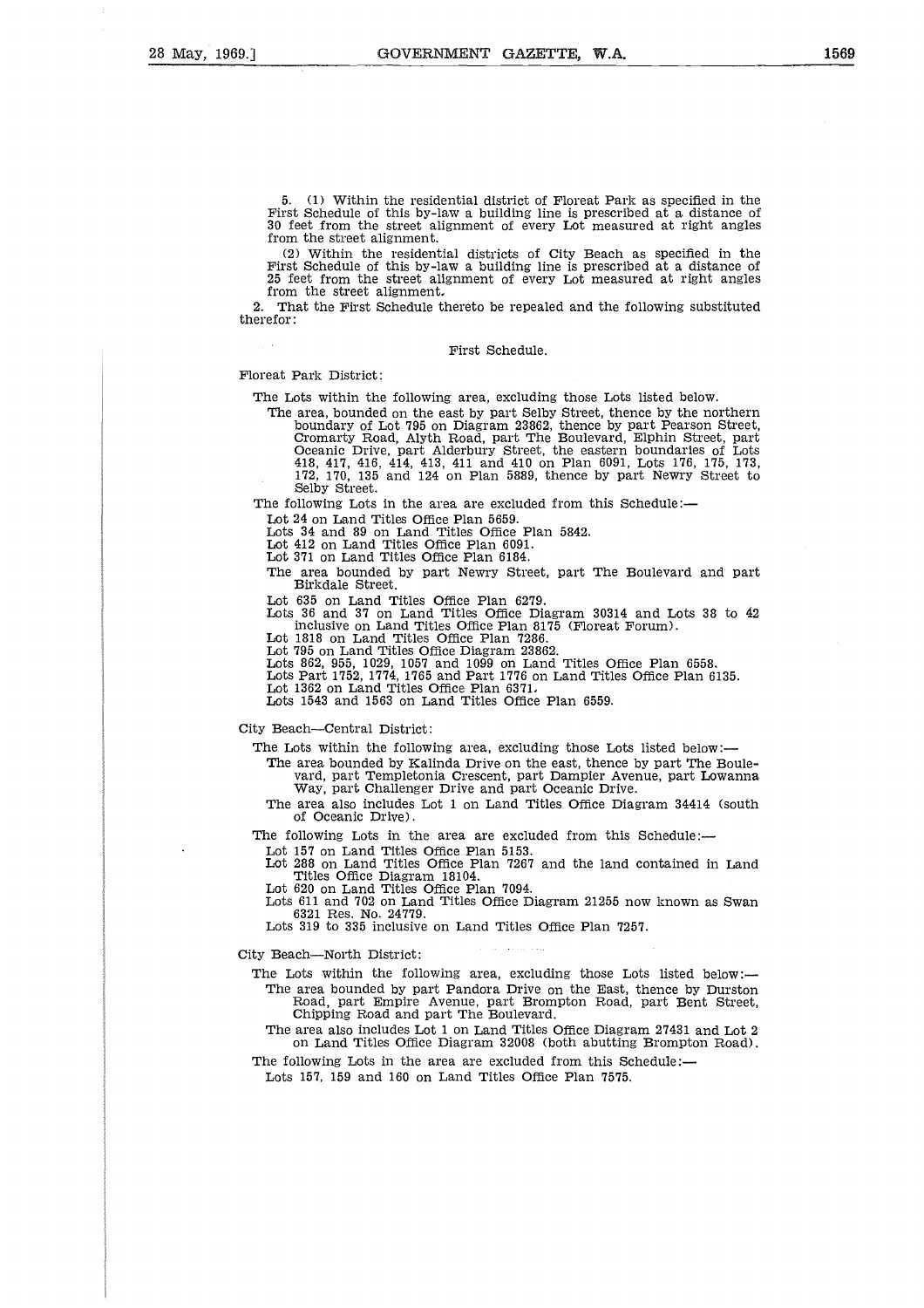5. (1) Within the residential district of Floreat Park as specified in the First Schedule of this by-law a building line is prescribed at a distance of 30 feet from the street alignment of every Lot measured at right angles from the street alignment.

(2) Within the residential districts of City Beach as specified in the First Schedule of this by-law a building line is prescribed at a distance of 25 feet from the street alignment of every Lot measured at right angles from the street alignment.

2. That the First Schedule thereto be repealed and the following substituted therefor:

First Schedule.

Floreat Park District:

The Lots within the following area, excluding those Lots listed below.

The area, bounded on the east by part Selby Street, thence by the northern boundary of Lot 795 on Diagram 23862, thence by part Pearson Street, Cromarty Road, Alyth Road, part The Boulevard, Elphin Street, part Oceanic Drive, part Alderbury Street, the eastern boundaries of Lots 418, 417, 416, 414, 413, 411 and 410 on Plan 6091, Lots 176, 175, 173, 172, 170, 135 and 124 on Plan 5889, thence by part Newry Street to Selby Street.

The following Lots in the area are excluded from this Schedule:—

Lot 24 on Land Titles Office Plan 5659.

Lots 34 and 89 on Land Titles Office Plan 5842.

Lot 412 on Land Titles Office Plan 6091.

Lot 371 on Land Titles Office Plan 6184.

The area bounded by part Newry Street, part The Boulevard and part Birkdale Street.

Lot 635 on Land Titles Office Plan 6279.

Lots 36 and 37 on Land Titles Office Diagram 30314 and Lots 38 to 42 inclusive on Land Titles Office Plan 8175 (Floreat Forum).

Lot 1818 on Land Titles Office Plan 7286.

Lot 795 on Land Titles Office Diagram 23862.

Lots 862, 955, 1029, 1057 and 1099 on Land Titles Office Plan 6558.

Lots Part 1752, 1774, 1765 and Part 1776 on Land Titles Office Plan 6135.

Lot 1362 on Land Titles Office Plan 6371.

Lots 1543 and 1563 on Land Titles Office Plan 6559.

City Beach—Central District:

The Lots within the following area, excluding those Lots listed below:—

The area bounded by Kalinda Drive on the east, thence by part The Boulevard, part Templetonia Crescent, part Dampier Avenue, part Lowanna Way, part Challenger Drive and part Oceanic Drive.

The area also includes Lot 1 on Land Titles Office Diagram 34414 (south of Oceanic Drive).

The following Lots in the area are excluded from this Schedule:—

Lot 157 on Land Titles Office Plan 5153.

Lot 288 on Land Titles Office Plan 7267 and the land contained in Land Titles Office Diagram 18104.

Lot 620 on Land Titles Office Plan 7094.

Lots 611 and 702 on Land Titles Office Diagram 21255 now known as Swan 6321 Res. No. 24779.

Lots 319 to 335 inclusive on Land Titles Office Plan 7257.

City Beach—North District:

The Lots within the following area, excluding those Lots listed below:—

The area bounded by part Pandora Drive on the East, thence by Durston Road, part Empire Avenue, part Brompton Road, part Bent Street, Chipping Road and part The Boulevard.

The area also includes Lot 1 on Land Titles Office Diagram 27431 and Lot 2 on Land Titles Office Diagram 32008 (both abutting Brompton Road).

The following Lots in the area are excluded from this Schedule:—

Lots 157, 159 and 160 on Land Titles Office Plan 7575.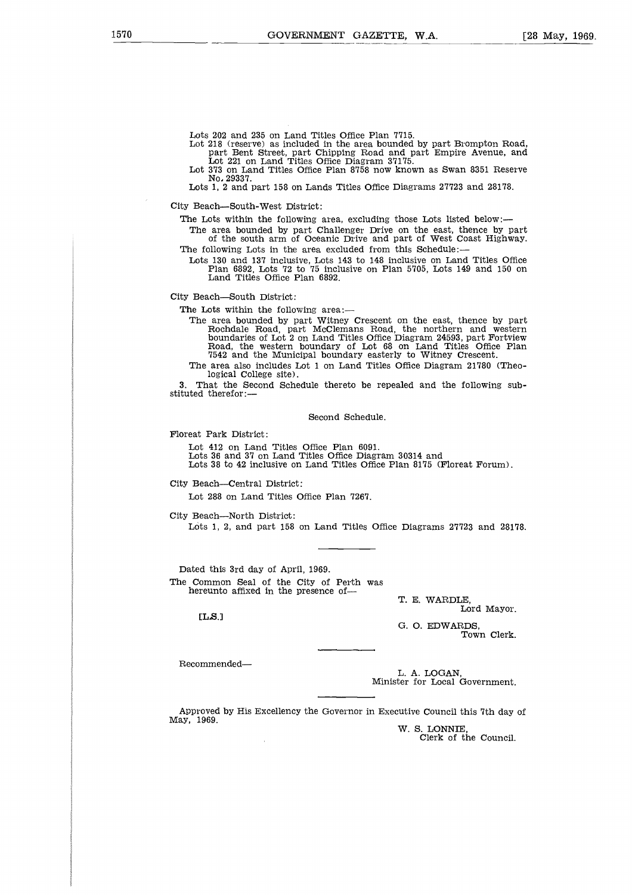Lots 202 and 235 on Land Titles Office Plan 7715.

Lot 218 (reserve) as included in the area bounded by part Brompton Road, part Bent Street, part Chipping Road and part Empire Avenue, and Lot 221 on Land Titles Office Diagram 37175.

Lot 373 on Land Titles Office Plan 8758 now known as Swan 8351 Reserve No. 29337.

Lots 1, 2 and part 158 on Lands Titles Office Diagrams 27723 and 28178.

City Beach—South-West District:

The Lots within the following area, excluding those Lots listed below:—

The area bounded by part Challenger Drive on the east, thence by part of the south arm of Oceanic Drive and part of West Coast Highway.

The following Lots in the area excluded from this Schedule:—

Lots 130 and 137 inclusive, Lots 143 to 148 inclusive on Land Titles Office Plan 6892, Lots 72 to 75 inclusive on Plan 5705, Lots 149 and 150 on Land Titles Office Plan 6892.

City Beach—South District:

The Lots within the following area:—

The area bounded by part Witney Crescent on the east, thence by part Rochdale Road, part McClemans Road, the northern and western boundaries of Lot 2 on Land Titles Office Diagram 24593, part Fortview Road, the western boundary of Lot 68 on Land Titles Office Plan 7542 and the Municipal boundary easterly to Witney Crescent.

The area also includes Lot 1 on Land Titles Office Diagram 21780 (Theological College site).

3. That the Second Schedule thereto be repealed and the following substituted therefor:—

Second Schedule.

Floreat Park District:

Lot 412 on Land Titles Office Plan 6091.
Lots 36 and 37 on Land Titles Office Diagram 30314 and
Lots 38 to 42 inclusive on Land Titles Office Plan 8175 (Floreat Forum).

City Beach—Central District:

Lot 288 on Land Titles Office Plan 7267.

City Beach—North District:

Lots 1, 2, and part 158 on Land Titles Office Diagrams 27723 and 28178.

---

Dated this 3rd day of April, 1969.

The Common Seal of the City of Perth was hereunto affixed in the presence of—

[L.S.]

T. E. WARDLE,
Lord Mayor.

G. O. EDWARDS,
Town Clerk.

---

Recommended—

L. A. LOGAN,
Minister for Local Government.

---

Approved by His Excellency the Governor in Executive Council this 7th day of May, 1969.

W. S. LONNIE,
Clerk of the Council.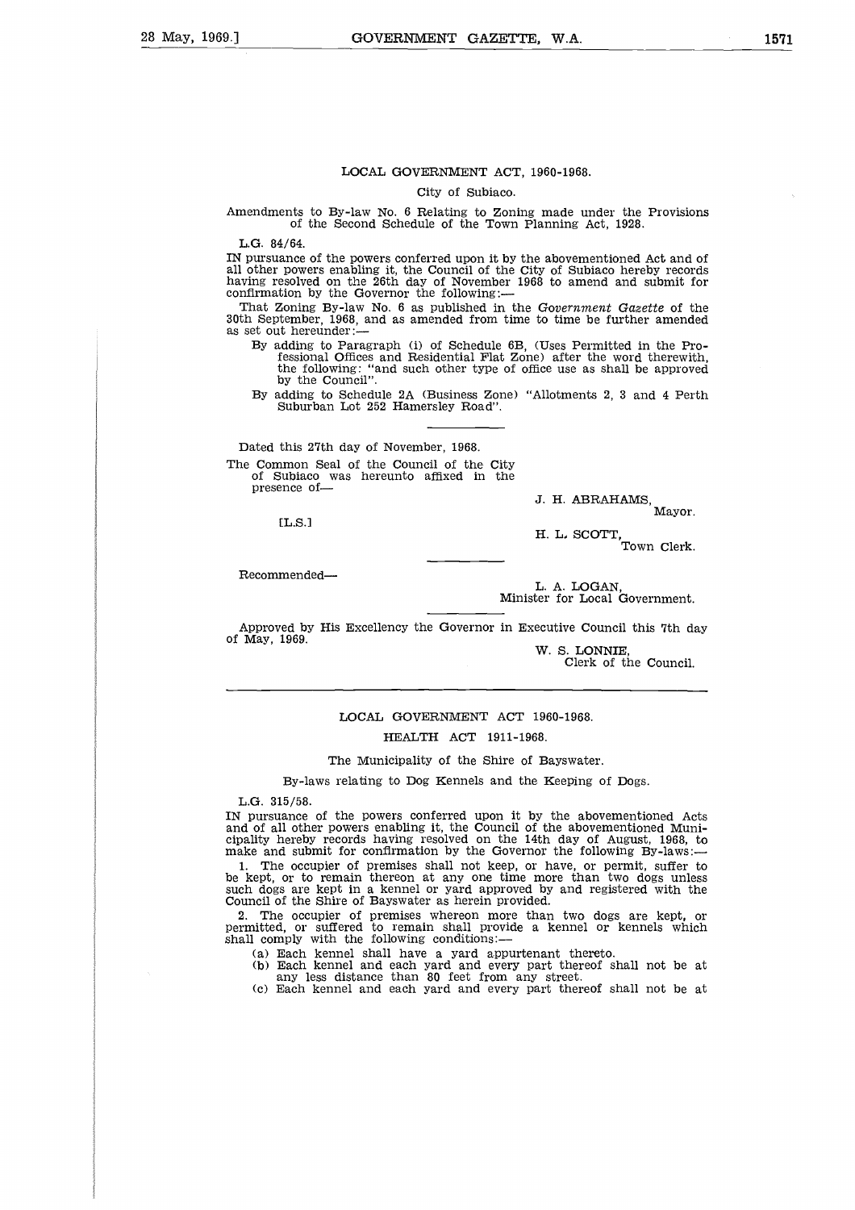## LOCAL GOVERNMENT ACT, 1960-1968.

City of Subiaco.

Amendments to By-law No. 6 Relating to Zoning made under the Provisions of the Second Schedule of the Town Planning Act, 1928.

L.G. 84/64.

IN pursuance of the powers conferred upon it by the abovementioned Act and of all other powers enabling it, the Council of the City of Subiaco hereby records having resolved on the 26th day of November 1968 to amend and submit for confirmation by the Governor the following:—

That Zoning By-law No. 6 as published in the *Government Gazette* of the 30th September, 1968, and as amended from time to time be further amended as set out hereunder:—

By adding to Paragraph (i) of Schedule 6B, (Uses Permitted in the Professional Offices and Residential Flat Zone) after the word therewith, the following: "and such other type of office use as shall be approved by the Council".

By adding to Schedule 2A (Business Zone) "Allotments 2, 3 and 4 Perth Suburban Lot 252 Hamersley Road".

---

Dated this 27th day of November, 1968.

The Common Seal of the Council of the City of Subiaco was hereunto affixed in the presence of—

[L.S.]

J. H. ABRAHAMS,
Mayor.

H. L. SCOTT,
Town Clerk.

---

Recommended—

L. A. LOGAN,
Minister for Local Government.

---

Approved by His Excellency the Governor in Executive Council this 7th day of May, 1969.

W. S. LONNIE,
Clerk of the Council.

---

## LOCAL GOVERNMENT ACT 1960-1968.

## HEALTH ACT 1911-1968.

The Municipality of the Shire of Bayswater.

By-laws relating to Dog Kennels and the Keeping of Dogs.

L.G. 315/58.

IN pursuance of the powers conferred upon it by the abovementioned Acts and of all other powers enabling it, the Council of the abovementioned Municipality hereby records having resolved on the 14th day of August, 1968, to make and submit for confirmation by the Governor the following By-laws:—

1. The occupier of premises shall not keep, or have, or permit, suffer to be kept, or to remain thereon at any one time more than two dogs unless such dogs are kept in a kennel or yard approved by and registered with the Council of the Shire of Bayswater as herein provided.

2. The occupier of premises whereon more than two dogs are kept, or permitted, or suffered to remain shall provide a kennel or kennels which shall comply with the following conditions:—

(a) Each kennel shall have a yard appurtenant thereto.

(b) Each kennel and each yard and every part thereof shall not be at any less distance than 80 feet from any street.

(c) Each kennel and each yard and every part thereof shall not be at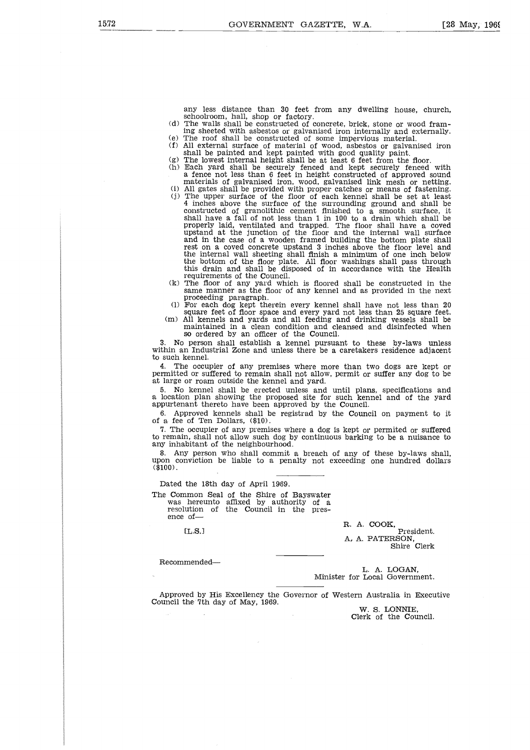any less distance than 30 feet from any dwelling house, church, schoolroom, hall, shop or factory.

(d) The walls shall be constructed of concrete, brick, stone or wood framing sheeted with asbestos or galvanised iron internally and externally.

(e) The roof shall be constructed of some impervious material.

(f) All external surface of material of wood, asbestos or galvanised iron shall be painted and kept painted with good quality paint.

(g) The lowest internal height shall be at least 6 feet from the floor.

(h) Each yard shall be securely fenced and kept securely fenced with a fence not less than 6 feet in height constructed of approved sound materials of galvanised iron, wood, galvanised link mesh or netting.

(i) All gates shall be provided with proper catches or means of fastening.

(j) The upper surface of the floor of each kennel shall be set at least 4 inches above the surface of the surrounding ground and shall be constructed of granolithic cement finished to a smooth surface, it shall have a fall of not less than 1 in 100 to a drain which shall be properly laid, ventilated and trapped. The floor shall have a coved upstand at the junction of the floor and the internal wall surface and in the case of a wooden framed building the bottom plate shall rest on a coved concrete upstand 3 inches above the floor level and the internal wall sheeting shall finish a minimum of one inch below the bottom of the floor plate. All floor washings shall pass through this drain and shall be disposed of in accordance with the Health requirements of the Council.

(k) The floor of any yard which is floored shall be constructed in the same manner as the floor of any kennel and as provided in the next proceeding paragraph.

(l) For each dog kept therein every kennel shall have not less than 20 square feet of floor space and every yard not less than 25 square feet.

(m) All kennels and yards and all feeding and drinking vessels shall be maintained in a clean condition and cleansed and disinfected when so ordered by an officer of the Council.

3. No person shall establish a kennel pursuant to these by-laws unless within an Industrial Zone and unless there be a caretakers residence adjacent to such kennel.

4. The occupier of any premises where more than two dogs are kept or permitted or suffered to remain shall not allow, permit or suffer any dog to be at large or roam outside the kennel and yard.

5. No kennel shall be erected unless and until plans, specifications and a location plan showing the proposed site for such kennel and of the yard appurtenant thereto have been approved by the Council.

6. Approved kennels shall be registrad by the Council on payment to it of a fee of Ten Dollars, ($10).

7. The occupier of any premises where a dog is kept or permited or suffered to remain, shall not allow such dog by continuous barking to be a nuisance to any inhabitant of the neighbourhood.

8. Any person who shall commit a breach of any of these by-laws shall, upon conviction be liable to a penalty not exceeding one hundred dollars ($100).

---

Dated the 18th day of April 1969.

The Common Seal of the Shire of Bayswater was hereunto affixed by authority of a resolution of the Council in the presence of—

[L.S.]

R. A. COOK,
President.

A. A. PATERSON,
Shire Clerk

---

Recommended—

L. A. LOGAN,
Minister for Local Government.

---

Approved by His Excellency the Governor of Western Australia in Executive Council the 7th day of May, 1969.

W. S. LONNIE,
Clerk of the Council.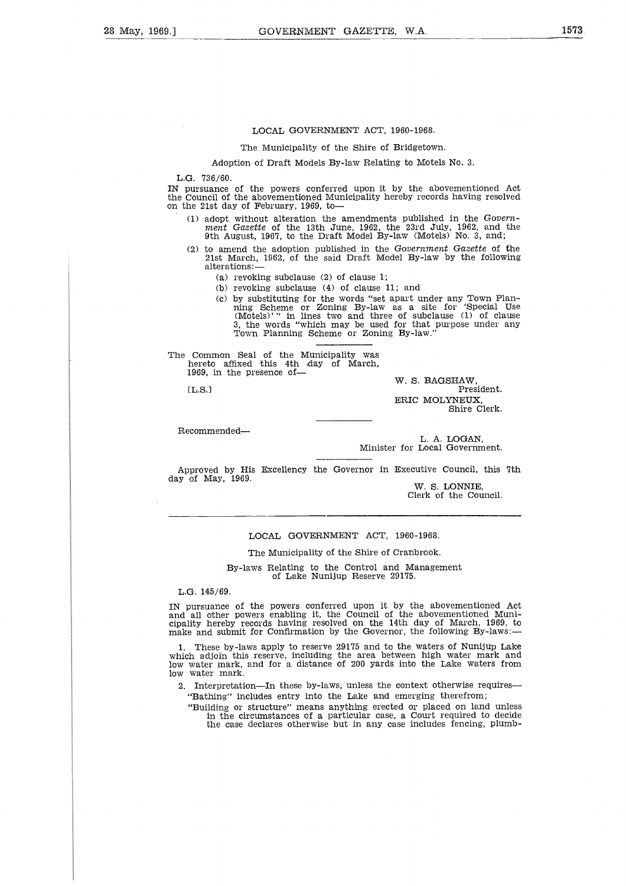## LOCAL GOVERNMENT ACT, 1960-1968.

The Municipality of the Shire of Bridgetown.

Adoption of Draft Models By-law Relating to Motels No. 3.

L.G. 736/60.

IN pursuance of the powers conferred upon it by the abovementioned Act the Council of the abovementioned Municipality hereby records having resolved on the 21st day of February, 1969, to—

(1) adopt without alteration the amendments published in the *Government Gazette* of the 13th June, 1962, the 23rd July, 1962, and the 9th August, 1967, to the Draft Model By-law (Motels) No. 3, and;

(2) to amend the adoption published in the *Government Gazette* of the 21st March, 1962, of the said Draft Model By-law by the following alterations:—

(a) revoking subclause (2) of clause 1;

(b) revoking subclause (4) of clause 11; and

(c) by substituting for the words "set apart under any Town Planning Scheme or Zoning By-law as a site for 'Special Use (Motels)'" in lines two and three of subclause (1) of clause 3, the words "which may be used for that purpose under any Town Planning Scheme or Zoning By-law."

The Common Seal of the Municipality was hereto affixed this 4th day of March, 1969, in the presence of—

[L.S.]

W. S. BAGSHAW,
President.

ERIC MOLYNEUX,
Shire Clerk.

Recommended—

L. A. LOGAN,
Minister for Local Government.

Approved by His Excellency the Governor in Executive Council, this 7th day of May, 1969.

W. S. LONNIE,
Clerk of the Council.

---

## LOCAL GOVERNMENT ACT, 1960-1968.

The Municipality of the Shire of Cranbrook.

By-laws Relating to the Control and Management of Lake Nunijup Reserve 29175.

L.G. 145/69.

IN pursuance of the powers conferred upon it by the abovementioned Act and all other powers enabling it, the Council of the abovementioned Municipality hereby records having resolved on the 14th day of March, 1969, to make and submit for Confirmation by the Governor, the following By-laws:—

1. These by-laws apply to reserve 29175 and to the waters of Nunijup Lake which adjoin this reserve, including the area between high water mark and low water mark, and for a distance of 200 yards into the Lake waters from low water mark.

2. Interpretation—In these by-laws, unless the context otherwise requires—

"Bathing" includes entry into the Lake and emerging therefrom;

"Building or structure" means anything erected or placed on land unless in the circumstances of a particular case, a Court required to decide the case declares otherwise but in any case includes fencing, plumb-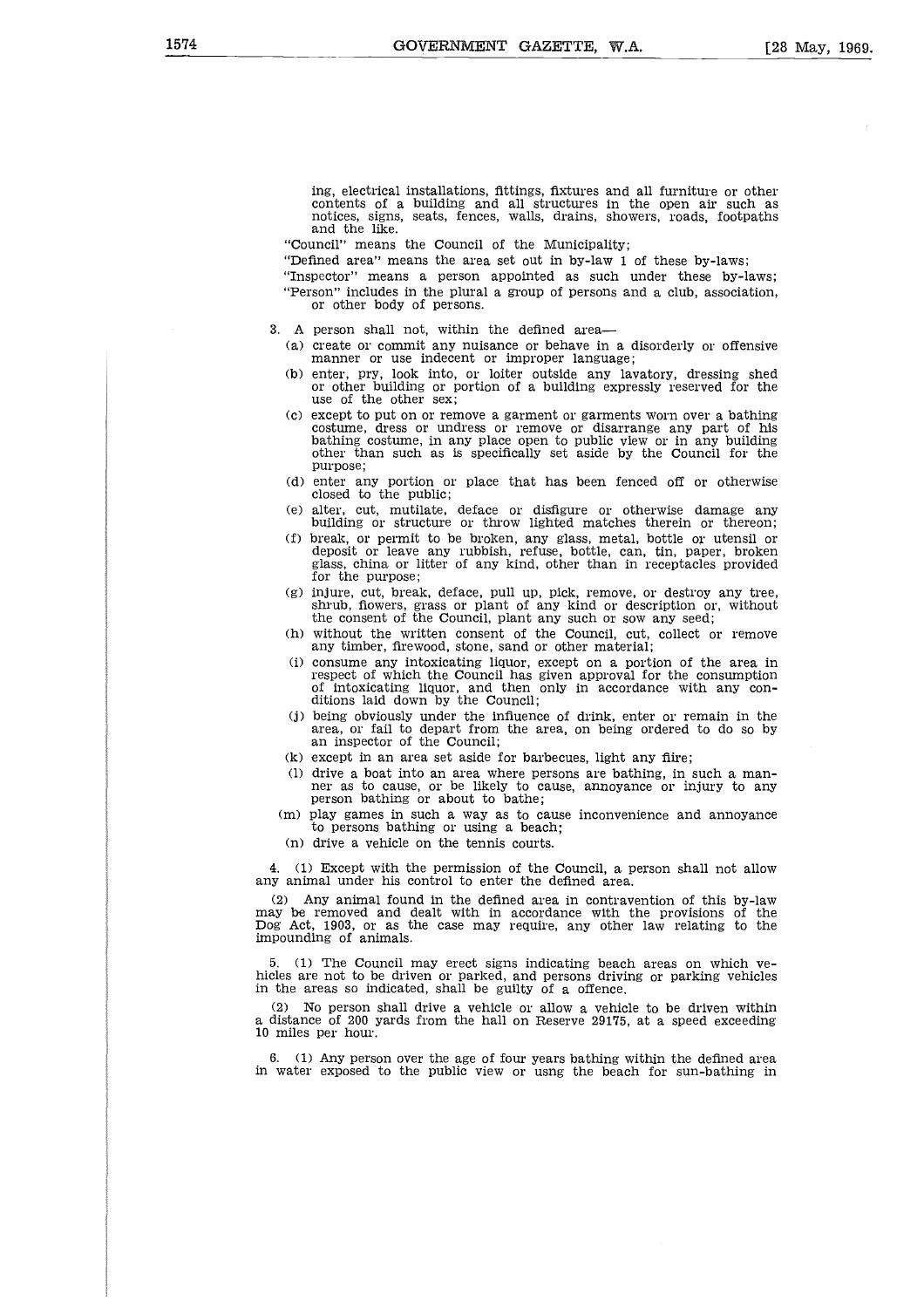ing, electrical installations, fittings, fixtures and all furniture or other contents of a building and all structures in the open air such as notices, signs, seats, fences, walls, drains, showers, roads, footpaths and the like.

"Council" means the Council of the Municipality;

"Defined area" means the area set out in by-law 1 of these by-laws;

"Inspector" means a person appointed as such under these by-laws;

"Person" includes in the plural a group of persons and a club, association, or other body of persons.

3. A person shall not, within the defined area—

(a) create or commit any nuisance or behave in a disorderly or offensive manner or use indecent or improper language;

(b) enter, pry, look into, or loiter outside any lavatory, dressing shed or other building or portion of a building expressly reserved for the use of the other sex;

(c) except to put on or remove a garment or garments worn over a bathing costume, dress or undress or remove or disarrange any part of his bathing costume, in any place open to public view or in any building other than such as is specifically set aside by the Council for the purpose;

(d) enter any portion or place that has been fenced off or otherwise closed to the public;

(e) alter, cut, mutilate, deface or disfigure or otherwise damage any building or structure or throw lighted matches therein or thereon;

(f) break, or permit to be broken, any glass, metal, bottle or utensil or deposit or leave any rubbish, refuse, bottle, can, tin, paper, broken glass, china or litter of any kind, other than in receptacles provided for the purpose;

(g) injure, cut, break, deface, pull up, pick, remove, or destroy any tree, shrub, flowers, grass or plant of any kind or description or, without the consent of the Council, plant any such or sow any seed;

(h) without the written consent of the Council, cut, collect or remove any timber, firewood, stone, sand or other material;

(i) consume any intoxicating liquor, except on a portion of the area in respect of which the Council has given approval for the consumption of intoxicating liquor, and then only in accordance with any conditions laid down by the Council;

(j) being obviously under the influence of drink, enter or remain in the area, or fail to depart from the area, on being ordered to do so by an inspector of the Council;

(k) except in an area set aside for barbecues, light any fire;

(l) drive a boat into an area where persons are bathing, in such a manner as to cause, or be likely to cause, annoyance or injury to any person bathing or about to bathe;

(m) play games in such a way as to cause inconvenience and annoyance to persons bathing or using a beach;

(n) drive a vehicle on the tennis courts.

4. (1) Except with the permission of the Council, a person shall not allow any animal under his control to enter the defined area.

(2) Any animal found in the defined area in contravention of this by-law may be removed and dealt with in accordance with the provisions of the Dog Act, 1903, or as the case may require, any other law relating to the impounding of animals.

5. (1) The Council may erect signs indicating beach areas on which vehicles are not to be driven or parked, and persons driving or parking vehicles in the areas so indicated, shall be guilty of a offence.

(2) No person shall drive a vehicle or allow a vehicle to be driven within a distance of 200 yards from the hall on Reserve 29175, at a speed exceeding 10 miles per hour.

6. (1) Any person over the age of four years bathing within the defined area in water exposed to the public view or usng the beach for sun-bathing in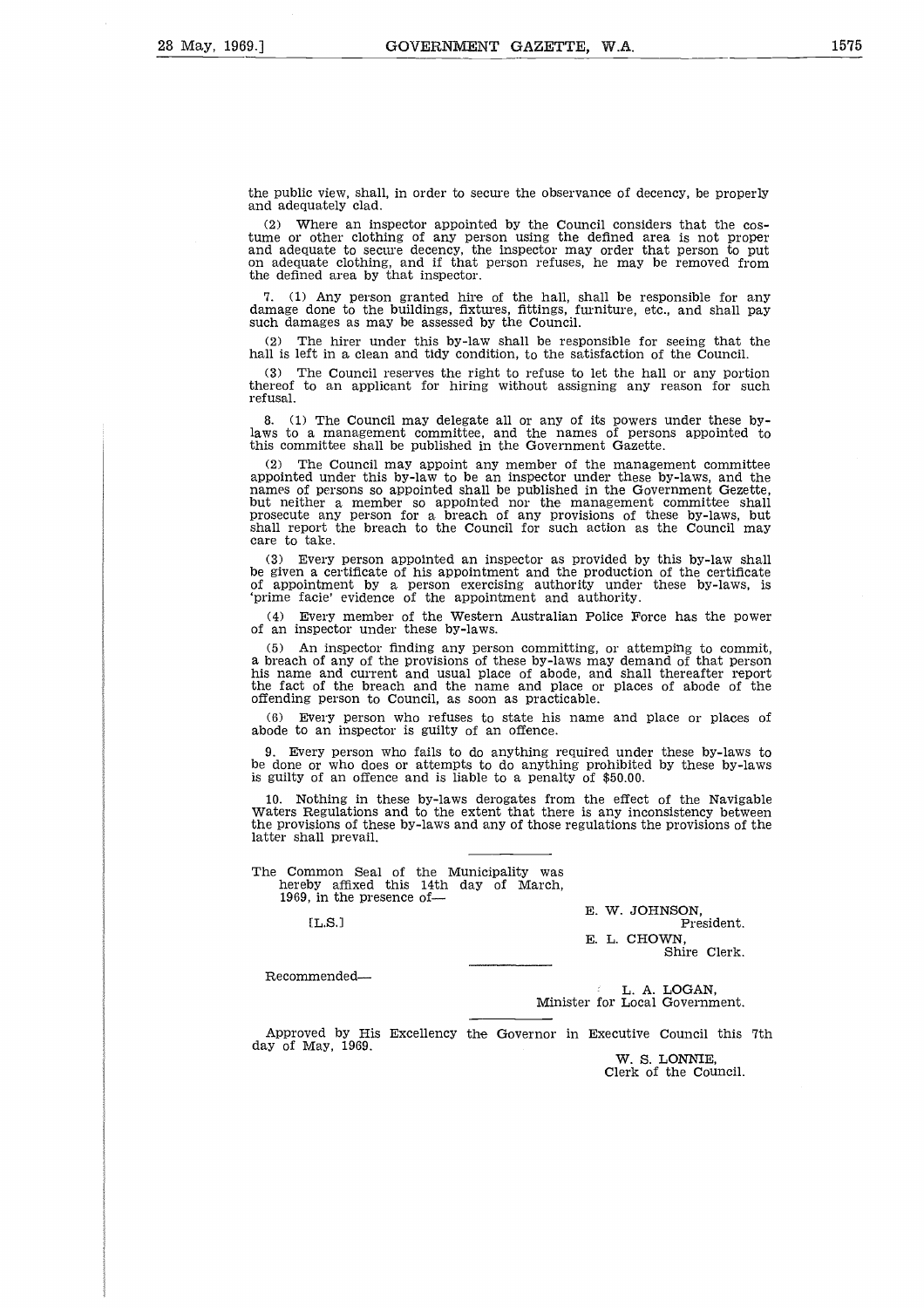the public view, shall, in order to secure the observance of decency, be properly and adequately clad.

(2) Where an inspector appointed by the Council considers that the costume or other clothing of any person using the defined area is not proper and adequate to secure decency, the inspector may order that person to put on adequate clothing, and if that person refuses, he may be removed from the defined area by that inspector.

7. (1) Any person granted hire of the hall, shall be responsible for any damage done to the buildings, fixtures, fittings, furniture, etc., and shall pay such damages as may be assessed by the Council.

(2) The hirer under this by-law shall be responsible for seeing that the hall is left in a clean and tidy condition, to the satisfaction of the Council.

(3) The Council reserves the right to refuse to let the hall or any portion thereof to an applicant for hiring without assigning any reason for such refusal.

8. (1) The Council may delegate all or any of its powers under these by-laws to a management committee, and the names of persons appointed to this committee shall be published in the Government Gazette.

(2) The Council may appoint any member of the management committee appointed under this by-law to be an inspector under these by-laws, and the names of persons so appointed shall be published in the Government Gezette, but neither a member so appointed nor the management committee shall prosecute any person for a breach of any provisions of these by-laws, but shall report the breach to the Council for such action as the Council may care to take.

(3) Every person appointed an inspector as provided by this by-law shall be given a certificate of his appointment and the production of the certificate of appointment by a person exercising authority under these by-laws, is 'prime facie' evidence of the appointment and authority.

(4) Every member of the Western Australian Police Force has the power of an inspector under these by-laws.

(5) An inspector finding any person committing, or attemping to commit, a breach of any of the provisions of these by-laws may demand of that person his name and current and usual place of abode, and shall thereafter report the fact of the breach and the name and place or places of abode of the offending person to Council, as soon as practicable.

(6) Every person who refuses to state his name and place or places of abode to an inspector is guilty of an offence.

9. Every person who fails to do anything required under these by-laws to be done or who does or attempts to do anything prohibited by these by-laws is guilty of an offence and is liable to a penalty of $50.00.

10. Nothing in these by-laws derogates from the effect of the Navigable Waters Regulations and to the extent that there is any inconsistency between the provisions of these by-laws and any of those regulations the provisions of the latter shall prevail.

---

The Common Seal of the Municipality was hereby affixed this 14th day of March, 1969, in the presence of—

[L.S.]

E. W. JOHNSON,
President.

E. L. CHOWN,
Shire Clerk.

---

Recommended—

L. A. LOGAN,
Minister for Local Government.

---

Approved by His Excellency the Governor in Executive Council this 7th day of May, 1969.

W. S. LONNIE,
Clerk of the Council.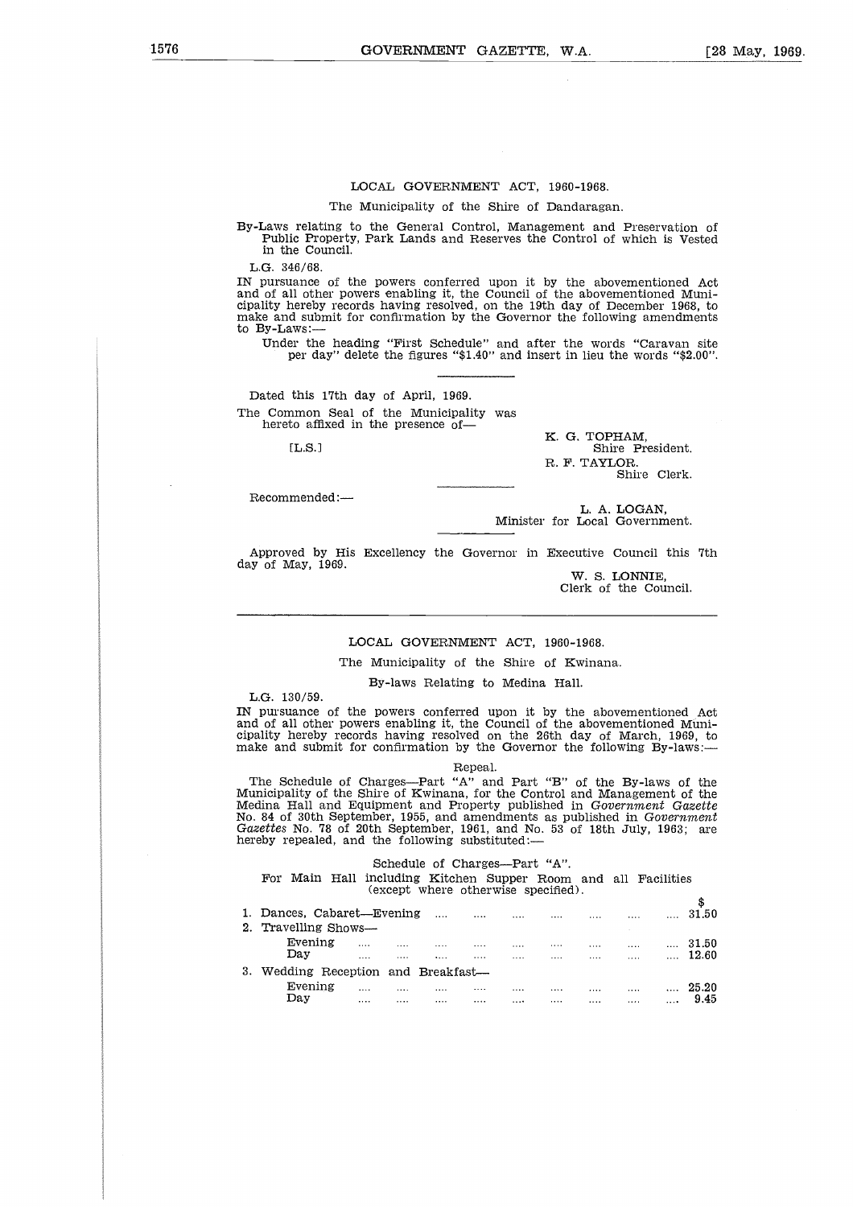LOCAL GOVERNMENT ACT, 1960-1968.

The Municipality of the Shire of Dandaragan.

By-Laws relating to the General Control, Management and Preservation of Public Property, Park Lands and Reserves the Control of which is Vested in the Council.

L.G. 346/68.

IN pursuance of the powers conferred upon it by the abovementioned Act and of all other powers enabling it, the Council of the abovementioned Municipality hereby records having resolved, on the 19th day of December 1968, to make and submit for confirmation by the Governor the following amendments to By-Laws:—

Under the heading "First Schedule" and after the words "Caravan site per day" delete the figures "$1.40" and insert in lieu the words "$2.00".

Dated this 17th day of April, 1969.

The Common Seal of the Municipality was hereto affixed in the presence of—

[L.S.]

K. G. TOPHAM,
Shire President.

R. F. TAYLOR.
Shire Clerk.

Recommended:—

L. A. LOGAN,
Minister for Local Government.

Approved by His Excellency the Governor in Executive Council this 7th day of May, 1969.

W. S. LONNIE,
Clerk of the Council.

---

LOCAL GOVERNMENT ACT, 1960-1968.

The Municipality of the Shire of Kwinana.

By-laws Relating to Medina Hall.

L.G. 130/59.

IN pursuance of the powers conferred upon it by the abovementioned Act and of all other powers enabling it, the Council of the abovementioned Municipality hereby records having resolved on the 26th day of March, 1969, to make and submit for confirmation by the Governor the following By-laws:—

Repeal.

The Schedule of Charges—Part "A" and Part "B" of the By-laws of the Municipality of the Shire of Kwinana, for the Control and Management of the Medina Hall and Equipment and Property published in *Government Gazette* No. 84 of 30th September, 1955, and amendments as published in *Government Gazettes* No. 78 of 20th September, 1961, and No. 53 of 18th July, 1963; are hereby repealed, and the following substituted:—

Schedule of Charges—Part "A".

For Main Hall including Kitchen Supper Room and all Facilities (except where otherwise specified).

| | $ |
|---|---|
| 1. Dances, Cabaret—Evening | 31.50 |
| 2. Travelling Shows— | |
| Evening | 31.50 |
| Day | 12.60 |
| 3. Wedding Reception and Breakfast— | |
| Evening | 25.20 |
| Day | 9.45 |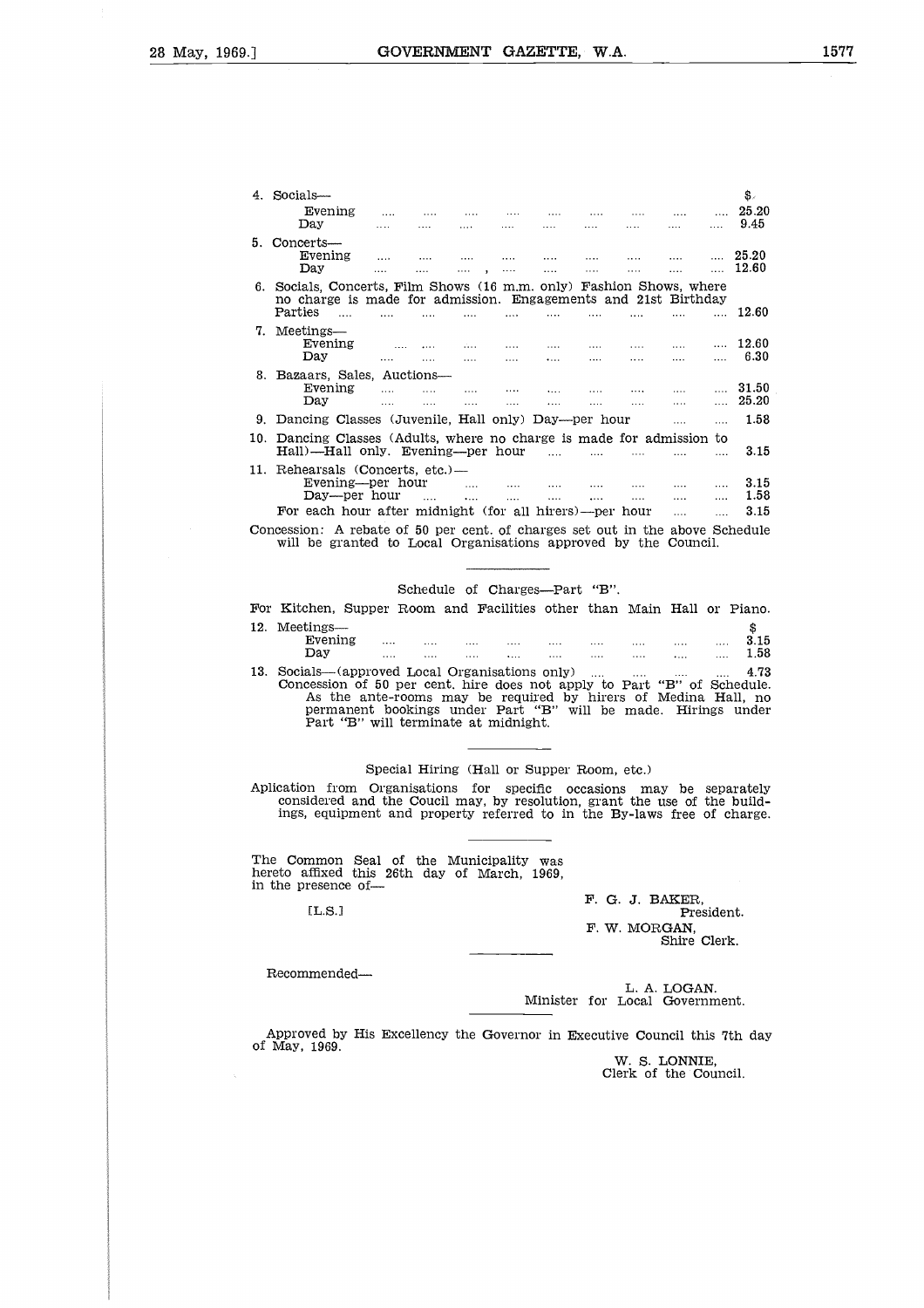| | $ |
|---|---|
| 4. Socials— | |
| Evening | 25.20 |
| Day | 9.45 |
| 5. Concerts— | |
| Evening | 25.20 |
| Day | 12.60 |
| 6. Socials, Concerts, Film Shows (16 m.m. only) Fashion Shows, where no charge is made for admission. Engagements and 21st Birthday Parties | 12.60 |
| 7. Meetings— | |
| Evening | 12.60 |
| Day | 6.30 |
| 8. Bazaars, Sales, Auctions— | |
| Evening | 31.50 |
| Day | 25.20 |
| 9. Dancing Classes (Juvenile, Hall only) Day—per hour | 1.58 |
| 10. Dancing Classes (Adults, where no charge is made for admission to Hall)—Hall only. Evening—per hour | 3.15 |
| 11. Rehearsals (Concerts, etc.)— | |
| Evening—per hour | 3.15 |
| Day—per hour | 1.58 |
| For each hour after midnight (for all hirers)—per hour | 3.15 |

Concession: A rebate of 50 per cent. of charges set out in the above Schedule will be granted to Local Organisations approved by the Council.

Schedule of Charges—Part "B".

For Kitchen, Supper Room and Facilities other than Main Hall or Piano.

| | $ |
|---|---|
| 12. Meetings— | |
| Evening | 3.15 |
| Day | 1.58 |
| 13. Socials—(approved Local Organisations only) | 4.73 |

Concession of 50 per cent. hire does not apply to Part "B" of Schedule. As the ante-rooms may be required by hirers of Medina Hall, no permanent bookings under Part "B" will be made. Hirings under Part "B" will terminate at midnight.

Special Hiring (Hall or Supper Room, etc.)

Aplication from Organisations for specific occasions may be separately considered and the Coucil may, by resolution, grant the use of the buildings, equipment and property referred to in the By-laws free of charge.

The Common Seal of the Municipality was hereto affixed this 26th day of March, 1969, in the presence of—

[L.S.]

F. G. J. BAKER,
President.

F. W. MORGAN,
Shire Clerk.

Recommended—

L. A. LOGAN.
Minister for Local Government.

Approved by His Excellency the Governor in Executive Council this 7th day of May, 1969.

W. S. LONNIE,
Clerk of the Council.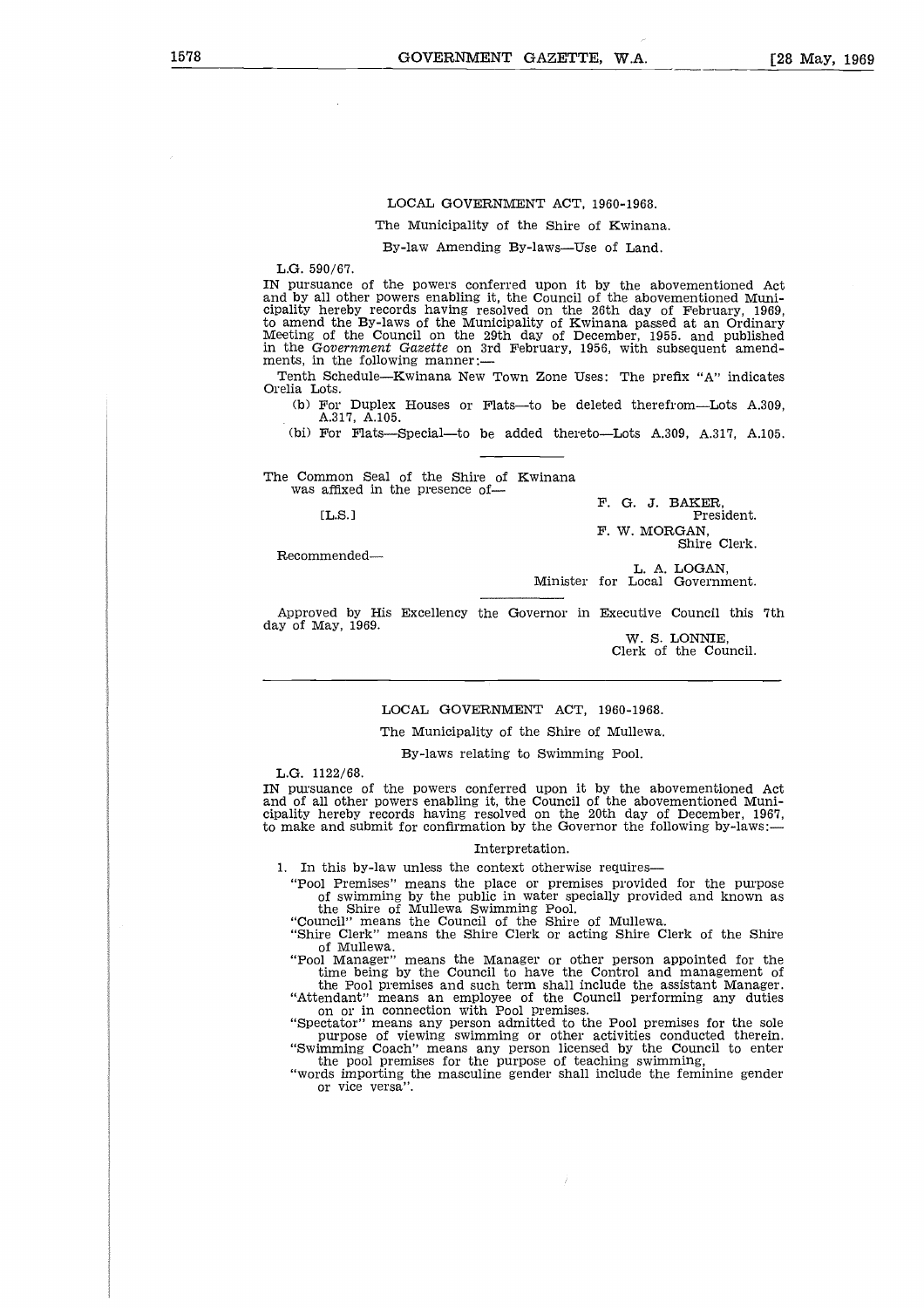## LOCAL GOVERNMENT ACT, 1960-1968.

The Municipality of the Shire of Kwinana.

By-law Amending By-laws—Use of Land.

L.G. 590/67.

IN pursuance of the powers conferred upon it by the abovementioned Act and by all other powers enabling it, the Council of the abovementioned Municipality hereby records having resolved on the 26th day of February, 1969, to amend the By-laws of the Municipality of Kwinana passed at an Ordinary Meeting of the Council on the 29th day of December, 1955. and published in the *Government Gazette* on 3rd February, 1956, with subsequent amendments, in the following manner:—

Tenth Schedule—Kwinana New Town Zone Uses: The prefix "A" indicates Orelia Lots.

(b) For Duplex Houses or Flats—to be deleted therefrom—Lots A.309, A.317, A.105.

(bi) For Flats—Special—to be added thereto—Lots A.309, A.317, A.105.

The Common Seal of the Shire of Kwinana was affixed in the presence of—

[L.S.]

F. G. J. BAKER,
President.

F. W. MORGAN,
Shire Clerk.

Recommended—

L. A. LOGAN,
Minister for Local Government.

Approved by His Excellency the Governor in Executive Council this 7th day of May, 1969.

W. S. LONNIE,
Clerk of the Council.

---

## LOCAL GOVERNMENT ACT, 1960-1968.

The Municipality of the Shire of Mullewa.

By-laws relating to Swimming Pool.

L.G. 1122/68.

IN pursuance of the powers conferred upon it by the abovementioned Act and of all other powers enabling it, the Council of the abovementioned Municipality hereby records having resolved on the 20th day of December, 1967, to make and submit for confirmation by the Governor the following by-laws:—

### Interpretation.

1. In this by-law unless the context otherwise requires—

"Pool Premises" means the place or premises provided for the purpose of swimming by the public in water specially provided and known as the Shire of Mullewa Swimming Pool.

"Council" means the Council of the Shire of Mullewa.

"Shire Clerk" means the Shire Clerk or acting Shire Clerk of the Shire of Mullewa.

"Pool Manager" means the Manager or other person appointed for the time being by the Council to have the Control and management of the Pool premises and such term shall include the assistant Manager.

"Attendant" means an employee of the Council performing any duties on or in connection with Pool premises.

"Spectator" means any person admitted to the Pool premises for the sole purpose of viewing swimming or other activities conducted therein.

"Swimming Coach" means any person licensed by the Council to enter the pool premises for the purpose of teaching swimming,

"words importing the masculine gender shall include the feminine gender or vice versa".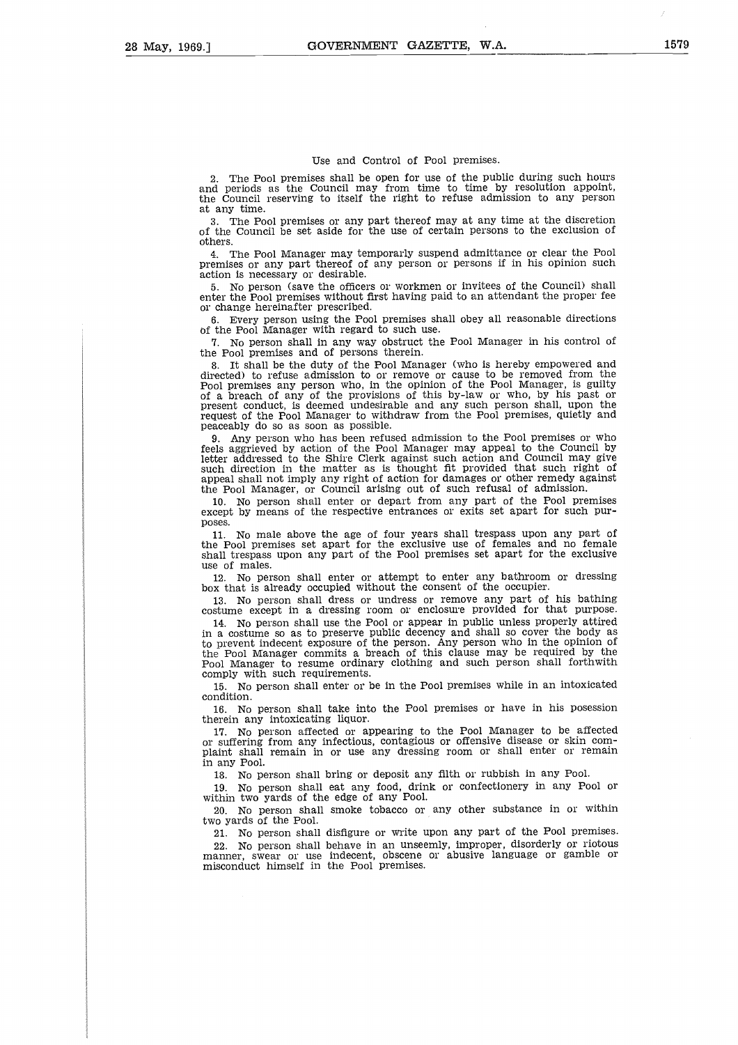## Use and Control of Pool premises.

2. The Pool premises shall be open for use of the public during such hours and periods as the Council may from time to time by resolution appoint, the Council reserving to itself the right to refuse admission to any person at any time.

3. The Pool premises or any part thereof may at any time at the discretion of the Council be set aside for the use of certain persons to the exclusion of others.

4. The Pool Manager may temporarily suspend admittance or clear the Pool premises or any part thereof of any person or persons if in his opinion such action is necessary or desirable.

5. No person (save the officers or workmen or invitees of the Council) shall enter the Pool premises without first having paid to an attendant the proper fee or change hereinafter prescribed.

6. Every person using the Pool premises shall obey all reasonable directions of the Pool Manager with regard to such use.

7. No person shall in any way obstruct the Pool Manager in his control of the Pool premises and of persons therein.

8. It shall be the duty of the Pool Manager (who is hereby empowered and directed) to refuse admission to or remove or cause to be removed from the Pool premises any person who, in the opinion of the Pool Manager, is guilty of a breach of any of the provisions of this by-law or who, by his past or present conduct, is deemed undesirable and any such person shall, upon the request of the Pool Manager to withdraw from the Pool premises, quietly and peaceably do so as soon as possible.

9. Any person who has been refused admission to the Pool premises or who feels aggrieved by action of the Pool Manager may appeal to the Council by letter addressed to the Shire Clerk against such action and Council may give such direction in the matter as is thought fit provided that such right of appeal shall not imply any right of action for damages or other remedy against the Pool Manager, or Council arising out of such refusal of admission.

10. No person shall enter or depart from any part of the Pool premises except by means of the respective entrances or exits set apart for such purposes.

11. No male above the age of four years shall trespass upon any part of the Pool premises set apart for the exclusive use of females and no female shall trespass upon any part of the Pool premises set apart for the exclusive use of males.

12. No person shall enter or attempt to enter any bathroom or dressing box that is already occupied without the consent of the occupier.

13. No person shall dress or undress or remove any part of his bathing costume except in a dressing room or enclosure provided for that purpose.

14. No person shall use the Pool or appear in public unless properly attired in a costume so as to preserve public decency and shall so cover the body as to prevent indecent exposure of the person. Any person who in the opinion of the Pool Manager commits a breach of this clause may be required by the Pool Manager to resume ordinary clothing and such person shall forthwith comply with such requirements.

15. No person shall enter or be in the Pool premises while in an intoxicated condition.

16. No person shall take into the Pool premises or have in his posession therein any intoxicating liquor.

17. No person affected or appearing to the Pool Manager to be affected or suffering from any infectious, contagious or offensive disease or skin complaint shall remain in or use any dressing room or shall enter or remain in any Pool.

18. No person shall bring or deposit any filth or rubbish in any Pool.

19. No person shall eat any food, drink or confectionery in any Pool or within two yards of the edge of any Pool.

20. No person shall smoke tobacco or any other substance in or within two yards of the Pool.

21. No person shall disfigure or write upon any part of the Pool premises.

22. No person shall behave in an unseemly, improper, disorderly or riotous manner, swear or use indecent, obscene or abusive language or gamble or misconduct himself in the Pool premises.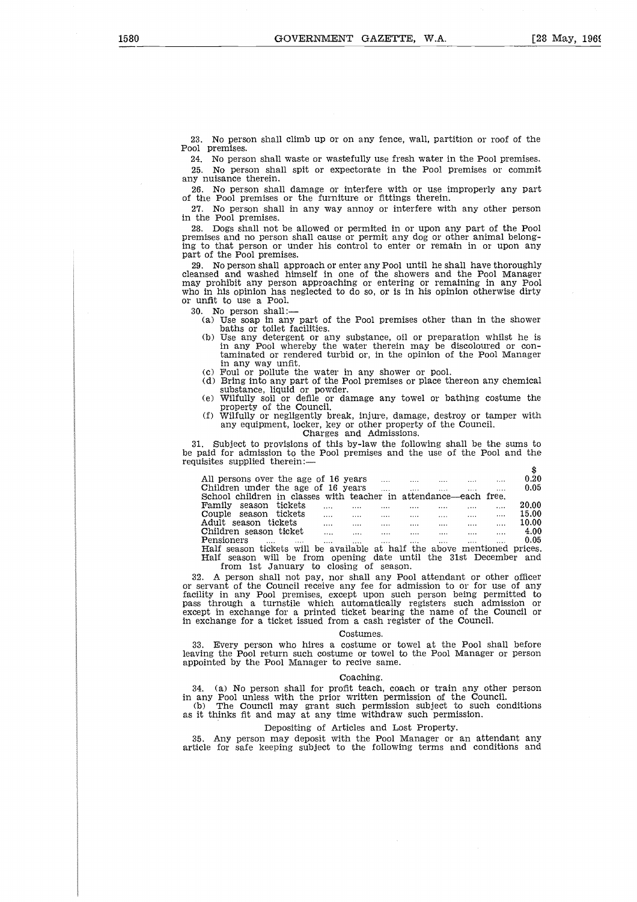23. No person shall climb up or on any fence, wall, partition or roof of the Pool premises.

24. No person shall waste or wastefully use fresh water in the Pool premises.

25. No person shall spit or expectorate in the Pool premises or commit any nuisance therein.

26. No person shall damage or interfere with or use improperly any part of the Pool premises or the furniture or fittings therein.

27. No person shall in any way annoy or interfere with any other person in the Pool premises.

28. Dogs shall not be allowed or permited in or upon any part of the Pool premises and no person shall cause or permit any dog or other animal belonging to that person or under his control to enter or remain in or upon any part of the Pool premises.

29. No person shall approach or enter any Pool until he shall have thoroughly cleansed and washed himself in one of the showers and the Pool Manager may prohibit any person approaching or entering or remaining in any Pool who in his opinion has neglected to do so, or is in his opinion otherwise dirty or unfit to use a Pool.

30. No person shall:—

(a) Use soap in any part of the Pool premises other than in the shower baths or toilet facilities.

(b) Use any detergent or any substance, oil or preparation whilst he is in any Pool whereby the water therein may be discoloured or contaminated or rendered turbid or, in the opinion of the Pool Manager in any way unfit.

(c) Foul or pollute the water in any shower or pool.

(d) Bring into any part of the Pool premises or place thereon any chemical substance, liquid or powder.

(e) Wilfully soil or defile or damage any towel or bathing costume the property of the Council.

(f) Wilfully or negligently break, injure, damage, destroy or tamper with any equipment, locker, key or other property of the Council.

Charges and Admissions.

31. Subject to provisions of this by-law the following shall be the sums to be paid for admission to the Pool premises and the use of the Pool and the requisites supplied therein:—

| | $ |
|---|---|
| All persons over the age of 16 years | 0.20 |
| Children under the age of 16 years | 0.05 |
| School children in classes with teacher in attendance—each free. | |
| Family season tickets | 20.00 |
| Couple season tickets | 15.00 |
| Adult season tickets | 10.00 |
| Children season ticket | 4.00 |
| Pensioners | 0.05 |

Half season tickets will be available at half the above mentioned prices. Half season will be from opening date until the 31st December and from 1st January to closing of season.

32. A person shall not pay, nor shall any Pool attendant or other officer or servant of the Council receive any fee for admission to or for use of any facility in any Pool premises, except upon such person being permitted to pass through a turnstile which automatically registers such admission or except in exchange for a printed ticket bearing the name of the Council or in exchange for a ticket issued from a cash register of the Council.

Costumes.

33. Every person who hires a costume or towel at the Pool shall before leaving the Pool return such costume or towel to the Pool Manager or person appointed by the Pool Manager to recive same.

Coaching.

34. (a) No person shall for profit teach, coach or train any other person in any Pool unless with the prior written permission of the Council.

(b) The Council may grant such permission subject to such conditions as it thinks fit and may at any time withdraw such permission.

Depositing of Articles and Lost Property.

35. Any person may deposit with the Pool Manager or an attendant any article for safe keeping subject to the following terms and conditions and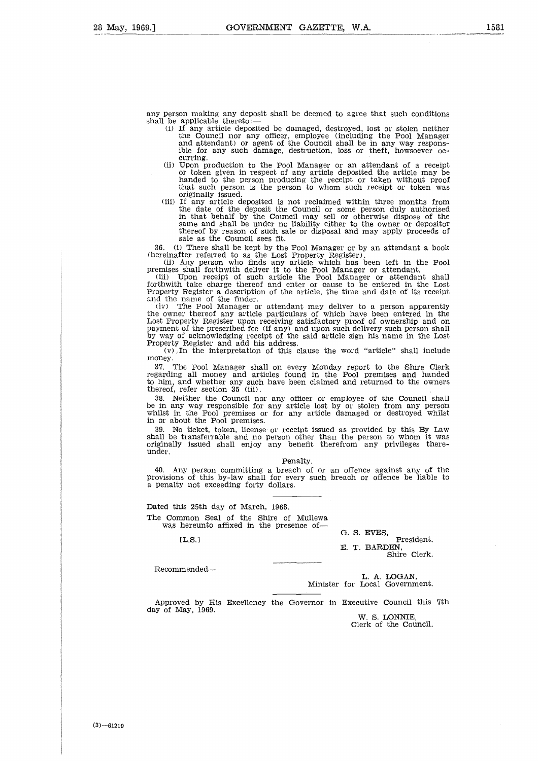any person making any deposit shall be deemed to agree that such conditions shall be applicable thereto:—

(i) If any article deposited be damaged, destroyed, lost or stolen neither the Council nor any officer, employee (including the Pool Manager and attendant) or agent of the Council shall be in any way responsible for any such damage, destruction, loss or theft, howsoever occurring.

(ii) Upon production to the Pool Manager or an attendant of a receipt or token given in respect of any article deposited the article may be handed to the person producing the receipt or taken without proof that such person is the person to whom such receipt or token was originally issued.

(iii) If any article deposited is not reclaimed within three months from the date of the deposit the Council or some person duly authorised in that behalf by the Council may sell or otherwise dispose of the same and shall be under no liability either to the owner or depositor thereof by reason of such sale or disposal and may apply proceeds of sale as the Council sees fit.

36. (i) There shall be kept by the Pool Manager or by an attendant a book (hereinafter referred to as the Lost Property Register).

(ii) Any person who finds any article which has been left in the Pool premises shall forthwith deliver it to the Pool Manager or attendant.

(iii) Upon receipt of such article the Pool Manager or attendant shall forthwith take charge thereof and enter or cause to be entered in the Lost Property Register a description of the article, the time and date of its receipt and the name of the finder.

(iv) The Pool Manager or attendant may deliver to a person apparently the owner thereof any article particulars of which have been entered in the Lost Property Register upon receiving satisfactory proof of ownership and on payment of the prescribed fee (if any) and upon such delivery such person shall by way of acknowledging receipt of the said article sign his name in the Lost Property Register and add his address.

(v) In the interpretation of this clause the word "article" shall include money.

37. The Pool Manager shall on every Monday report to the Shire Clerk regarding all money and articles found in the Pool premises and handed to him, and whether any such have been claimed and returned to the owners thereof, refer section 35 (iii).

38. Neither the Council nor any officer or employee of the Council shall be in any way responsible for any article lost by or stolen from any person whilst in the Pool premises or for any article damaged or destroyed whilst in or about the Pool premises.

39. No ticket, token, license or receipt issued as provided by this By Law shall be transferrable and no person other than the person to whom it was originally issued shall enjoy any benefit therefrom any privileges thereunder.

Penalty.

40. Any person committing a breach of or an offence against any of the provisions of this by-law shall for every such breach or offence be liable to a penalty not exceeding forty dollars.

---

Dated this 25th day of March, 1968.

The Common Seal of the Shire of Mullewa was hereunto affixed in the presence of—

[L.S.]

G. S. EVES,
President.

E. T. BARDEN,
Shire Clerk.

---

Recommended—

L. A. LOGAN,
Minister for Local Government.

---

Approved by His Excellency the Governor in Executive Council this 7th day of May, 1969.

W. S. LONNIE,
Clerk of the Council.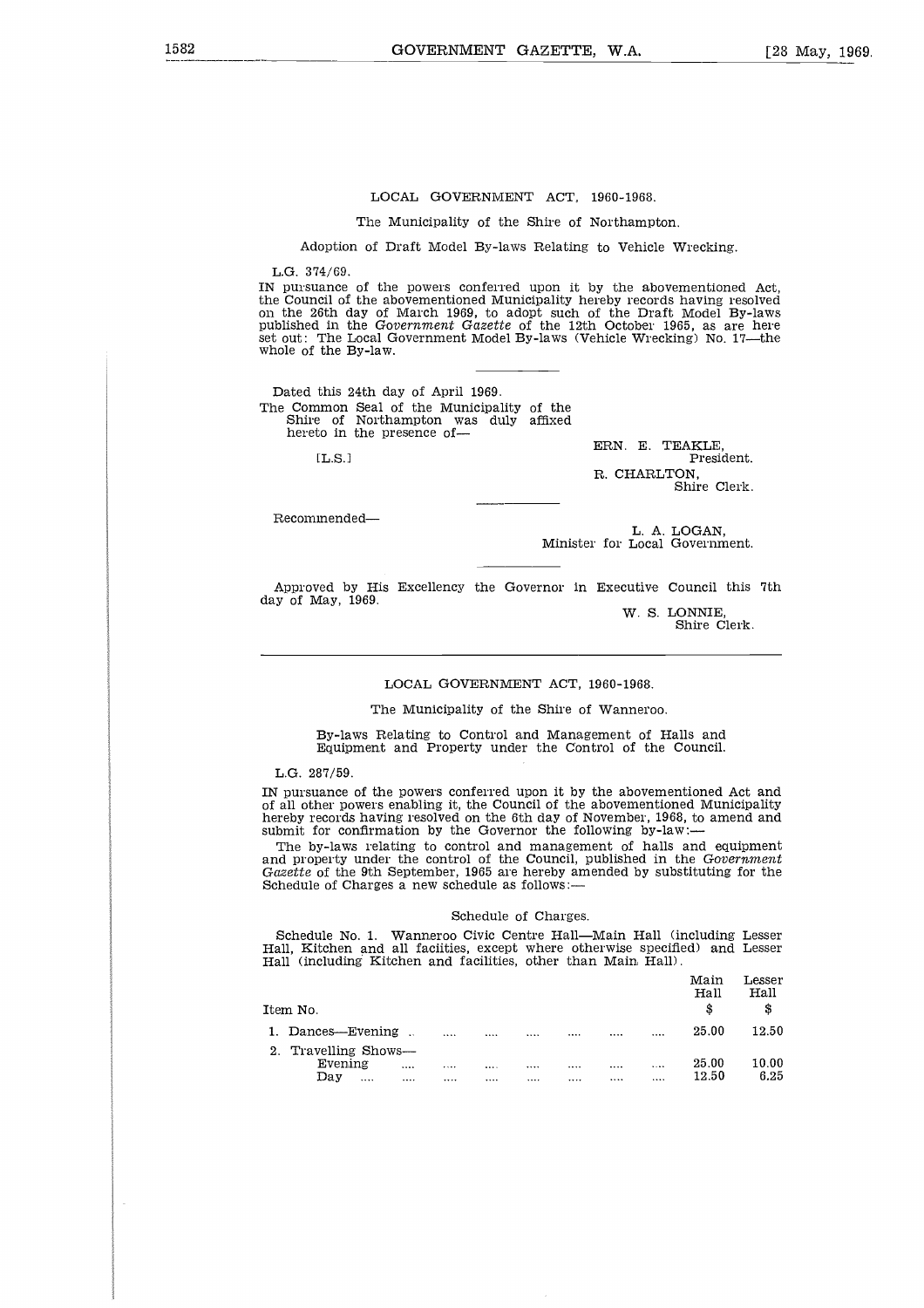LOCAL GOVERNMENT ACT, 1960-1968.

The Municipality of the Shire of Northampton.

Adoption of Draft Model By-laws Relating to Vehicle Wrecking.

L.G. 374/69.

IN pursuance of the powers conferred upon it by the abovementioned Act, the Council of the abovementioned Municipality hereby records having resolved on the 26th day of March 1969, to adopt such of the Draft Model By-laws published in the *Government Gazette* of the 12th October 1965, as are here set out: The Local Government Model By-laws (Vehicle Wrecking) No. 17—the whole of the By-law.

---

Dated this 24th day of April 1969.

The Common Seal of the Municipality of the Shire of Northampton was duly affixed hereto in the presence of—

[L.S.]

ERN. E. TEAKLE,
President.

R. CHARLTON,
Shire Clerk.

---

Recommended—

L. A. LOGAN,
Minister for Local Government.

---

Approved by His Excellency the Governor in Executive Council this 7th day of May, 1969.

W. S. LONNIE,
Shire Clerk.

---

LOCAL GOVERNMENT ACT, 1960-1968.

The Municipality of the Shire of Wanneroo.

By-laws Relating to Control and Management of Halls and Equipment and Property under the Control of the Council.

L.G. 287/59.

IN pursuance of the powers conferred upon it by the abovementioned Act and of all other powers enabling it, the Council of the abovementioned Municipality hereby records having resolved on the 6th day of November, 1968, to amend and submit for confirmation by the Governor the following by-law:—

The by-laws relating to control and management of halls and equipment and property under the control of the Council, published in the *Government Gazette* of the 9th September, 1965 are hereby amended by substituting for the Schedule of Charges a new schedule as follows:—

Schedule of Charges.

Schedule No. 1. Wanneroo Civic Centre Hall—Main Hall (including Lesser Hall, Kitchen and all faciities, except where otherwise specified) and Lesser Hall (including Kitchen and facilities, other than Main Hall).

| Item No. | Main Hall $ | Lesser Hall $ |
|---|---|---|
| 1. Dances—Evening | 25.00 | 12.50 |
| 2. Travelling Shows— | | |
| Evening | 25.00 | 10.00 |
| Day | 12.50 | 6.25 |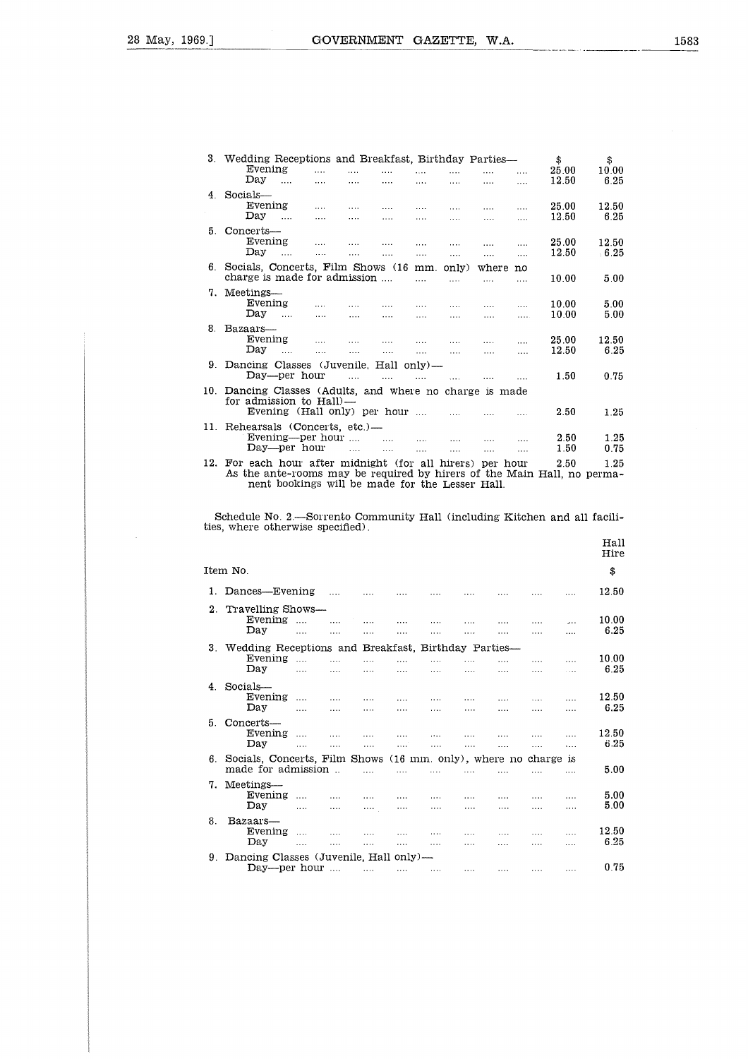| | $ | $ |
|---|---|---|
| 3. Wedding Receptions and Breakfast, Birthday Parties— | | |
| Evening | 25.00 | 10.00 |
| Day | 12.50 | 6.25 |
| 4. Socials— | | |
| Evening | 25.00 | 12.50 |
| Day | 12.50 | 6.25 |
| 5. Concerts— | | |
| Evening | 25.00 | 12.50 |
| Day | 12.50 | 6.25 |
| 6. Socials, Concerts, Film Shows (16 mm. only) where no charge is made for admission | 10.00 | 5.00 |
| 7. Meetings— | | |
| Evening | 10.00 | 5.00 |
| Day | 10.00 | 5.00 |
| 8. Bazaars— | | |
| Evening | 25.00 | 12.50 |
| Day | 12.50 | 6.25 |
| 9. Dancing Classes (Juvenile, Hall only)— | | |
| Day—per hour | 1.50 | 0.75 |
| 10. Dancing Classes (Adults, and where no charge is made for admission to Hall)— | | |
| Evening (Hall only) per hour | 2.50 | 1.25 |
| 11. Rehearsals (Concerts, etc.)— | | |
| Evening—per hour | 2.50 | 1.25 |
| Day—per hour | 1.50 | 0.75 |
| 12. For each hour after midnight (for all hirers) per hour | 2.50 | 1.25 |

As the ante-rooms may be required by hirers of the Main Hall, no permanent bookings will be made for the Lesser Hall.

Schedule No. 2.—Sorrento Community Hall (including Kitchen and all facilities, where otherwise specified).

| Item No. | Hall Hire $ |
|---|---|
| 1. Dances—Evening | 12.50 |
| 2. Travelling Shows— | |
| Evening | 10.00 |
| Day | 6.25 |
| 3. Wedding Receptions and Breakfast, Birthday Parties— | |
| Evening | 10.00 |
| Day | 6.25 |
| 4. Socials— | |
| Evening | 12.50 |
| Day | 6.25 |
| 5. Concerts— | |
| Evening | 12.50 |
| Day | 6.25 |
| 6. Socials, Concerts, Film Shows (16 mm. only), where no charge is made for admission | 5.00 |
| 7. Meetings— | |
| Evening | 5.00 |
| Day | 5.00 |
| 8. Bazaars— | |
| Evening | 12.50 |
| Day | 6.25 |
| 9. Dancing Classes (Juvenile, Hall only)— | |
| Day—per hour | 0.75 |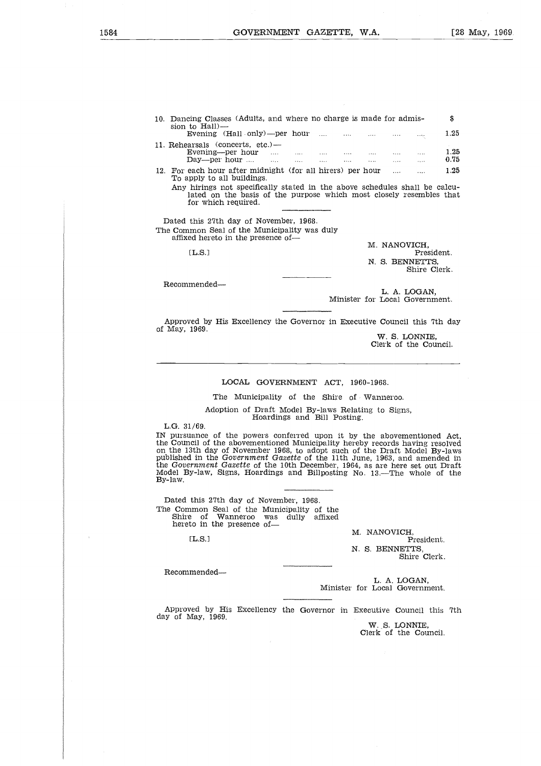| | $ |
|---|---|
| 10. Dancing Classes (Adults, and where no charge is made for admission to Hall)— | |
| Evening (Hall only)—per hour .... .... .... .... .... | 1.25 |
| 11. Rehearsals (concerts, etc.)— | |
| Evening—per hour .... .... .... .... .... .... .... | 1.25 |
| Day—per hour .... .... .... .... .... .... .... .... | 0.75 |
| 12. For each hour after midnight (for all hirers) per hour .... .... | 1.25 |

To apply to all buildings.

Any hirings not specifically stated in the above schedules shall be calculated on the basis of the purpose which most closely resembles that for which required.

---

Dated this 27th day of November, 1968.

The Common Seal of the Municipality was duly affixed hereto in the presence of—

[L.S.]

M. NANOVICH,
President.

N. S. BENNETTS,
Shire Clerk.

---

Recommended—

L. A. LOGAN,
Minister for Local Government.

---

Approved by His Excellency the Governor in Executive Council this 7th day of May, 1969.

W. S. LONNIE,
Clerk of the Council.

---

## LOCAL GOVERNMENT ACT, 1960-1968.

The Municipality of the Shire of Wanneroo.

Adoption of Draft Model By-laws Relating to Signs, Hoardings and Bill Posting.

L.G. 31/69.

IN pursuance of the powers conferred upon it by the abovementioned Act, the Council of the abovementioned Municipality hereby records having resolved on the 13th day of November 1968, to adopt such of the Draft Model By-laws published in the *Government Gazette* of the 11th June, 1963, and amended in the *Government Gazette* of the 10th December, 1964, as are here set out Draft Model By-law, Signs, Hoardings and Billposting No. 13.—The whole of the By-law.

---

Dated this 27th day of November, 1968.

The Common Seal of the Municipality of the Shire of Wanneroo was duly affixed hereto in the presence of—

[L.S.]

M. NANOVICH,
President.

N. S. BENNETTS,
Shire Clerk.

---

Recommended—

L. A. LOGAN,
Minister for Local Government.

---

Approved by His Excellency the Governor in Executive Council this 7th day of May, 1969.

W. S. LONNIE,
Clerk of the Council.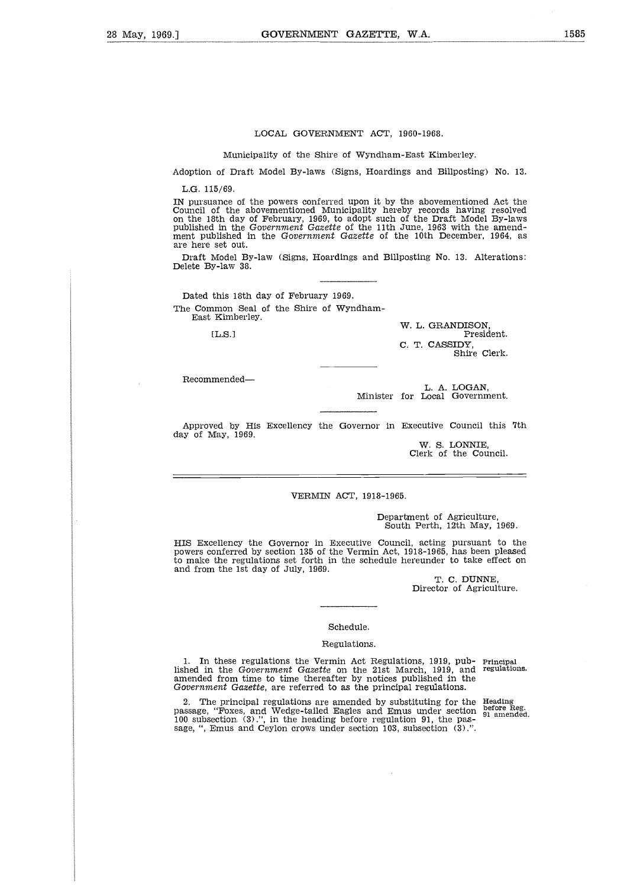LOCAL GOVERNMENT ACT, 1960-1968.

Municipality of the Shire of Wyndham-East Kimberley.

Adoption of Draft Model By-laws (Signs, Hoardings and Billposting) No. 13.

L.G. 115/69.

IN pursuance of the powers conferred upon it by the abovementioned Act the Council of the abovementioned Municipality hereby records having resolved on the 18th day of February, 1969, to adopt such of the Draft Model By-laws published in the *Government Gazette* of the 11th June, 1963 with the amendment published in the *Government Gazette* of the 10th December, 1964, as are here set out.

Draft Model By-law (Signs, Hoardings and Billposting No. 13. Alterations: Delete By-law 38.

---

Dated this 18th day of February 1969.

The Common Seal of the Shire of Wyndham-East Kimberley.

[L.S.]

W. L. GRANDISON,
President.
C. T. CASSIDY,
Shire Clerk.

---

Recommended—

L. A. LOGAN,
Minister for Local Government.

---

Approved by His Excellency the Governor in Executive Council this 7th day of May, 1969.

W. S. LONNIE,
Clerk of the Council.

---

VERMIN ACT, 1918-1965.

Department of Agriculture,
South Perth, 12th May, 1969.

HIS Excellency the Governor in Executive Council, acting pursuant to the powers conferred by section 135 of the Vermin Act, 1918-1965, has been pleased to make the regulations set forth in the schedule hereunder to take effect on and from the 1st day of July, 1969.

T. C. DUNNE,
Director of Agriculture.

---

Schedule.

Regulations.

*Principal regulations.*

1. In these regulations the Vermin Act Regulations, 1919, published in the *Government Gazette* on the 21st March, 1919, and amended from time to time thereafter by notices published in the *Government Gazette*, are referred to as the principal regulations.

*Heading before Reg. 91 amended.*

2. The principal regulations are amended by substituting for the passage, "Foxes, and Wedge-tailed Eagles and Emus under section 100 subsection (3).", in the heading before regulation 91, the passage, ", Emus and Ceylon crows under section 103, subsection (3).".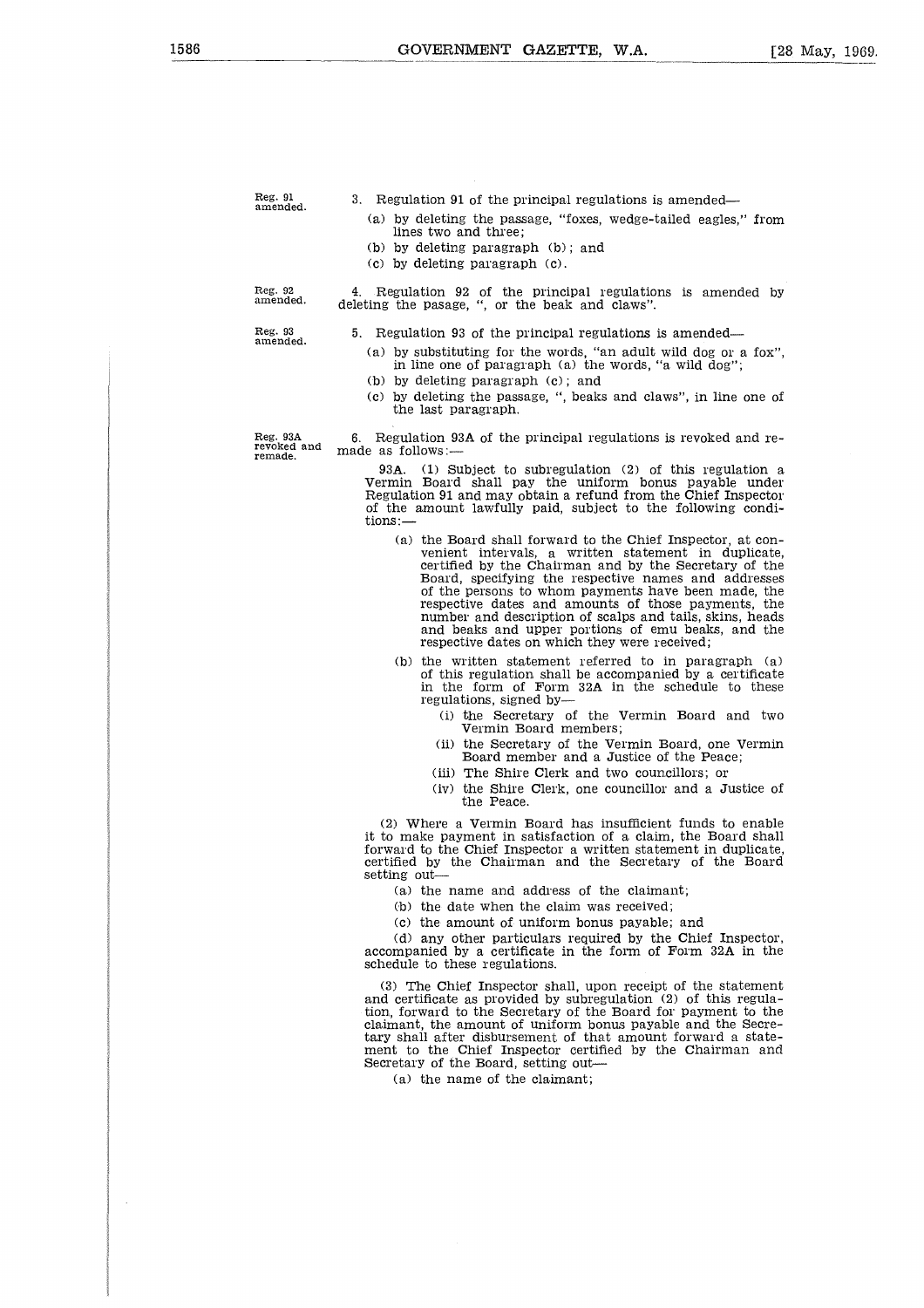Reg. 91 amended.

3. Regulation 91 of the principal regulations is amended—

(a) by deleting the passage, "foxes, wedge-tailed eagles," from lines two and three;

(b) by deleting paragraph (b); and

(c) by deleting paragraph (c).

Reg. 92 amended.

4. Regulation 92 of the principal regulations is amended by deleting the pasage, ", or the beak and claws".

Reg. 93 amended.

5. Regulation 93 of the principal regulations is amended—

(a) by substituting for the words, "an adult wild dog or a fox", in line one of paragraph (a) the words, "a wild dog";

(b) by deleting paragraph (c); and

(c) by deleting the passage, ", beaks and claws", in line one of the last paragraph.

Reg. 93A revoked and remade.

6. Regulation 93A of the principal regulations is revoked and remade as follows:—

93A. (1) Subject to subregulation (2) of this regulation a Vermin Board shall pay the uniform bonus payable under Regulation 91 and may obtain a refund from the Chief Inspector of the amount lawfully paid, subject to the following conditions:—

(a) the Board shall forward to the Chief Inspector, at convenient intervals, a written statement in duplicate, certified by the Chairman and by the Secretary of the Board, specifying the respective names and addresses of the persons to whom payments have been made, the respective dates and amounts of those payments, the number and description of scalps and tails, skins, heads and beaks and upper portions of emu beaks, and the respective dates on which they were received;

(b) the written statement referred to in paragraph (a) of this regulation shall be accompanied by a certificate in the form of Form 32A in the schedule to these regulations, signed by—

(i) the Secretary of the Vermin Board and two Vermin Board members;

(ii) the Secretary of the Vermin Board, one Vermin Board member and a Justice of the Peace;

(iii) The Shire Clerk and two councillors; or

(iv) the Shire Clerk, one councillor and a Justice of the Peace.

(2) Where a Vermin Board has insufficient funds to enable it to make payment in satisfaction of a claim, the Board shall forward to the Chief Inspector a written statement in duplicate, certified by the Chairman and the Secretary of the Board setting out—

(a) the name and address of the claimant;

(b) the date when the claim was received;

(c) the amount of uniform bonus payable; and

(d) any other particulars required by the Chief Inspector, accompanied by a certificate in the form of Form 32A in the schedule to these regulations.

(3) The Chief Inspector shall, upon receipt of the statement and certificate as provided by subregulation (2) of this regulation, forward to the Secretary of the Board for payment to the claimant, the amount of uniform bonus payable and the Secretary shall after disbursement of that amount forward a statement to the Chief Inspector certified by the Chairman and Secretary of the Board, setting out—

(a) the name of the claimant;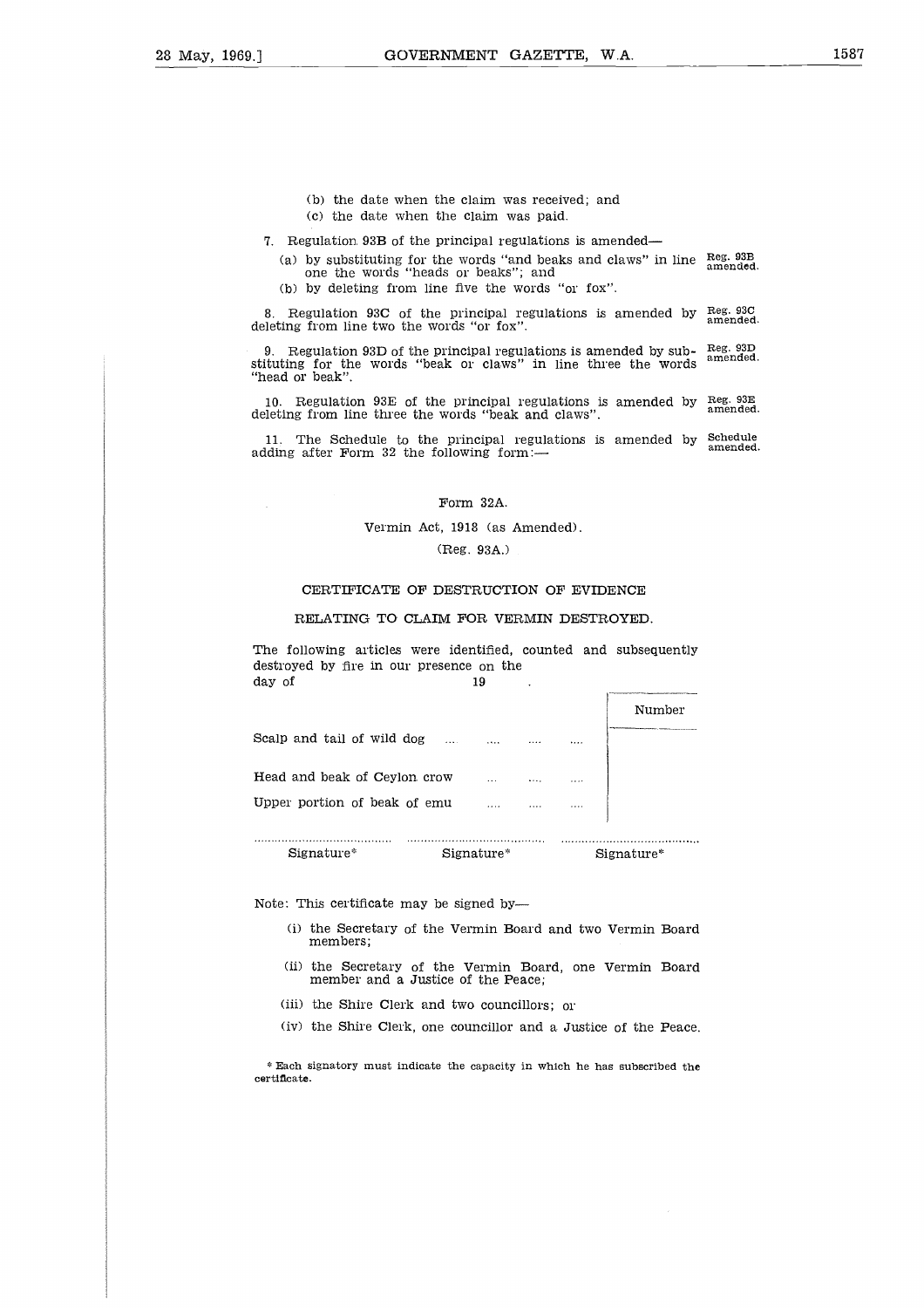(b) the date when the claim was received; and

(c) the date when the claim was paid.

7. Regulation 93B of the principal regulations is amended—

(a) by substituting for the words "and beaks and claws" in line one the words "heads or beaks"; and

(b) by deleting from line five the words "or fox".

Reg. 93B amended.

8. Regulation 93C of the principal regulations is amended by deleting from line two the words "or fox".

Reg. 93C amended.

9. Regulation 93D of the principal regulations is amended by substituting for the words "beak or claws" in line three the words "head or beak".

Reg. 93D amended.

10. Regulation 93E of the principal regulations is amended by deleting from line three the words "beak and claws".

Reg. 93E amended.

11. The Schedule to the principal regulations is amended by adding after Form 32 the following form:—

Schedule amended.

Form 32A.

Vermin Act, 1918 (as Amended).

(Reg. 93A.)

CERTIFICATE OF DESTRUCTION OF EVIDENCE

RELATING TO CLAIM FOR VERMIN DESTROYED.

The following articles were identified, counted and subsequently destroyed by fire in our presence on the day of 19 .

| | Number |
|---|---|
| Scalp and tail of wild dog .... .... .... .... | |
| Head and beak of Ceylon crow .... .... .... | |
| Upper portion of beak of emu .... .... .... | |

........................................ ........................................ ........................................

Signature* Signature* Signature*

Note: This certificate may be signed by—

(i) the Secretary of the Vermin Board and two Vermin Board members;

(ii) the Secretary of the Vermin Board, one Vermin Board member and a Justice of the Peace;

(iii) the Shire Clerk and two councillors; or

(iv) the Shire Clerk, one councillor and a Justice of the Peace.

* Each signatory must indicate the capacity in which he has subscribed the certificate.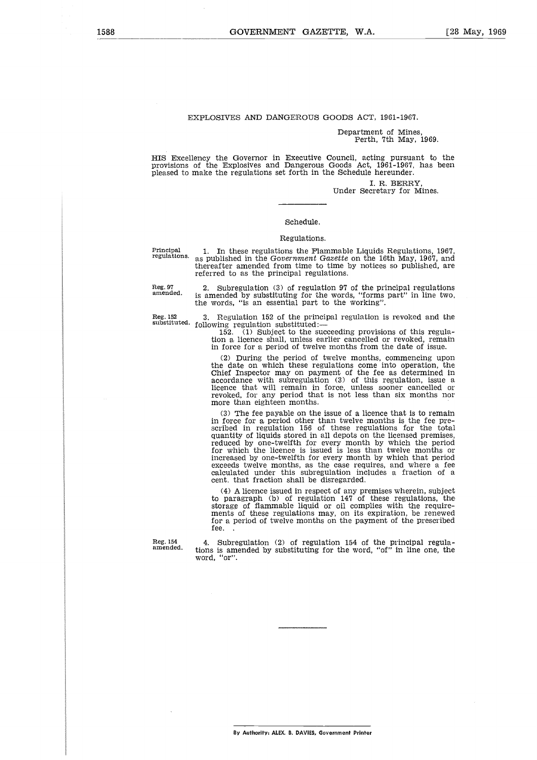EXPLOSIVES AND DANGEROUS GOODS ACT, 1961-1967.

Department of Mines,
Perth, 7th May, 1969.

HIS Excellency the Governor in Executive Council, acting pursuant to the provisions of the Explosives and Dangerous Goods Act, 1961-1967, has been pleased to make the regulations set forth in the Schedule hereunder.

I. R. BERRY,
Under Secretary for Mines.

Schedule.

Regulations.

Principal regulations.

1. In these regulations the Flammable Liquids Regulations, 1967, as published in the *Government Gazette* on the 16th May, 1967, and thereafter amended from time to time by notices so published, are referred to as the principal regulations.

Reg. 97 amended.

2. Subregulation (3) of regulation 97 of the principal regulations is amended by substituting for the words, "forms part" in line two, the words, "is an essential part to the working".

Reg. 152 substituted.

3. Regulation 152 of the principal regulation is revoked and the following regulation substituted:—

152. (1) Subject to the succeeding provisions of this regulation a licence shall, unless earlier cancelled or revoked, remain in force for a period of twelve months from the date of issue.

(2) During the period of twelve months, commencing upon the date on which these regulations come into operation, the Chief Inspector may on payment of the fee as determined in accordance with subregulation (3) of this regulation, issue a licence that will remain in force, unless sooner cancelled or revoked, for any period that is not less than six months nor more than eighteen months.

(3) The fee payable on the issue of a licence that is to remain in force for a period other than twelve months is the fee prescribed in regulation 156 of these regulations for the total quantity of liquids stored in all depots on the licensed premises, reduced by one-twelfth for every month by which the period for which the licence is issued is less than twelve months or increased by one-twelfth for every month by which that period exceeds twelve months, as the case requires, and where a fee calculated under this subregulation includes a fraction of a cent. that fraction shall be disregarded.

(4) A licence issued in respect of any premises wherein, subject to paragraph (b) of regulation 147 of these regulations, the storage of flammable liquid or oil complies with the requirements of these regulations may, on its expiration, be renewed for a period of twelve months on the payment of the prescribed fee. .

Reg. 154 amended.

4. Subregulation (2) of regulation 154 of the principal regulations is amended by substituting for the word, "of" in line one, the word, "or".

By Authority: ALEX. B. DAVIES, Government Printer